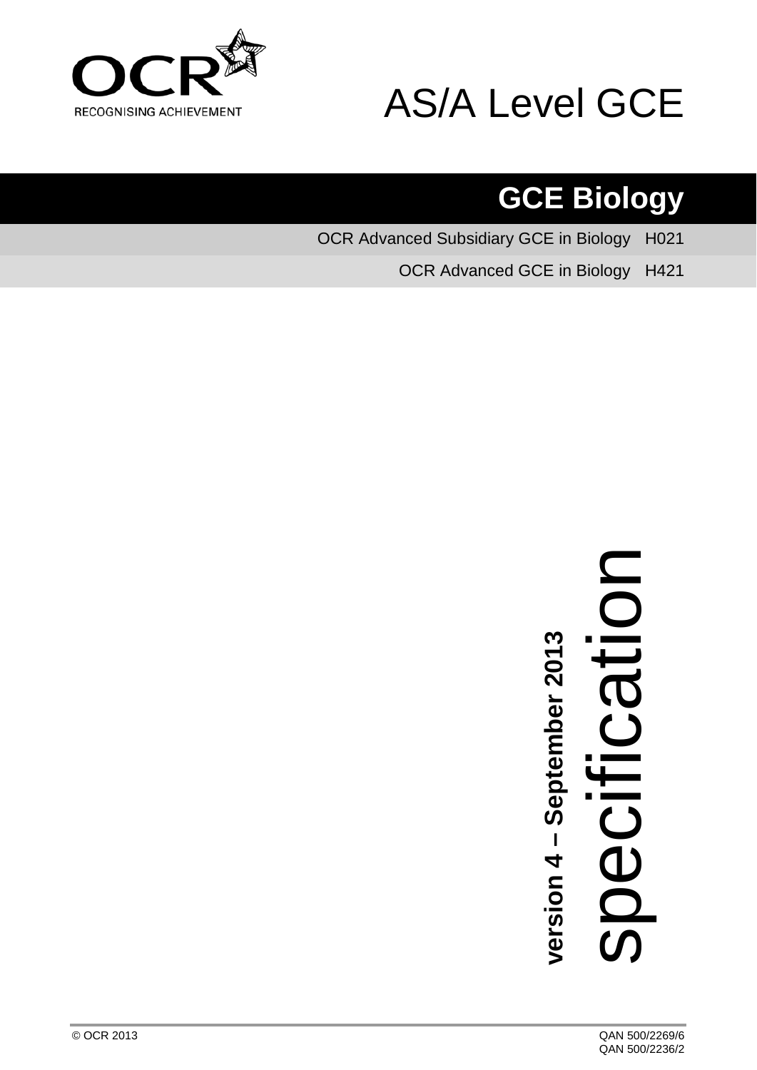OCR

RECOGNISING ACHIEVEMENT

# AS/A Level GCE

## GCE Biology

OCR Advanced Subsidiary GCE in Biology H021

OCR Advanced GCE in Biology H421

**version 4 – September 2013**

specification

© OCR 2013

QAN 500/2269/6

QAN 500/2236/2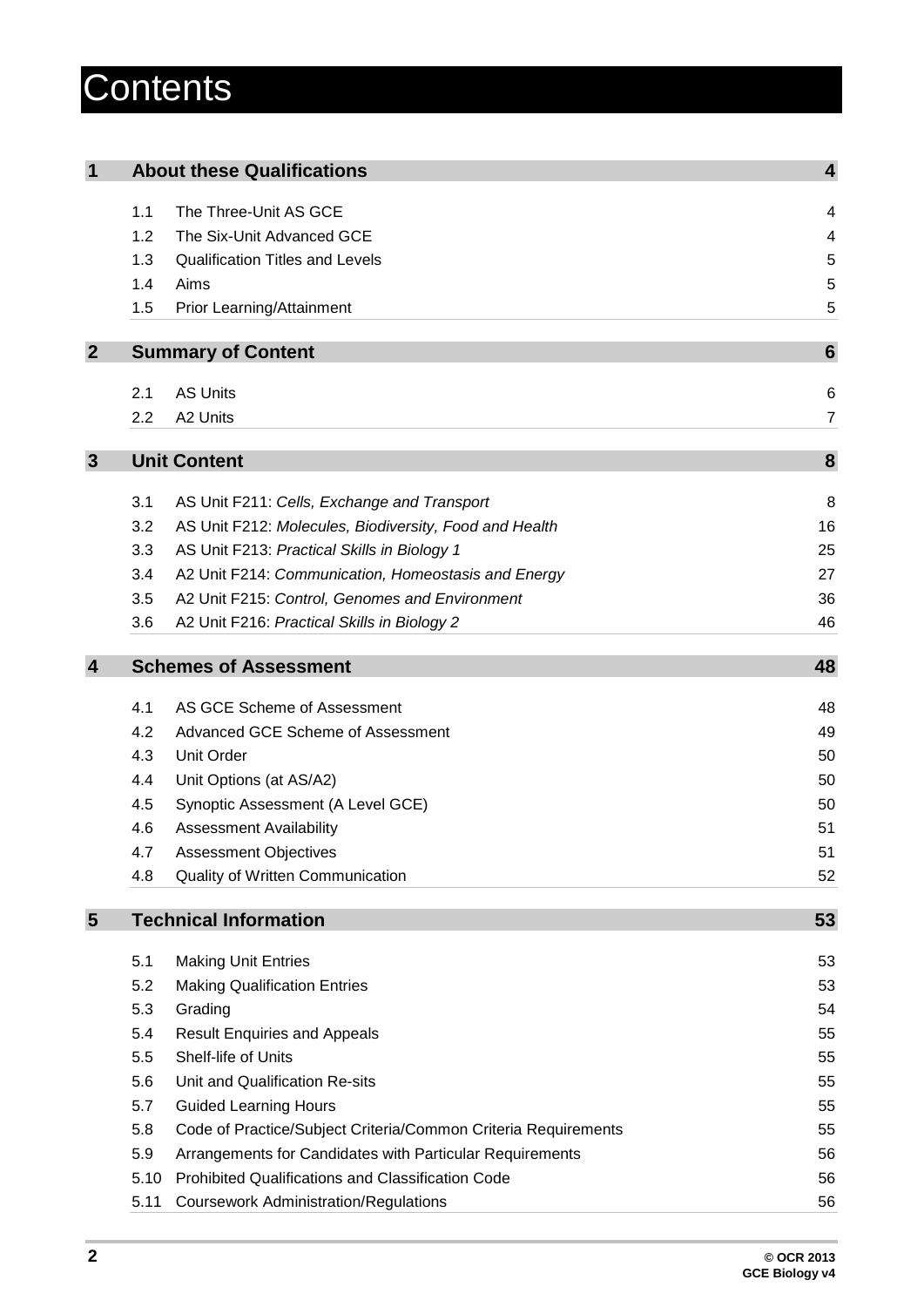# Contents

| | | | |
|---|---|---|---|
| **1** | **About these Qualifications** | | **4** |
| | 1.1 | The Three-Unit AS GCE | 4 |
| | 1.2 | The Six-Unit Advanced GCE | 4 |
| | 1.3 | Qualification Titles and Levels | 5 |
| | 1.4 | Aims | 5 |
| | 1.5 | Prior Learning/Attainment | 5 |
| **2** | **Summary of Content** | | **6** |
| | 2.1 | AS Units | 6 |
| | 2.2 | A2 Units | 7 |
| **3** | **Unit Content** | | **8** |
| | 3.1 | AS Unit F211: *Cells, Exchange and Transport* | 8 |
| | 3.2 | AS Unit F212: *Molecules, Biodiversity, Food and Health* | 16 |
| | 3.3 | AS Unit F213: *Practical Skills in Biology 1* | 25 |
| | 3.4 | A2 Unit F214: *Communication, Homeostasis and Energy* | 27 |
| | 3.5 | A2 Unit F215: *Control, Genomes and Environment* | 36 |
| | 3.6 | A2 Unit F216: *Practical Skills in Biology 2* | 46 |
| **4** | **Schemes of Assessment** | | **48** |
| | 4.1 | AS GCE Scheme of Assessment | 48 |
| | 4.2 | Advanced GCE Scheme of Assessment | 49 |
| | 4.3 | Unit Order | 50 |
| | 4.4 | Unit Options (at AS/A2) | 50 |
| | 4.5 | Synoptic Assessment (A Level GCE) | 50 |
| | 4.6 | Assessment Availability | 51 |
| | 4.7 | Assessment Objectives | 51 |
| | 4.8 | Quality of Written Communication | 52 |
| **5** | **Technical Information** | | **53** |
| | 5.1 | Making Unit Entries | 53 |
| | 5.2 | Making Qualification Entries | 53 |
| | 5.3 | Grading | 54 |
| | 5.4 | Result Enquiries and Appeals | 55 |
| | 5.5 | Shelf-life of Units | 55 |
| | 5.6 | Unit and Qualification Re-sits | 55 |
| | 5.7 | Guided Learning Hours | 55 |
| | 5.8 | Code of Practice/Subject Criteria/Common Criteria Requirements | 55 |
| | 5.9 | Arrangements for Candidates with Particular Requirements | 56 |
| | 5.10 | Prohibited Qualifications and Classification Code | 56 |
| | 5.11 | Coursework Administration/Regulations | 56 |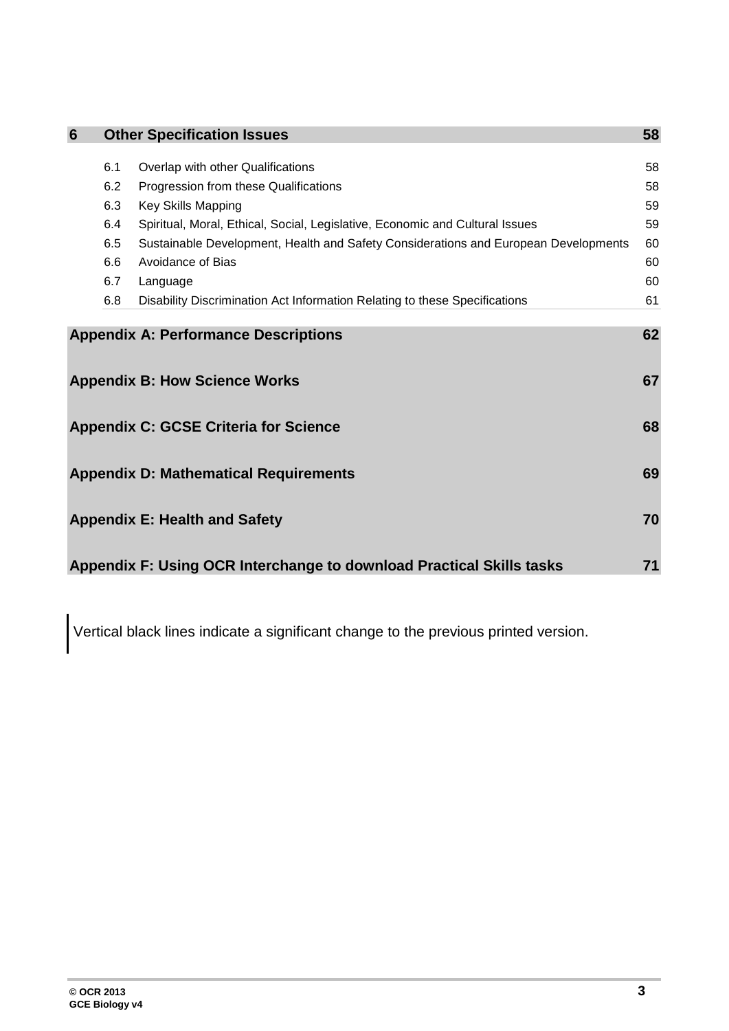| 6 | Other Specification Issues | 58 |
|---|---|---|
| 6.1 | Overlap with other Qualifications | 58 |
| 6.2 | Progression from these Qualifications | 58 |
| 6.3 | Key Skills Mapping | 59 |
| 6.4 | Spiritual, Moral, Ethical, Social, Legislative, Economic and Cultural Issues | 59 |
| 6.5 | Sustainable Development, Health and Safety Considerations and European Developments | 60 |
| 6.6 | Avoidance of Bias | 60 |
| 6.7 | Language | 60 |
| 6.8 | Disability Discrimination Act Information Relating to these Specifications | 61 |

| Appendix | Page |
|---|---|
| **Appendix A: Performance Descriptions** | 62 |
| **Appendix B: How Science Works** | 67 |
| **Appendix C: GCSE Criteria for Science** | 68 |
| **Appendix D: Mathematical Requirements** | 69 |
| **Appendix E: Health and Safety** | 70 |
| **Appendix F: Using OCR Interchange to download Practical Skills tasks** | 71 |

Vertical black lines indicate a significant change to the previous printed version.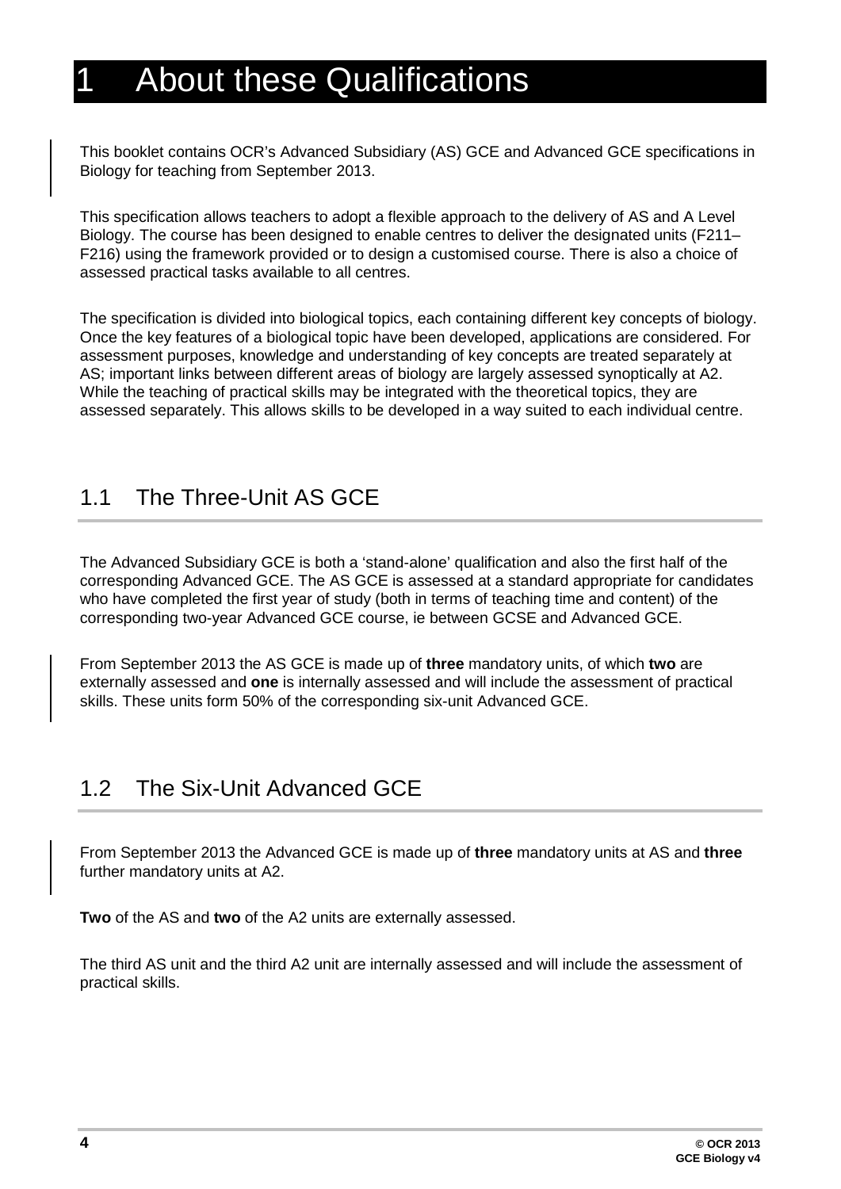# 1 About these Qualifications

This booklet contains OCR's Advanced Subsidiary (AS) GCE and Advanced GCE specifications in Biology for teaching from September 2013.

This specification allows teachers to adopt a flexible approach to the delivery of AS and A Level Biology. The course has been designed to enable centres to deliver the designated units (F211–F216) using the framework provided or to design a customised course. There is also a choice of assessed practical tasks available to all centres.

The specification is divided into biological topics, each containing different key concepts of biology. Once the key features of a biological topic have been developed, applications are considered. For assessment purposes, knowledge and understanding of key concepts are treated separately at AS; important links between different areas of biology are largely assessed synoptically at A2. While the teaching of practical skills may be integrated with the theoretical topics, they are assessed separately. This allows skills to be developed in a way suited to each individual centre.

## 1.1 The Three-Unit AS GCE

The Advanced Subsidiary GCE is both a 'stand-alone' qualification and also the first half of the corresponding Advanced GCE. The AS GCE is assessed at a standard appropriate for candidates who have completed the first year of study (both in terms of teaching time and content) of the corresponding two-year Advanced GCE course, ie between GCSE and Advanced GCE.

From September 2013 the AS GCE is made up of **three** mandatory units, of which **two** are externally assessed and **one** is internally assessed and will include the assessment of practical skills. These units form 50% of the corresponding six-unit Advanced GCE.

## 1.2 The Six-Unit Advanced GCE

From September 2013 the Advanced GCE is made up of **three** mandatory units at AS and **three** further mandatory units at A2.

**Two** of the AS and **two** of the A2 units are externally assessed.

The third AS unit and the third A2 unit are internally assessed and will include the assessment of practical skills.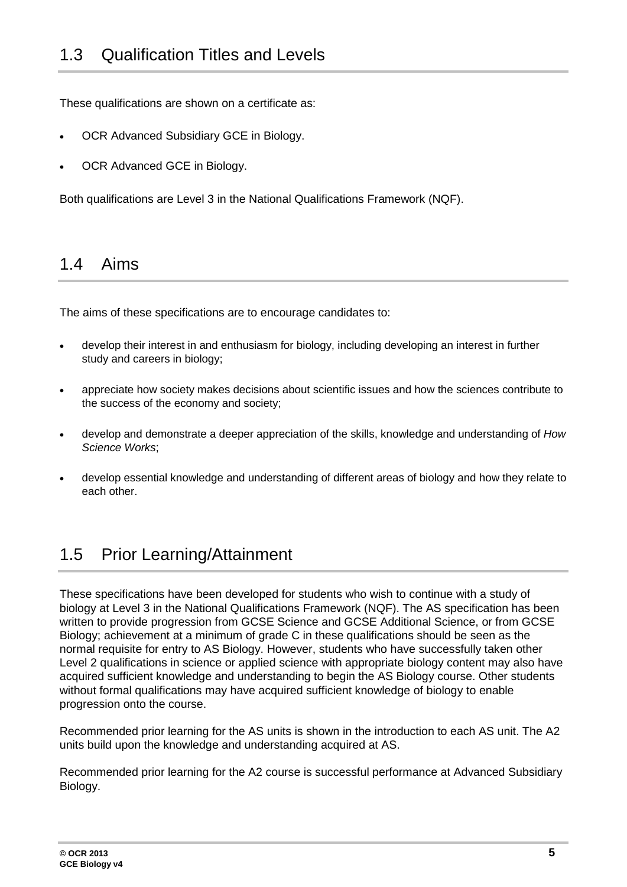## 1.3 Qualification Titles and Levels

These qualifications are shown on a certificate as:

- OCR Advanced Subsidiary GCE in Biology.
- OCR Advanced GCE in Biology.

Both qualifications are Level 3 in the National Qualifications Framework (NQF).

## 1.4 Aims

The aims of these specifications are to encourage candidates to:

- develop their interest in and enthusiasm for biology, including developing an interest in further study and careers in biology;
- appreciate how society makes decisions about scientific issues and how the sciences contribute to the success of the economy and society;
- develop and demonstrate a deeper appreciation of the skills, knowledge and understanding of *How Science Works*;
- develop essential knowledge and understanding of different areas of biology and how they relate to each other.

## 1.5 Prior Learning/Attainment

These specifications have been developed for students who wish to continue with a study of biology at Level 3 in the National Qualifications Framework (NQF). The AS specification has been written to provide progression from GCSE Science and GCSE Additional Science, or from GCSE Biology; achievement at a minimum of grade C in these qualifications should be seen as the normal requisite for entry to AS Biology. However, students who have successfully taken other Level 2 qualifications in science or applied science with appropriate biology content may also have acquired sufficient knowledge and understanding to begin the AS Biology course. Other students without formal qualifications may have acquired sufficient knowledge of biology to enable progression onto the course.

Recommended prior learning for the AS units is shown in the introduction to each AS unit. The A2 units build upon the knowledge and understanding acquired at AS.

Recommended prior learning for the A2 course is successful performance at Advanced Subsidiary Biology.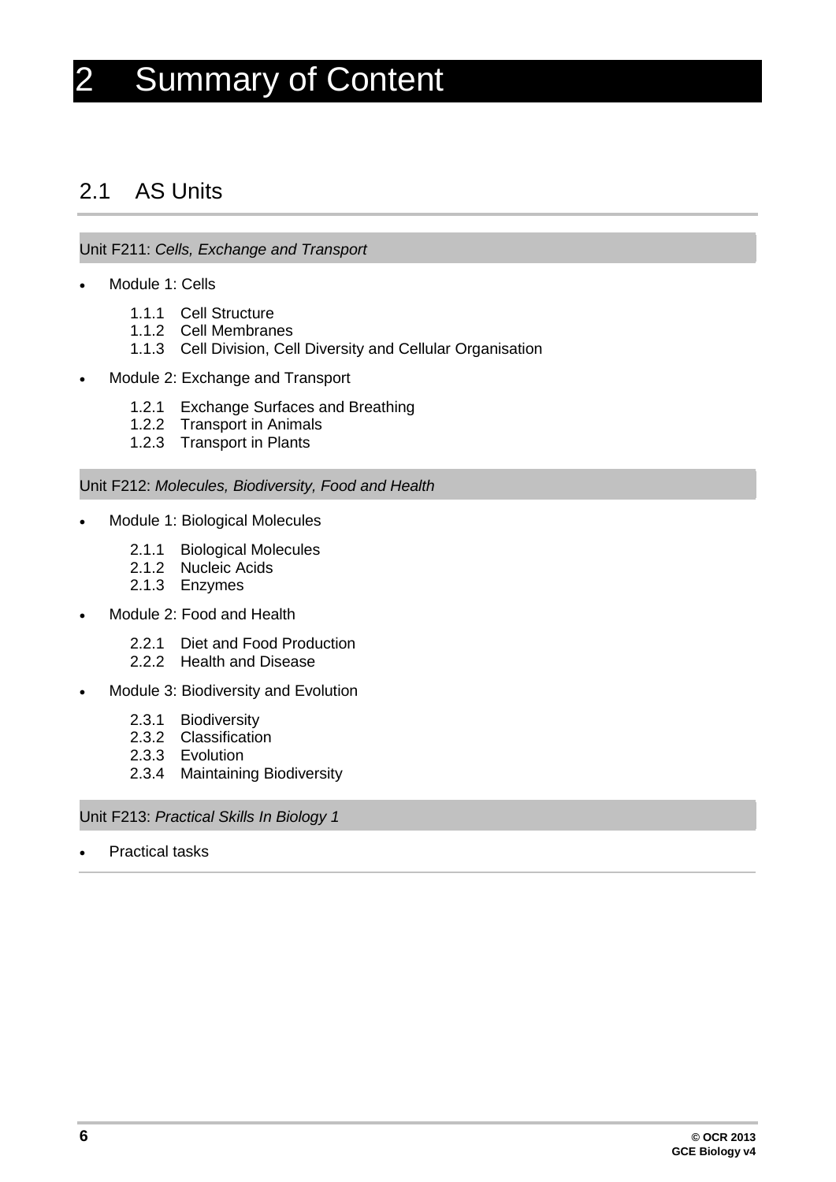# 2 Summary of Content

## 2.1 AS Units

### Unit F211: *Cells, Exchange and Transport*

- Module 1: Cells
  - 1.1.1 Cell Structure
  - 1.1.2 Cell Membranes
  - 1.1.3 Cell Division, Cell Diversity and Cellular Organisation
- Module 2: Exchange and Transport
  - 1.2.1 Exchange Surfaces and Breathing
  - 1.2.2 Transport in Animals
  - 1.2.3 Transport in Plants

### Unit F212: *Molecules, Biodiversity, Food and Health*

- Module 1: Biological Molecules
  - 2.1.1 Biological Molecules
  - 2.1.2 Nucleic Acids
  - 2.1.3 Enzymes
- Module 2: Food and Health
  - 2.2.1 Diet and Food Production
  - 2.2.2 Health and Disease
- Module 3: Biodiversity and Evolution
  - 2.3.1 Biodiversity
  - 2.3.2 Classification
  - 2.3.3 Evolution
  - 2.3.4 Maintaining Biodiversity

### Unit F213: *Practical Skills In Biology 1*

- Practical tasks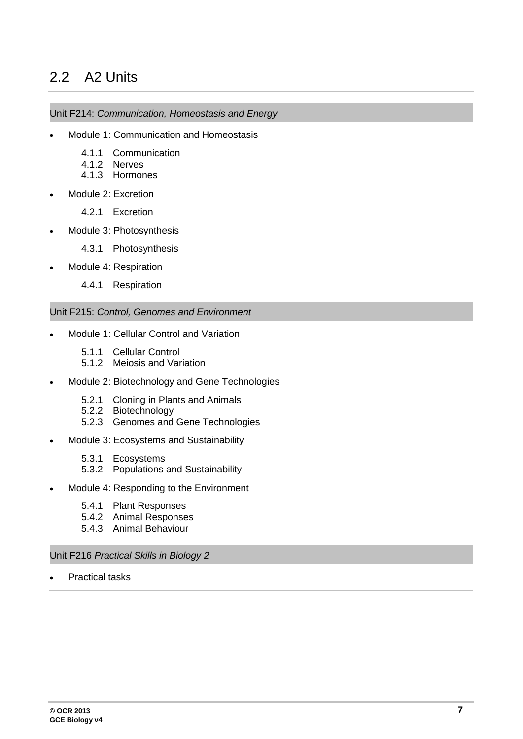## 2.2 A2 Units

### Unit F214: *Communication, Homeostasis and Energy*

- Module 1: Communication and Homeostasis
  - 4.1.1 Communication
  - 4.1.2 Nerves
  - 4.1.3 Hormones
- Module 2: Excretion
  - 4.2.1 Excretion
- Module 3: Photosynthesis
  - 4.3.1 Photosynthesis
- Module 4: Respiration
  - 4.4.1 Respiration

### Unit F215: *Control, Genomes and Environment*

- Module 1: Cellular Control and Variation
  - 5.1.1 Cellular Control
  - 5.1.2 Meiosis and Variation
- Module 2: Biotechnology and Gene Technologies
  - 5.2.1 Cloning in Plants and Animals
  - 5.2.2 Biotechnology
  - 5.2.3 Genomes and Gene Technologies
- Module 3: Ecosystems and Sustainability
  - 5.3.1 Ecosystems
  - 5.3.2 Populations and Sustainability
- Module 4: Responding to the Environment
  - 5.4.1 Plant Responses
  - 5.4.2 Animal Responses
  - 5.4.3 Animal Behaviour

### Unit F216 *Practical Skills in Biology 2*

- Practical tasks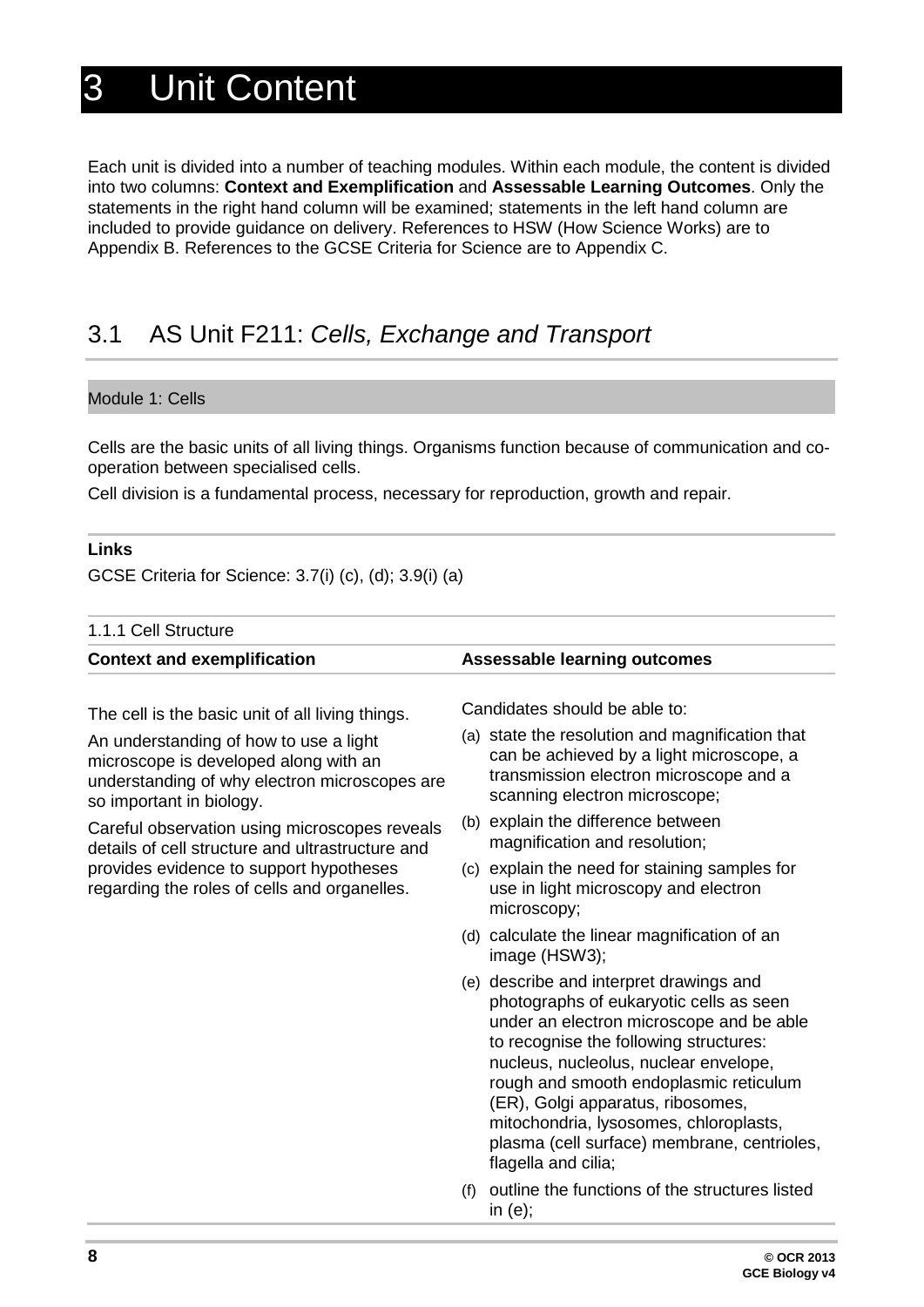# 3 Unit Content

Each unit is divided into a number of teaching modules. Within each module, the content is divided into two columns: **Context and Exemplification** and **Assessable Learning Outcomes**. Only the statements in the right hand column will be examined; statements in the left hand column are included to provide guidance on delivery. References to HSW (How Science Works) are to Appendix B. References to the GCSE Criteria for Science are to Appendix C.

## 3.1 AS Unit F211: *Cells, Exchange and Transport*

### Module 1: Cells

Cells are the basic units of all living things. Organisms function because of communication and co-operation between specialised cells.

Cell division is a fundamental process, necessary for reproduction, growth and repair.

**Links**

GCSE Criteria for Science: 3.7(i) (c), (d); 3.9(i) (a)

#### 1.1.1 Cell Structure

| Context and exemplification | Assessable learning outcomes |
| --- | --- |
| The cell is the basic unit of all living things.<br><br>An understanding of how to use a light microscope is developed along with an understanding of why electron microscopes are so important in biology.<br><br>Careful observation using microscopes reveals details of cell structure and ultrastructure and provides evidence to support hypotheses regarding the roles of cells and organelles. | Candidates should be able to:<br><br>(a) state the resolution and magnification that can be achieved by a light microscope, a transmission electron microscope and a scanning electron microscope;<br><br>(b) explain the difference between magnification and resolution;<br><br>(c) explain the need for staining samples for use in light microscopy and electron microscopy;<br><br>(d) calculate the linear magnification of an image (HSW3);<br><br>(e) describe and interpret drawings and photographs of eukaryotic cells as seen under an electron microscope and be able to recognise the following structures: nucleus, nucleolus, nuclear envelope, rough and smooth endoplasmic reticulum (ER), Golgi apparatus, ribosomes, mitochondria, lysosomes, chloroplasts, plasma (cell surface) membrane, centrioles, flagella and cilia;<br><br>(f) outline the functions of the structures listed in (e); |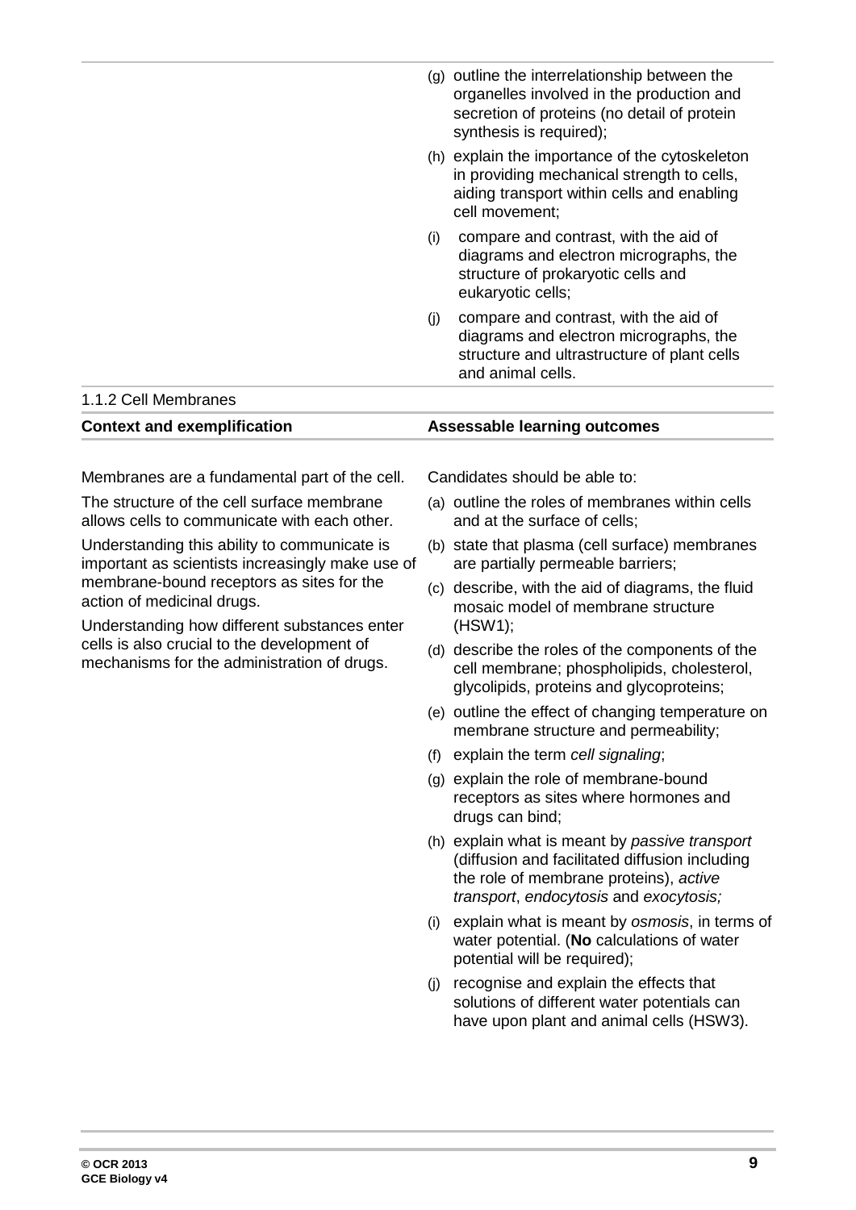(g) outline the interrelationship between the organelles involved in the production and secretion of proteins (no detail of protein synthesis is required);

(h) explain the importance of the cytoskeleton in providing mechanical strength to cells, aiding transport within cells and enabling cell movement;

(i) compare and contrast, with the aid of diagrams and electron micrographs, the structure of prokaryotic cells and eukaryotic cells;

(j) compare and contrast, with the aid of diagrams and electron micrographs, the structure and ultrastructure of plant cells and animal cells.

### 1.1.2 Cell Membranes

| Context and exemplification | Assessable learning outcomes |
| --- | --- |
| Membranes are a fundamental part of the cell.<br><br>The structure of the cell surface membrane allows cells to communicate with each other.<br><br>Understanding this ability to communicate is important as scientists increasingly make use of membrane-bound receptors as sites for the action of medicinal drugs.<br><br>Understanding how different substances enter cells is also crucial to the development of mechanisms for the administration of drugs. | Candidates should be able to:<br><br>(a) outline the roles of membranes within cells and at the surface of cells;<br><br>(b) state that plasma (cell surface) membranes are partially permeable barriers;<br><br>(c) describe, with the aid of diagrams, the fluid mosaic model of membrane structure (HSW1);<br><br>(d) describe the roles of the components of the cell membrane; phospholipids, cholesterol, glycolipids, proteins and glycoproteins;<br><br>(e) outline the effect of changing temperature on membrane structure and permeability;<br><br>(f) explain the term *cell signaling*;<br><br>(g) explain the role of membrane-bound receptors as sites where hormones and drugs can bind;<br><br>(h) explain what is meant by *passive transport* (diffusion and facilitated diffusion including the role of membrane proteins), *active transport*, *endocytosis* and *exocytosis;*<br><br>(i) explain what is meant by *osmosis*, in terms of water potential. (**No** calculations of water potential will be required);<br><br>(j) recognise and explain the effects that solutions of different water potentials can have upon plant and animal cells (HSW3). |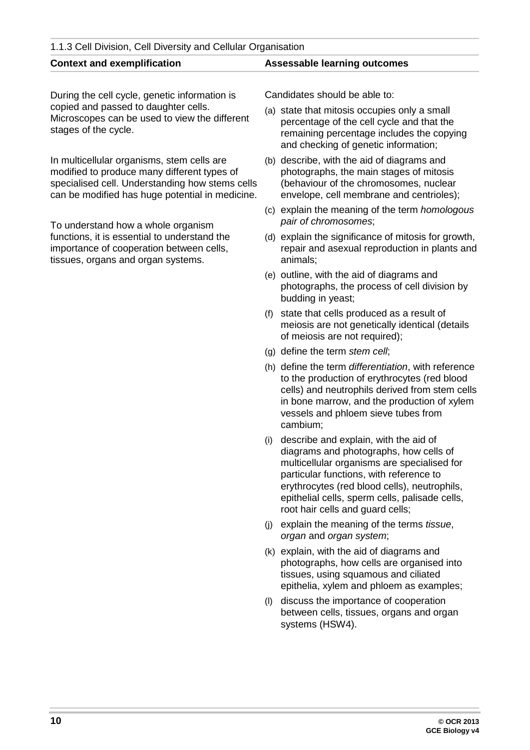### 1.1.3 Cell Division, Cell Diversity and Cellular Organisation

**Context and exemplification**

During the cell cycle, genetic information is copied and passed to daughter cells. Microscopes can be used to view the different stages of the cycle.

In multicellular organisms, stem cells are modified to produce many different types of specialised cell. Understanding how stems cells can be modified has huge potential in medicine.

To understand how a whole organism functions, it is essential to understand the importance of cooperation between cells, tissues, organs and organ systems.

**Assessable learning outcomes**

Candidates should be able to:

(a) state that mitosis occupies only a small percentage of the cell cycle and that the remaining percentage includes the copying and checking of genetic information;

(b) describe, with the aid of diagrams and photographs, the main stages of mitosis (behaviour of the chromosomes, nuclear envelope, cell membrane and centrioles);

(c) explain the meaning of the term *homologous pair of chromosomes*;

(d) explain the significance of mitosis for growth, repair and asexual reproduction in plants and animals;

(e) outline, with the aid of diagrams and photographs, the process of cell division by budding in yeast;

(f) state that cells produced as a result of meiosis are not genetically identical (details of meiosis are not required);

(g) define the term *stem cell*;

(h) define the term *differentiation*, with reference to the production of erythrocytes (red blood cells) and neutrophils derived from stem cells in bone marrow, and the production of xylem vessels and phloem sieve tubes from cambium;

(i) describe and explain, with the aid of diagrams and photographs, how cells of multicellular organisms are specialised for particular functions, with reference to erythrocytes (red blood cells), neutrophils, epithelial cells, sperm cells, palisade cells, root hair cells and guard cells;

(j) explain the meaning of the terms *tissue*, *organ* and *organ system*;

(k) explain, with the aid of diagrams and photographs, how cells are organised into tissues, using squamous and ciliated epithelia, xylem and phloem as examples;

(l) discuss the importance of cooperation between cells, tissues, organs and organ systems (HSW4).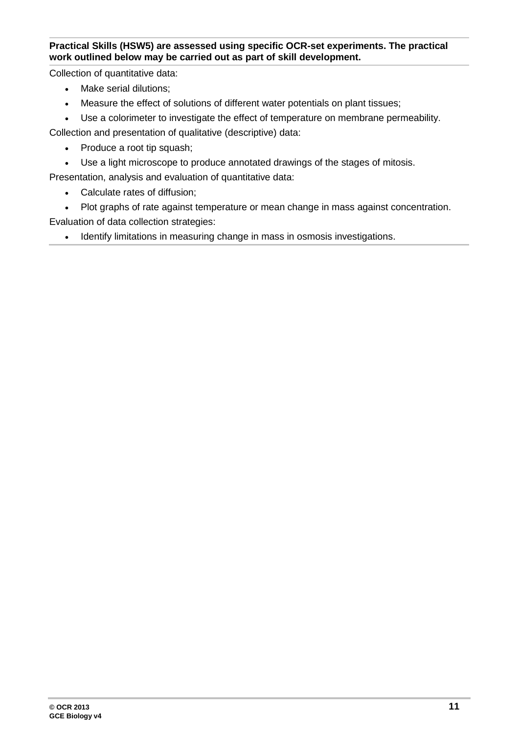**Practical Skills (HSW5) are assessed using specific OCR-set experiments. The practical work outlined below may be carried out as part of skill development.**

Collection of quantitative data:

- Make serial dilutions;
- Measure the effect of solutions of different water potentials on plant tissues;
- Use a colorimeter to investigate the effect of temperature on membrane permeability.

Collection and presentation of qualitative (descriptive) data:

- Produce a root tip squash;
- Use a light microscope to produce annotated drawings of the stages of mitosis.

Presentation, analysis and evaluation of quantitative data:

- Calculate rates of diffusion;
- Plot graphs of rate against temperature or mean change in mass against concentration.

Evaluation of data collection strategies:

- Identify limitations in measuring change in mass in osmosis investigations.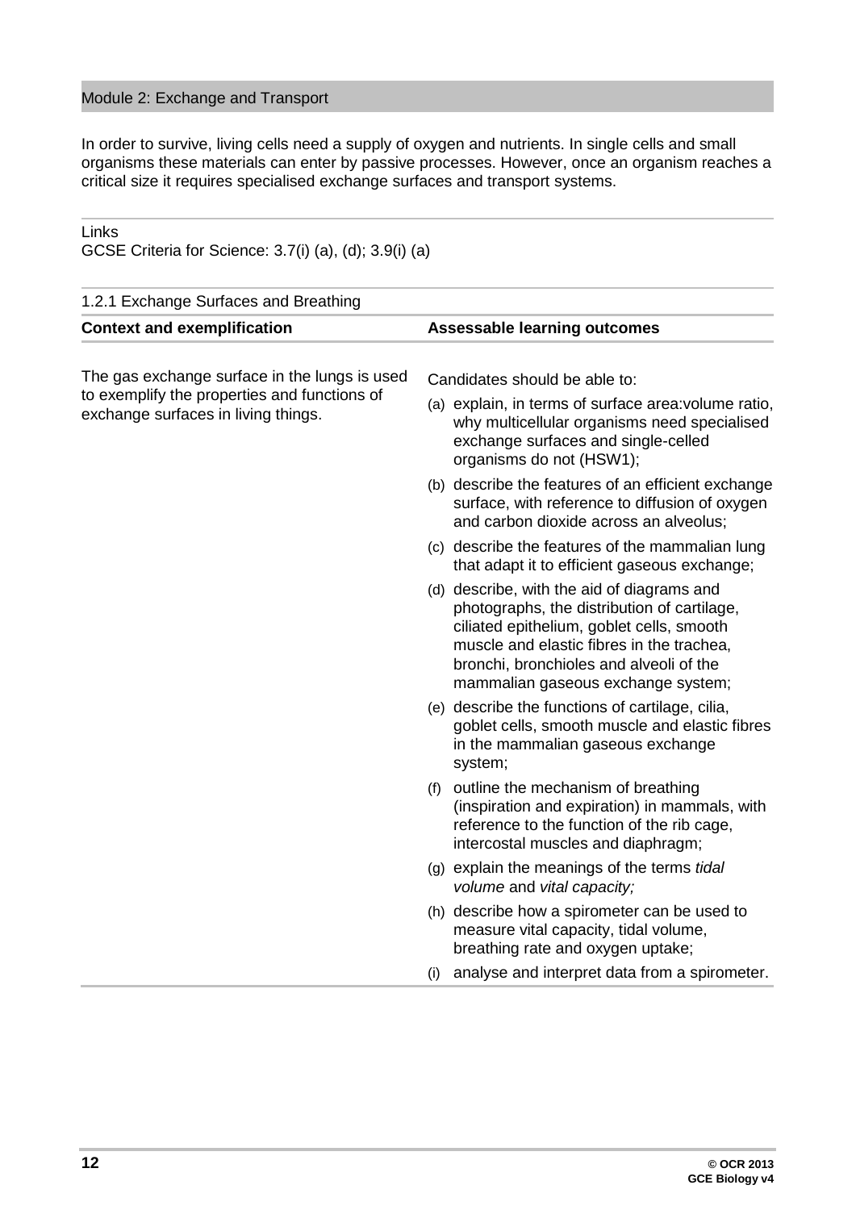## Module 2: Exchange and Transport

In order to survive, living cells need a supply of oxygen and nutrients. In single cells and small organisms these materials can enter by passive processes. However, once an organism reaches a critical size it requires specialised exchange surfaces and transport systems.

Links
GCSE Criteria for Science: 3.7(i) (a), (d); 3.9(i) (a)

### 1.2.1 Exchange Surfaces and Breathing

| Context and exemplification | Assessable learning outcomes |
|---|---|
| The gas exchange surface in the lungs is used to exemplify the properties and functions of exchange surfaces in living things. | Candidates should be able to:<br>(a) explain, in terms of surface area:volume ratio, why multicellular organisms need specialised exchange surfaces and single-celled organisms do not (HSW1);<br>(b) describe the features of an efficient exchange surface, with reference to diffusion of oxygen and carbon dioxide across an alveolus;<br>(c) describe the features of the mammalian lung that adapt it to efficient gaseous exchange;<br>(d) describe, with the aid of diagrams and photographs, the distribution of cartilage, ciliated epithelium, goblet cells, smooth muscle and elastic fibres in the trachea, bronchi, bronchioles and alveoli of the mammalian gaseous exchange system;<br>(e) describe the functions of cartilage, cilia, goblet cells, smooth muscle and elastic fibres in the mammalian gaseous exchange system;<br>(f) outline the mechanism of breathing (inspiration and expiration) in mammals, with reference to the function of the rib cage, intercostal muscles and diaphragm;<br>(g) explain the meanings of the terms *tidal volume* and *vital capacity;*<br>(h) describe how a spirometer can be used to measure vital capacity, tidal volume, breathing rate and oxygen uptake;<br>(i) analyse and interpret data from a spirometer. |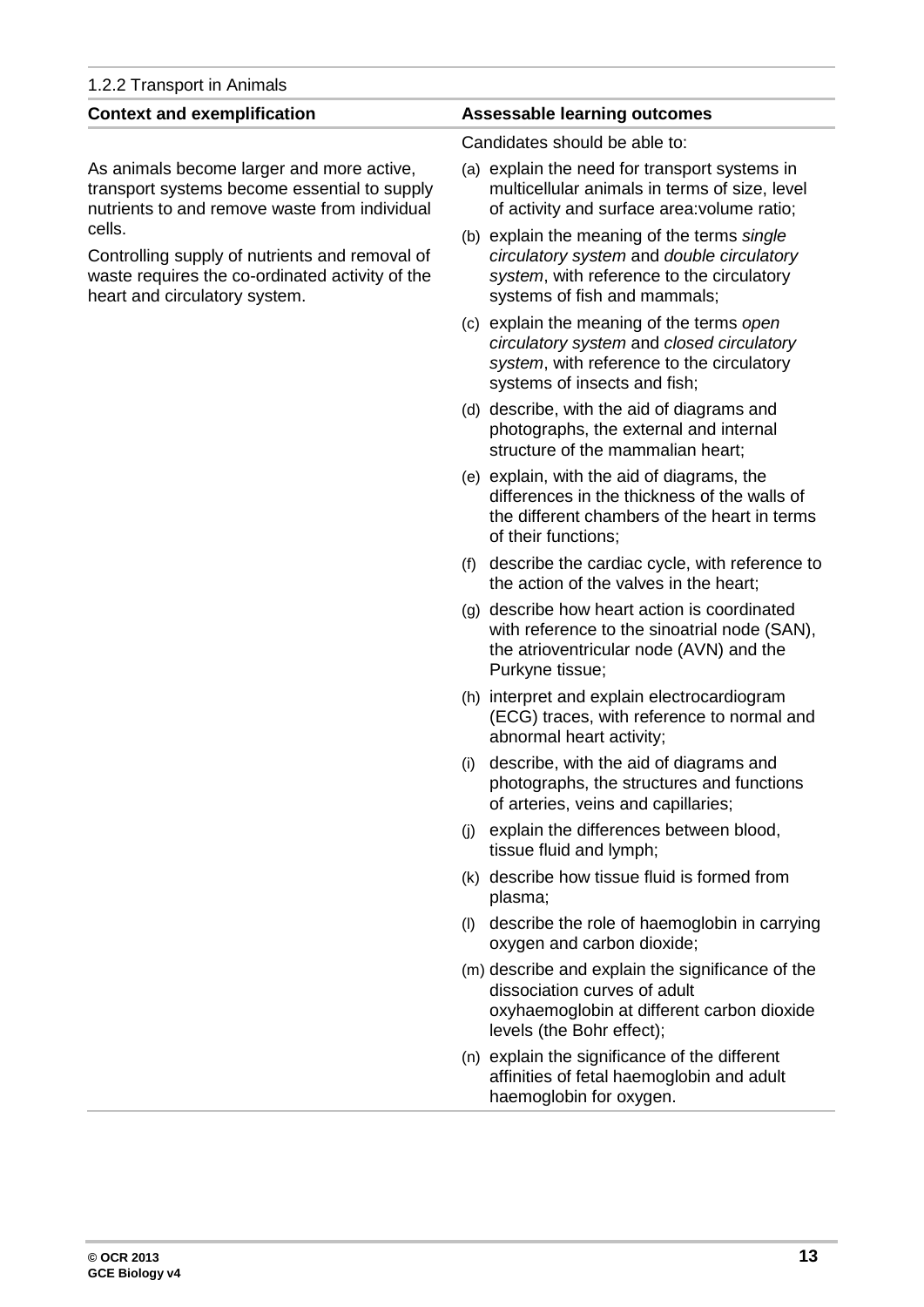1.2.2 Transport in Animals

| Context and exemplification | Assessable learning outcomes |
|---|---|
| | Candidates should be able to: |
| As animals become larger and more active, transport systems become essential to supply nutrients to and remove waste from individual cells.<br><br>Controlling supply of nutrients and removal of waste requires the co-ordinated activity of the heart and circulatory system. | (a) explain the need for transport systems in multicellular animals in terms of size, level of activity and surface area:volume ratio;<br><br>(b) explain the meaning of the terms *single circulatory system* and *double circulatory system*, with reference to the circulatory systems of fish and mammals;<br><br>(c) explain the meaning of the terms *open circulatory system* and *closed circulatory system*, with reference to the circulatory systems of insects and fish;<br><br>(d) describe, with the aid of diagrams and photographs, the external and internal structure of the mammalian heart;<br><br>(e) explain, with the aid of diagrams, the differences in the thickness of the walls of the different chambers of the heart in terms of their functions;<br><br>(f) describe the cardiac cycle, with reference to the action of the valves in the heart;<br><br>(g) describe how heart action is coordinated with reference to the sinoatrial node (SAN), the atrioventricular node (AVN) and the Purkyne tissue;<br><br>(h) interpret and explain electrocardiogram (ECG) traces, with reference to normal and abnormal heart activity;<br><br>(i) describe, with the aid of diagrams and photographs, the structures and functions of arteries, veins and capillaries;<br><br>(j) explain the differences between blood, tissue fluid and lymph;<br><br>(k) describe how tissue fluid is formed from plasma;<br><br>(l) describe the role of haemoglobin in carrying oxygen and carbon dioxide;<br><br>(m) describe and explain the significance of the dissociation curves of adult oxyhaemoglobin at different carbon dioxide levels (the Bohr effect);<br><br>(n) explain the significance of the different affinities of fetal haemoglobin and adult haemoglobin for oxygen. |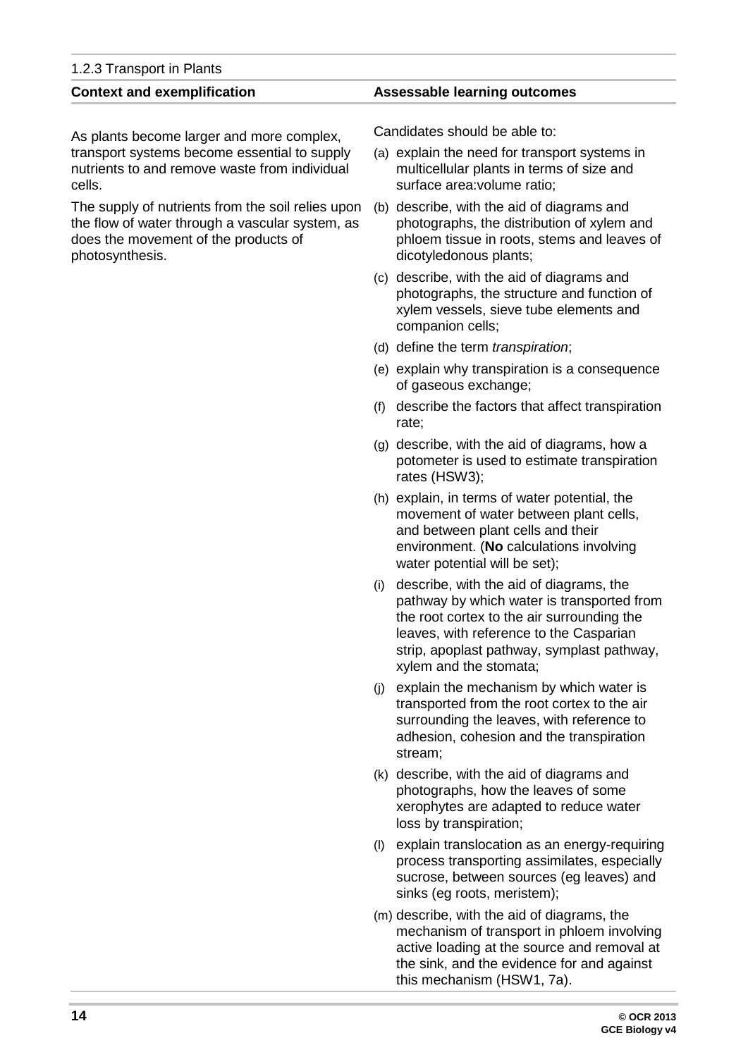## 1.2.3 Transport in Plants

**Context and exemplification**

As plants become larger and more complex, transport systems become essential to supply nutrients to and remove waste from individual cells.

The supply of nutrients from the soil relies upon the flow of water through a vascular system, as does the movement of the products of photosynthesis.

**Assessable learning outcomes**

Candidates should be able to:

(a) explain the need for transport systems in multicellular plants in terms of size and surface area:volume ratio;

(b) describe, with the aid of diagrams and photographs, the distribution of xylem and phloem tissue in roots, stems and leaves of dicotyledonous plants;

(c) describe, with the aid of diagrams and photographs, the structure and function of xylem vessels, sieve tube elements and companion cells;

(d) define the term *transpiration*;

(e) explain why transpiration is a consequence of gaseous exchange;

(f) describe the factors that affect transpiration rate;

(g) describe, with the aid of diagrams, how a potometer is used to estimate transpiration rates (HSW3);

(h) explain, in terms of water potential, the movement of water between plant cells, and between plant cells and their environment. (**No** calculations involving water potential will be set);

(i) describe, with the aid of diagrams, the pathway by which water is transported from the root cortex to the air surrounding the leaves, with reference to the Casparian strip, apoplast pathway, symplast pathway, xylem and the stomata;

(j) explain the mechanism by which water is transported from the root cortex to the air surrounding the leaves, with reference to adhesion, cohesion and the transpiration stream;

(k) describe, with the aid of diagrams and photographs, how the leaves of some xerophytes are adapted to reduce water loss by transpiration;

(l) explain translocation as an energy-requiring process transporting assimilates, especially sucrose, between sources (eg leaves) and sinks (eg roots, meristem);

(m) describe, with the aid of diagrams, the mechanism of transport in phloem involving active loading at the source and removal at the sink, and the evidence for and against this mechanism (HSW1, 7a).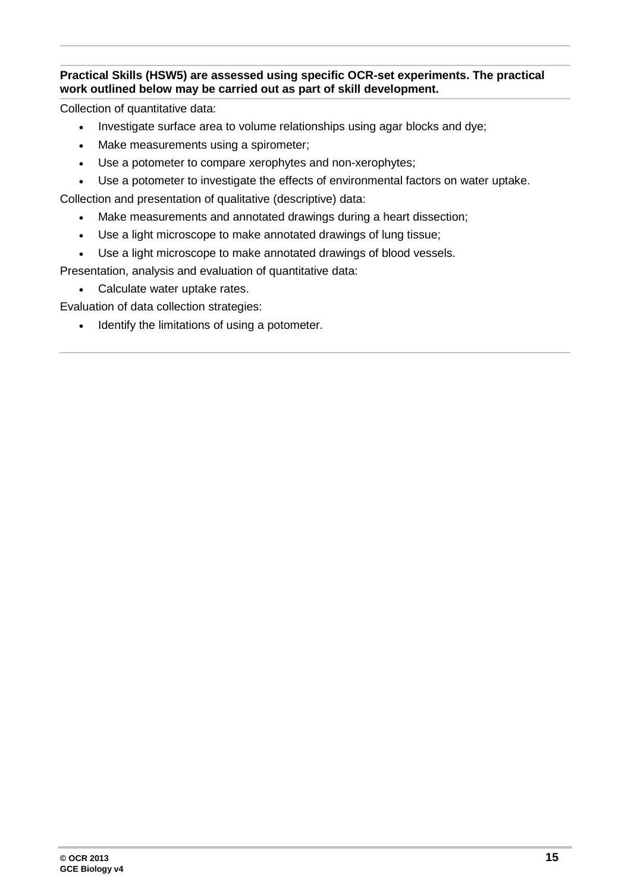**Practical Skills (HSW5) are assessed using specific OCR-set experiments. The practical work outlined below may be carried out as part of skill development.**

Collection of quantitative data:

- Investigate surface area to volume relationships using agar blocks and dye;
- Make measurements using a spirometer;
- Use a potometer to compare xerophytes and non-xerophytes;
- Use a potometer to investigate the effects of environmental factors on water uptake.

Collection and presentation of qualitative (descriptive) data:

- Make measurements and annotated drawings during a heart dissection;
- Use a light microscope to make annotated drawings of lung tissue;
- Use a light microscope to make annotated drawings of blood vessels.

Presentation, analysis and evaluation of quantitative data:

- Calculate water uptake rates.

Evaluation of data collection strategies:

- Identify the limitations of using a potometer.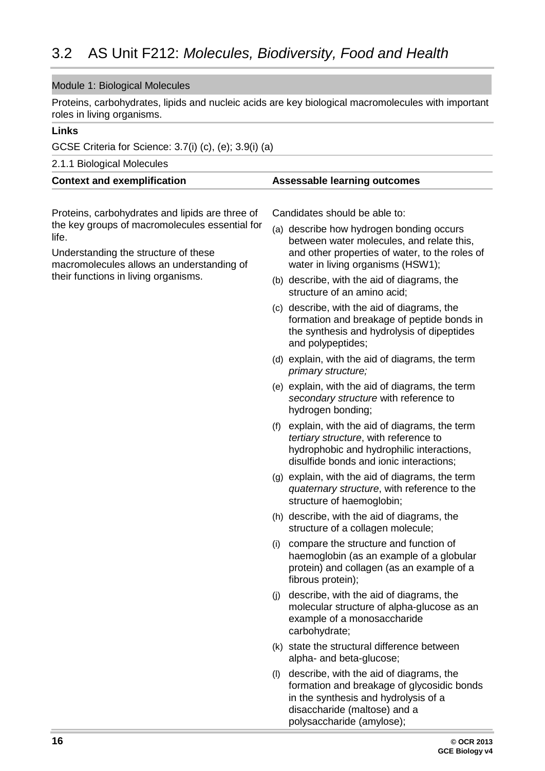# 3.2 AS Unit F212: *Molecules, Biodiversity, Food and Health*

## Module 1: Biological Molecules

Proteins, carbohydrates, lipids and nucleic acids are key biological macromolecules with important roles in living organisms.

**Links**

GCSE Criteria for Science: 3.7(i) (c), (e); 3.9(i) (a)

### 2.1.1 Biological Molecules

| **Context and exemplification** | **Assessable learning outcomes** |
|---|---|
| Proteins, carbohydrates and lipids are three of the key groups of macromolecules essential for life.<br><br>Understanding the structure of these macromolecules allows an understanding of their functions in living organisms. | Candidates should be able to:<br><br>(a) describe how hydrogen bonding occurs between water molecules, and relate this, and other properties of water, to the roles of water in living organisms (HSW1);<br><br>(b) describe, with the aid of diagrams, the structure of an amino acid;<br><br>(c) describe, with the aid of diagrams, the formation and breakage of peptide bonds in the synthesis and hydrolysis of dipeptides and polypeptides;<br><br>(d) explain, with the aid of diagrams, the term *primary structure;*<br><br>(e) explain, with the aid of diagrams, the term *secondary structure* with reference to hydrogen bonding;<br><br>(f) explain, with the aid of diagrams, the term *tertiary structure*, with reference to hydrophobic and hydrophilic interactions, disulfide bonds and ionic interactions;<br><br>(g) explain, with the aid of diagrams, the term *quaternary structure*, with reference to the structure of haemoglobin;<br><br>(h) describe, with the aid of diagrams, the structure of a collagen molecule;<br><br>(i) compare the structure and function of haemoglobin (as an example of a globular protein) and collagen (as an example of a fibrous protein);<br><br>(j) describe, with the aid of diagrams, the molecular structure of alpha-glucose as an example of a monosaccharide carbohydrate;<br><br>(k) state the structural difference between alpha- and beta-glucose;<br><br>(l) describe, with the aid of diagrams, the formation and breakage of glycosidic bonds in the synthesis and hydrolysis of a disaccharide (maltose) and a polysaccharide (amylose); |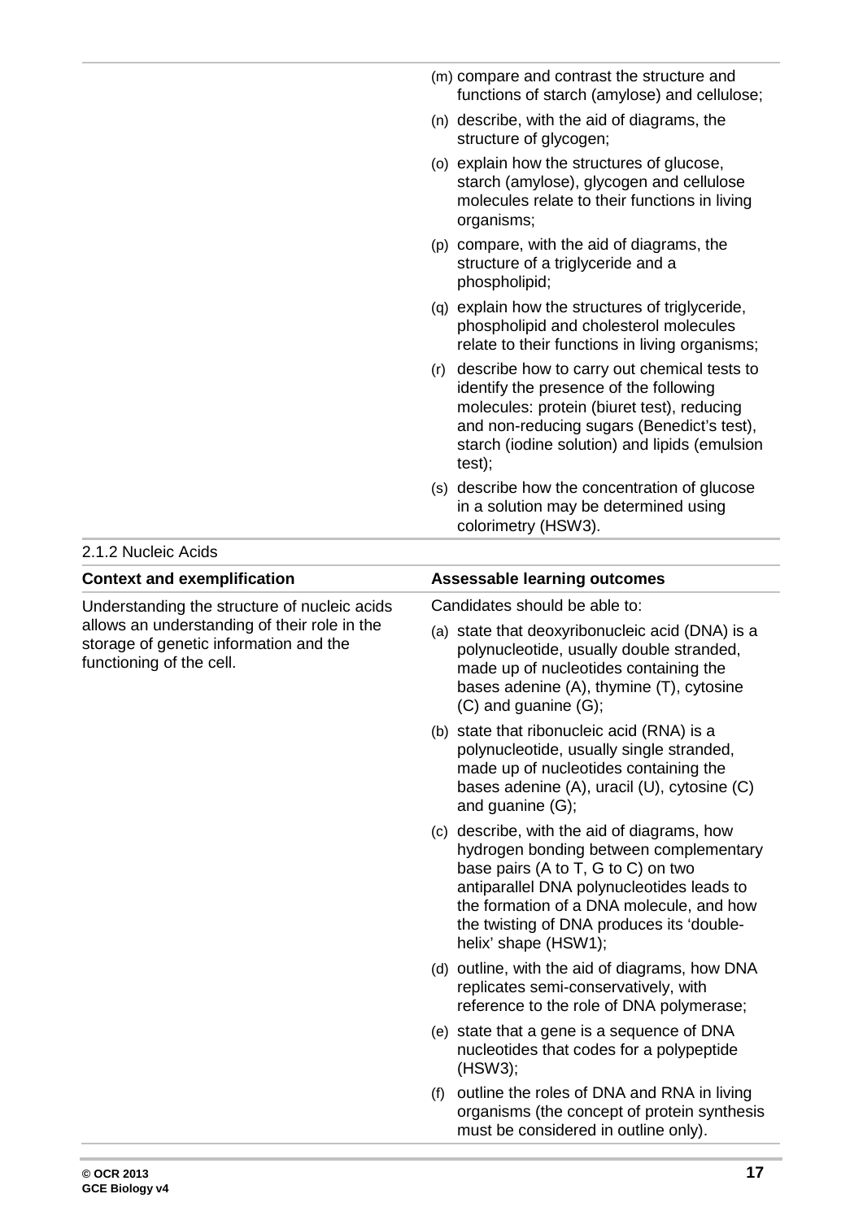(m) compare and contrast the structure and functions of starch (amylose) and cellulose;

(n) describe, with the aid of diagrams, the structure of glycogen;

(o) explain how the structures of glucose, starch (amylose), glycogen and cellulose molecules relate to their functions in living organisms;

(p) compare, with the aid of diagrams, the structure of a triglyceride and a phospholipid;

(q) explain how the structures of triglyceride, phospholipid and cholesterol molecules relate to their functions in living organisms;

(r) describe how to carry out chemical tests to identify the presence of the following molecules: protein (biuret test), reducing and non-reducing sugars (Benedict's test), starch (iodine solution) and lipids (emulsion test);

(s) describe how the concentration of glucose in a solution may be determined using colorimetry (HSW3).

### 2.1.2 Nucleic Acids

| Context and exemplification | Assessable learning outcomes |
|---|---|
| Understanding the structure of nucleic acids allows an understanding of their role in the storage of genetic information and the functioning of the cell. | Candidates should be able to:<br>(a) state that deoxyribonucleic acid (DNA) is a polynucleotide, usually double stranded, made up of nucleotides containing the bases adenine (A), thymine (T), cytosine (C) and guanine (G);<br>(b) state that ribonucleic acid (RNA) is a polynucleotide, usually single stranded, made up of nucleotides containing the bases adenine (A), uracil (U), cytosine (C) and guanine (G);<br>(c) describe, with the aid of diagrams, how hydrogen bonding between complementary base pairs (A to T, G to C) on two antiparallel DNA polynucleotides leads to the formation of a DNA molecule, and how the twisting of DNA produces its 'double-helix' shape (HSW1);<br>(d) outline, with the aid of diagrams, how DNA replicates semi-conservatively, with reference to the role of DNA polymerase;<br>(e) state that a gene is a sequence of DNA nucleotides that codes for a polypeptide (HSW3);<br>(f) outline the roles of DNA and RNA in living organisms (the concept of protein synthesis must be considered in outline only). |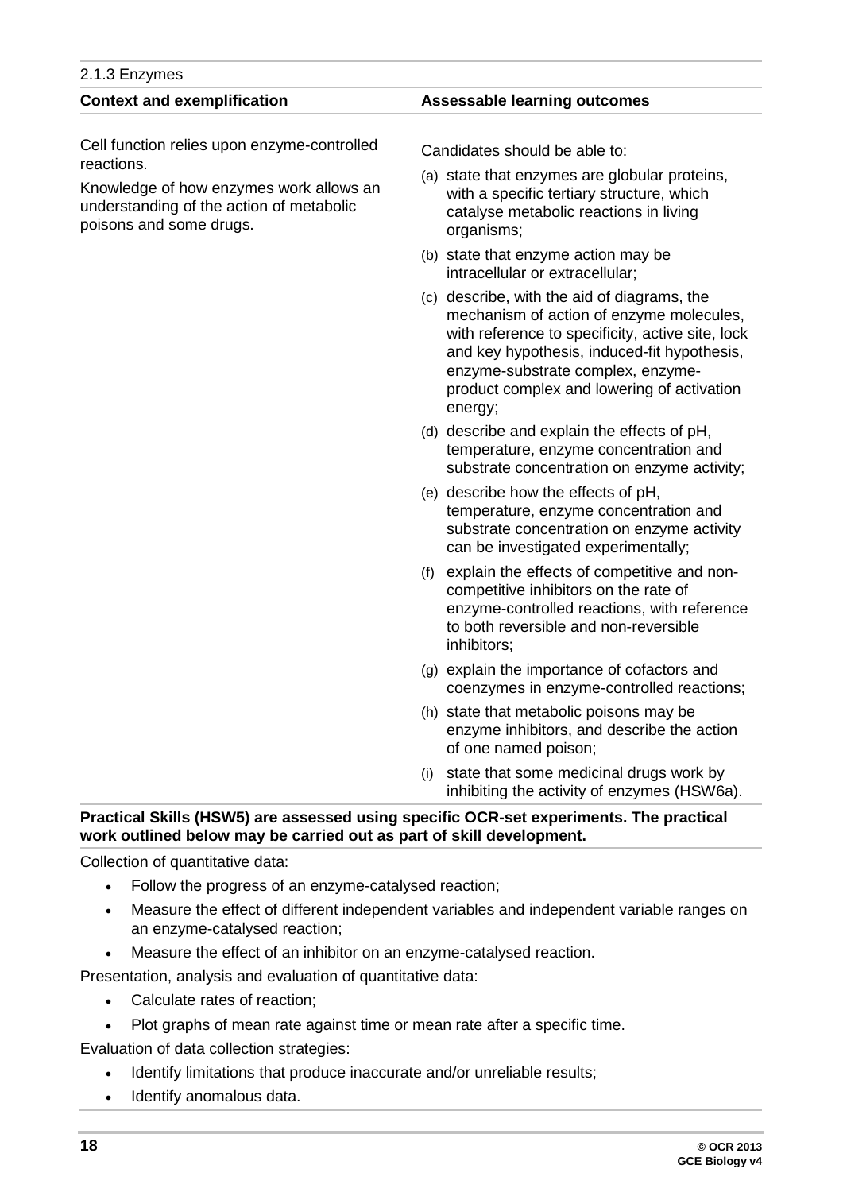## 2.1.3 Enzymes

| Context and exemplification | Assessable learning outcomes |
| --- | --- |
| Cell function relies upon enzyme-controlled reactions.<br><br>Knowledge of how enzymes work allows an understanding of the action of metabolic poisons and some drugs. | Candidates should be able to:<br><br>(a) state that enzymes are globular proteins, with a specific tertiary structure, which catalyse metabolic reactions in living organisms;<br><br>(b) state that enzyme action may be intracellular or extracellular;<br><br>(c) describe, with the aid of diagrams, the mechanism of action of enzyme molecules, with reference to specificity, active site, lock and key hypothesis, induced-fit hypothesis, enzyme-substrate complex, enzyme-product complex and lowering of activation energy;<br><br>(d) describe and explain the effects of pH, temperature, enzyme concentration and substrate concentration on enzyme activity;<br><br>(e) describe how the effects of pH, temperature, enzyme concentration and substrate concentration on enzyme activity can be investigated experimentally;<br><br>(f) explain the effects of competitive and non-competitive inhibitors on the rate of enzyme-controlled reactions, with reference to both reversible and non-reversible inhibitors;<br><br>(g) explain the importance of cofactors and coenzymes in enzyme-controlled reactions;<br><br>(h) state that metabolic poisons may be enzyme inhibitors, and describe the action of one named poison;<br><br>(i) state that some medicinal drugs work by inhibiting the activity of enzymes (HSW6a). |

**Practical Skills (HSW5) are assessed using specific OCR-set experiments. The practical work outlined below may be carried out as part of skill development.**

Collection of quantitative data:

- Follow the progress of an enzyme-catalysed reaction;
- Measure the effect of different independent variables and independent variable ranges on an enzyme-catalysed reaction;
- Measure the effect of an inhibitor on an enzyme-catalysed reaction.

Presentation, analysis and evaluation of quantitative data:

- Calculate rates of reaction;
- Plot graphs of mean rate against time or mean rate after a specific time.

Evaluation of data collection strategies:

- Identify limitations that produce inaccurate and/or unreliable results;
- Identify anomalous data.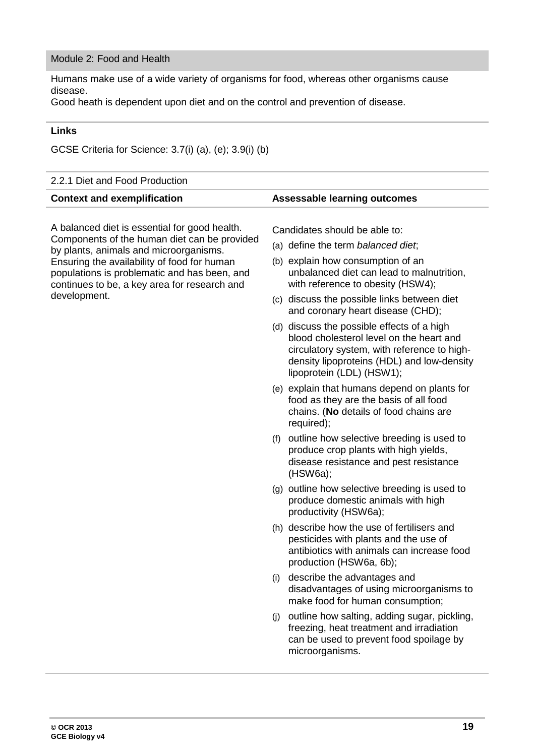## Module 2: Food and Health

Humans make use of a wide variety of organisms for food, whereas other organisms cause disease.
Good heath is dependent upon diet and on the control and prevention of disease.

**Links**

GCSE Criteria for Science: 3.7(i) (a), (e); 3.9(i) (b)

### 2.2.1 Diet and Food Production

| Context and exemplification | Assessable learning outcomes |
| --- | --- |
| A balanced diet is essential for good health. Components of the human diet can be provided by plants, animals and microorganisms. Ensuring the availability of food for human populations is problematic and has been, and continues to be, a key area for research and development. | Candidates should be able to:<br>(a) define the term *balanced diet*;<br>(b) explain how consumption of an unbalanced diet can lead to malnutrition, with reference to obesity (HSW4);<br>(c) discuss the possible links between diet and coronary heart disease (CHD);<br>(d) discuss the possible effects of a high blood cholesterol level on the heart and circulatory system, with reference to high-density lipoproteins (HDL) and low-density lipoprotein (LDL) (HSW1);<br>(e) explain that humans depend on plants for food as they are the basis of all food chains. (**No** details of food chains are required);<br>(f) outline how selective breeding is used to produce crop plants with high yields, disease resistance and pest resistance (HSW6a);<br>(g) outline how selective breeding is used to produce domestic animals with high productivity (HSW6a);<br>(h) describe how the use of fertilisers and pesticides with plants and the use of antibiotics with animals can increase food production (HSW6a, 6b);<br>(i) describe the advantages and disadvantages of using microorganisms to make food for human consumption;<br>(j) outline how salting, adding sugar, pickling, freezing, heat treatment and irradiation can be used to prevent food spoilage by microorganisms. |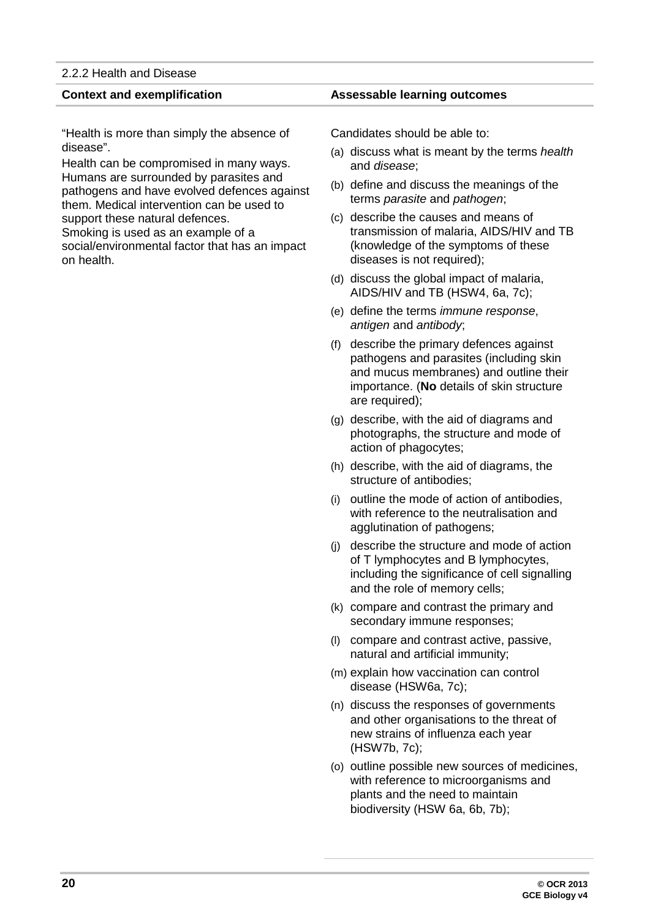## 2.2.2 Health and Disease

| Context and exemplification | Assessable learning outcomes |
| --- | --- |
| "Health is more than simply the absence of disease". Health can be compromised in many ways. Humans are surrounded by parasites and pathogens and have evolved defences against them. Medical intervention can be used to support these natural defences. Smoking is used as an example of a social/environmental factor that has an impact on health. | Candidates should be able to: |

**Context and exemplification**

"Health is more than simply the absence of disease".

Health can be compromised in many ways. Humans are surrounded by parasites and pathogens and have evolved defences against them. Medical intervention can be used to support these natural defences.

Smoking is used as an example of a social/environmental factor that has an impact on health.

**Assessable learning outcomes**

Candidates should be able to:

(a) discuss what is meant by the terms *health* and *disease*;

(b) define and discuss the meanings of the terms *parasite* and *pathogen*;

(c) describe the causes and means of transmission of malaria, AIDS/HIV and TB (knowledge of the symptoms of these diseases is not required);

(d) discuss the global impact of malaria, AIDS/HIV and TB (HSW4, 6a, 7c);

(e) define the terms *immune response*, *antigen* and *antibody*;

(f) describe the primary defences against pathogens and parasites (including skin and mucus membranes) and outline their importance. (**No** details of skin structure are required);

(g) describe, with the aid of diagrams and photographs, the structure and mode of action of phagocytes;

(h) describe, with the aid of diagrams, the structure of antibodies;

(i) outline the mode of action of antibodies, with reference to the neutralisation and agglutination of pathogens;

(j) describe the structure and mode of action of T lymphocytes and B lymphocytes, including the significance of cell signalling and the role of memory cells;

(k) compare and contrast the primary and secondary immune responses;

(l) compare and contrast active, passive, natural and artificial immunity;

(m) explain how vaccination can control disease (HSW6a, 7c);

(n) discuss the responses of governments and other organisations to the threat of new strains of influenza each year (HSW7b, 7c);

(o) outline possible new sources of medicines, with reference to microorganisms and plants and the need to maintain biodiversity (HSW 6a, 6b, 7b);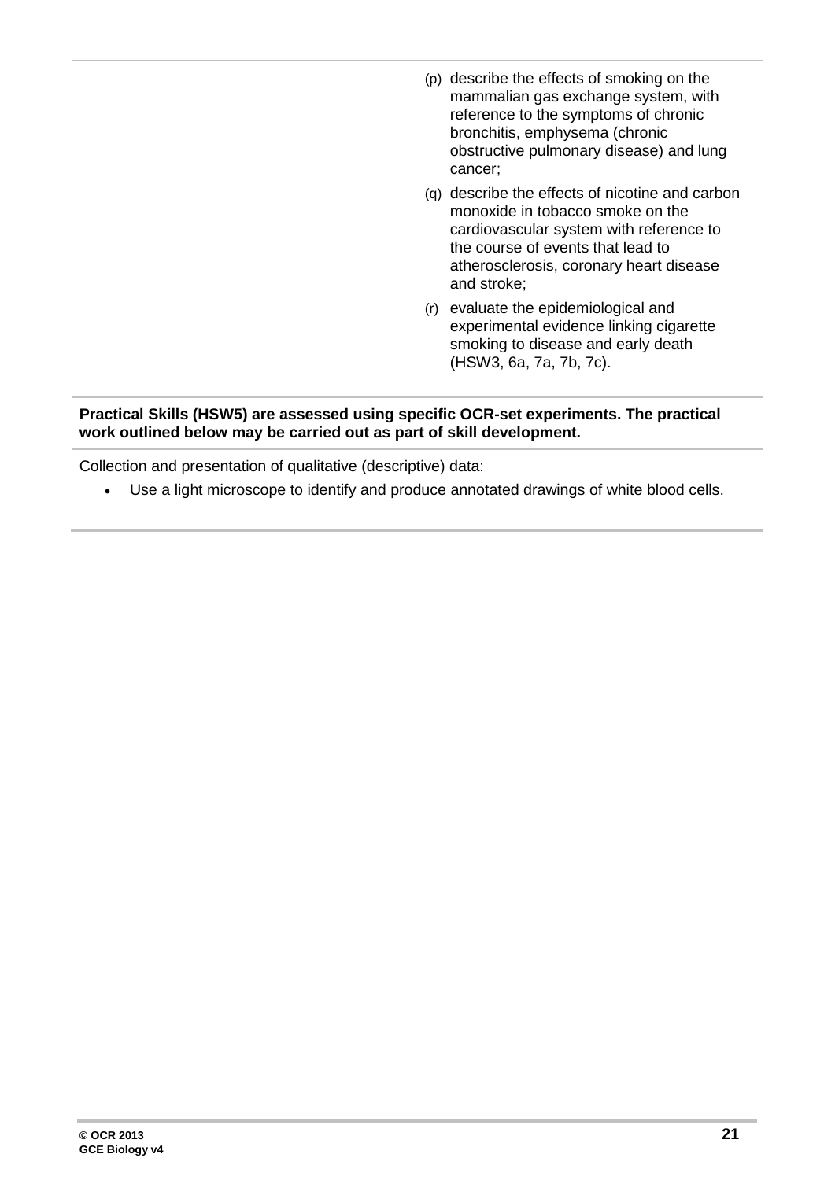(p) describe the effects of smoking on the mammalian gas exchange system, with reference to the symptoms of chronic bronchitis, emphysema (chronic obstructive pulmonary disease) and lung cancer;

(q) describe the effects of nicotine and carbon monoxide in tobacco smoke on the cardiovascular system with reference to the course of events that lead to atherosclerosis, coronary heart disease and stroke;

(r) evaluate the epidemiological and experimental evidence linking cigarette smoking to disease and early death (HSW3, 6a, 7a, 7b, 7c).

**Practical Skills (HSW5) are assessed using specific OCR-set experiments. The practical work outlined below may be carried out as part of skill development.**

Collection and presentation of qualitative (descriptive) data:

- Use a light microscope to identify and produce annotated drawings of white blood cells.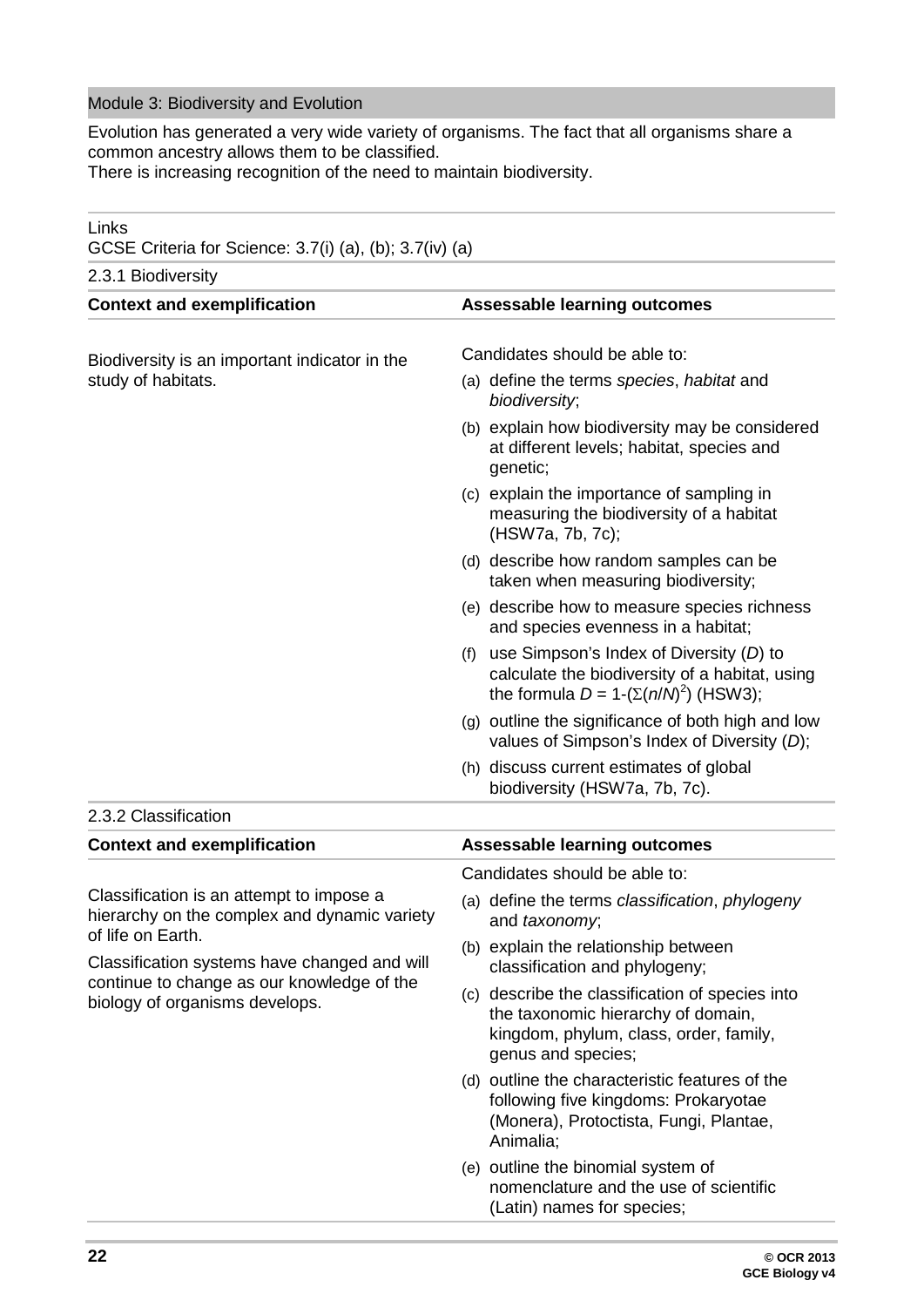## Module 3: Biodiversity and Evolution

Evolution has generated a very wide variety of organisms. The fact that all organisms share a common ancestry allows them to be classified.
There is increasing recognition of the need to maintain biodiversity.

Links
GCSE Criteria for Science: 3.7(i) (a), (b); 3.7(iv) (a)

### 2.3.1 Biodiversity

| Context and exemplification | Assessable learning outcomes |
| --- | --- |
| Biodiversity is an important indicator in the study of habitats. | Candidates should be able to:<br>(a) define the terms *species*, *habitat* and *biodiversity*;<br>(b) explain how biodiversity may be considered at different levels; habitat, species and genetic;<br>(c) explain the importance of sampling in measuring the biodiversity of a habitat (HSW7a, 7b, 7c);<br>(d) describe how random samples can be taken when measuring biodiversity;<br>(e) describe how to measure species richness and species evenness in a habitat;<br>(f) use Simpson's Index of Diversity ($D$) to calculate the biodiversity of a habitat, using the formula $D = 1\text{-}(\Sigma(n/N)^2)$ (HSW3);<br>(g) outline the significance of both high and low values of Simpson's Index of Diversity ($D$);<br>(h) discuss current estimates of global biodiversity (HSW7a, 7b, 7c). |

### 2.3.2 Classification

| Context and exemplification | Assessable learning outcomes |
| --- | --- |
| Classification is an attempt to impose a hierarchy on the complex and dynamic variety of life on Earth.<br>Classification systems have changed and will continue to change as our knowledge of the biology of organisms develops. | Candidates should be able to:<br>(a) define the terms *classification*, *phylogeny* and *taxonomy*;<br>(b) explain the relationship between classification and phylogeny;<br>(c) describe the classification of species into the taxonomic hierarchy of domain, kingdom, phylum, class, order, family, genus and species;<br>(d) outline the characteristic features of the following five kingdoms: Prokaryotae (Monera), Protoctista, Fungi, Plantae, Animalia;<br>(e) outline the binomial system of nomenclature and the use of scientific (Latin) names for species; |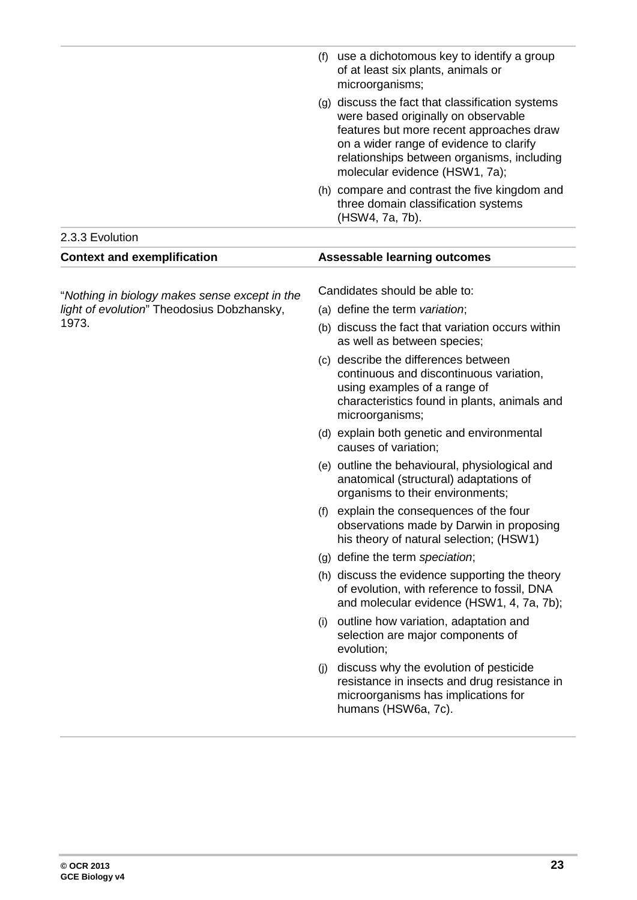(f) use a dichotomous key to identify a group of at least six plants, animals or microorganisms;

(g) discuss the fact that classification systems were based originally on observable features but more recent approaches draw on a wider range of evidence to clarify relationships between organisms, including molecular evidence (HSW1, 7a);

(h) compare and contrast the five kingdom and three domain classification systems (HSW4, 7a, 7b).

2.3.3 Evolution

| Context and exemplification | Assessable learning outcomes |
|---|---|
| "*Nothing in biology makes sense except in the light of evolution*" Theodosius Dobzhansky, 1973. | Candidates should be able to:<br>(a) define the term *variation*;<br>(b) discuss the fact that variation occurs within as well as between species;<br>(c) describe the differences between continuous and discontinuous variation, using examples of a range of characteristics found in plants, animals and microorganisms;<br>(d) explain both genetic and environmental causes of variation;<br>(e) outline the behavioural, physiological and anatomical (structural) adaptations of organisms to their environments;<br>(f) explain the consequences of the four observations made by Darwin in proposing his theory of natural selection; (HSW1)<br>(g) define the term *speciation*;<br>(h) discuss the evidence supporting the theory of evolution, with reference to fossil, DNA and molecular evidence (HSW1, 4, 7a, 7b);<br>(i) outline how variation, adaptation and selection are major components of evolution;<br>(j) discuss why the evolution of pesticide resistance in insects and drug resistance in microorganisms has implications for humans (HSW6a, 7c). |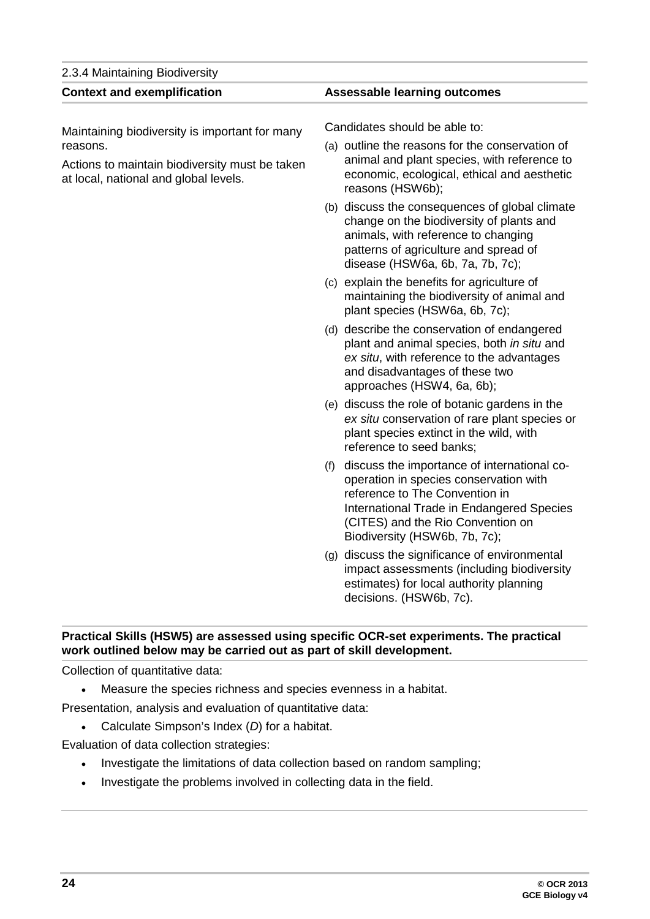2.3.4 Maintaining Biodiversity

| Context and exemplification | Assessable learning outcomes |
|---|---|
| Maintaining biodiversity is important for many reasons.<br><br>Actions to maintain biodiversity must be taken at local, national and global levels. | Candidates should be able to:<br><br>(a) outline the reasons for the conservation of animal and plant species, with reference to economic, ecological, ethical and aesthetic reasons (HSW6b);<br><br>(b) discuss the consequences of global climate change on the biodiversity of plants and animals, with reference to changing patterns of agriculture and spread of disease (HSW6a, 6b, 7a, 7b, 7c);<br><br>(c) explain the benefits for agriculture of maintaining the biodiversity of animal and plant species (HSW6a, 6b, 7c);<br><br>(d) describe the conservation of endangered plant and animal species, both *in situ* and *ex situ*, with reference to the advantages and disadvantages of these two approaches (HSW4, 6a, 6b);<br><br>(e) discuss the role of botanic gardens in the *ex situ* conservation of rare plant species or plant species extinct in the wild, with reference to seed banks;<br><br>(f) discuss the importance of international co-operation in species conservation with reference to The Convention in International Trade in Endangered Species (CITES) and the Rio Convention on Biodiversity (HSW6b, 7b, 7c);<br><br>(g) discuss the significance of environmental impact assessments (including biodiversity estimates) for local authority planning decisions. (HSW6b, 7c). |

**Practical Skills (HSW5) are assessed using specific OCR-set experiments. The practical work outlined below may be carried out as part of skill development.**

Collection of quantitative data:

- Measure the species richness and species evenness in a habitat.

Presentation, analysis and evaluation of quantitative data:

- Calculate Simpson's Index ($D$) for a habitat.

Evaluation of data collection strategies:

- Investigate the limitations of data collection based on random sampling;
- Investigate the problems involved in collecting data in the field.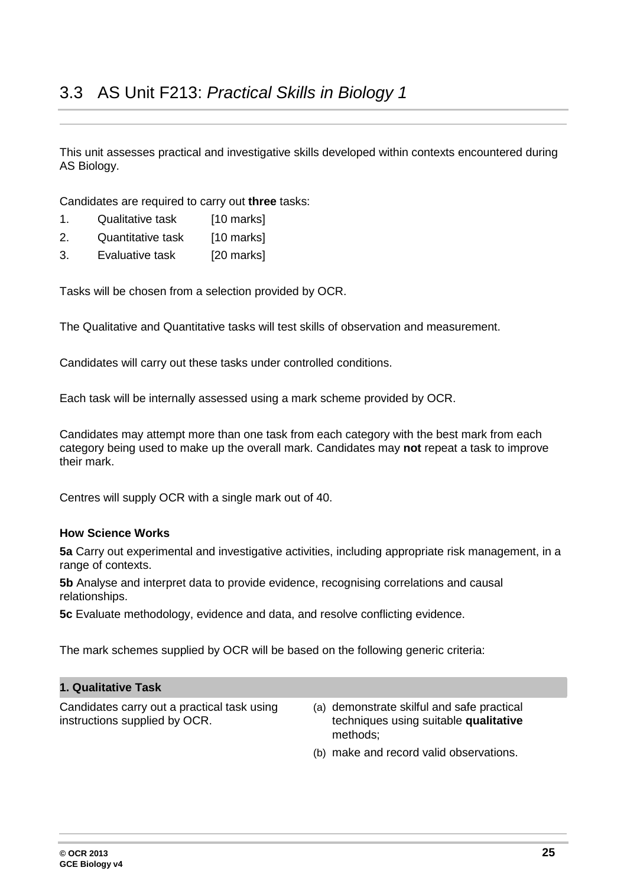## 3.3 AS Unit F213: *Practical Skills in Biology 1*

This unit assesses practical and investigative skills developed within contexts encountered during AS Biology.

Candidates are required to carry out **three** tasks:

1. Qualitative task [10 marks]
2. Quantitative task [10 marks]
3. Evaluative task [20 marks]

Tasks will be chosen from a selection provided by OCR.

The Qualitative and Quantitative tasks will test skills of observation and measurement.

Candidates will carry out these tasks under controlled conditions.

Each task will be internally assessed using a mark scheme provided by OCR.

Candidates may attempt more than one task from each category with the best mark from each category being used to make up the overall mark. Candidates may **not** repeat a task to improve their mark.

Centres will supply OCR with a single mark out of 40.

**How Science Works**

**5a** Carry out experimental and investigative activities, including appropriate risk management, in a range of contexts.

**5b** Analyse and interpret data to provide evidence, recognising correlations and causal relationships.

**5c** Evaluate methodology, evidence and data, and resolve conflicting evidence.

The mark schemes supplied by OCR will be based on the following generic criteria:

| **1. Qualitative Task** | |
|---|---|
| Candidates carry out a practical task using instructions supplied by OCR. | (a) demonstrate skilful and safe practical techniques using suitable **qualitative** methods;<br>(b) make and record valid observations. |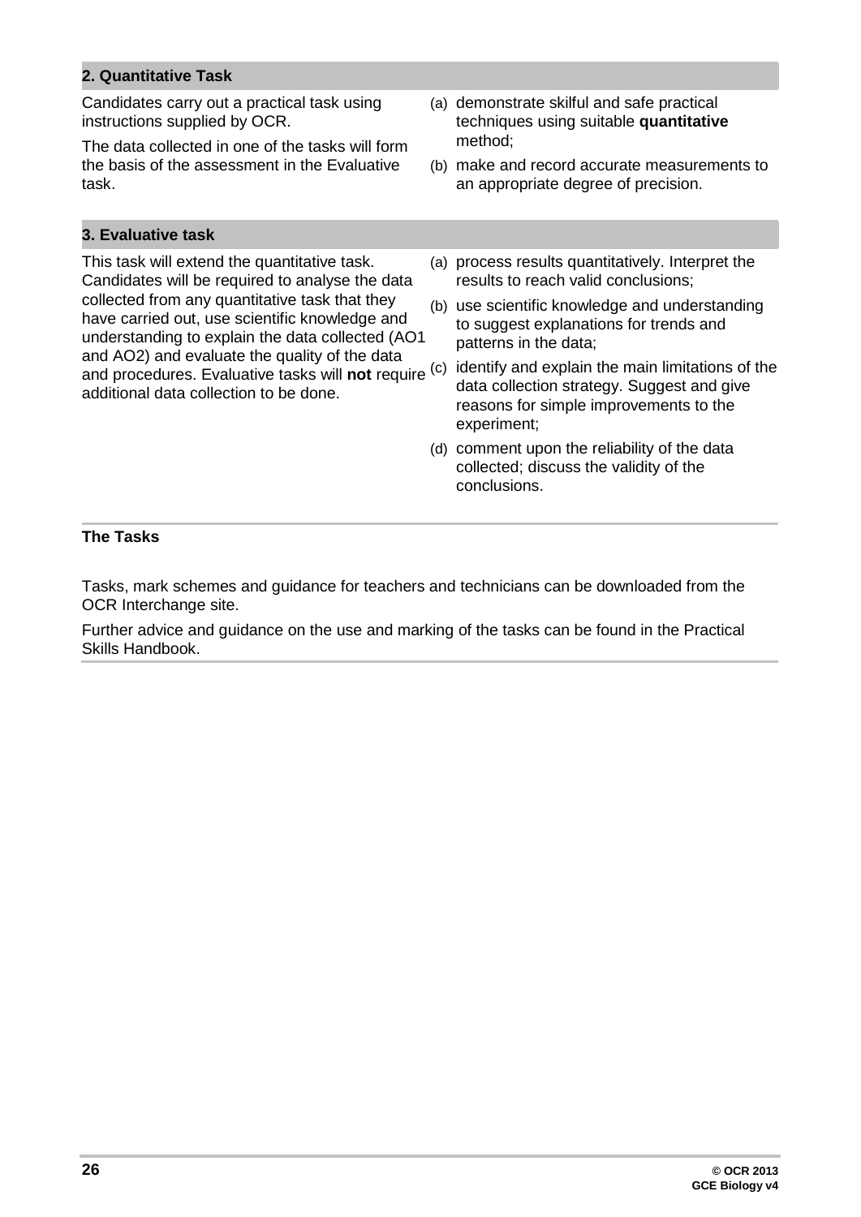## 2. Quantitative Task

| | |
|---|---|
| Candidates carry out a practical task using instructions supplied by OCR.<br><br>The data collected in one of the tasks will form the basis of the assessment in the Evaluative task. | (a) demonstrate skilful and safe practical techniques using suitable **quantitative** method;<br><br>(b) make and record accurate measurements to an appropriate degree of precision. |

## 3. Evaluative task

| | |
|---|---|
| This task will extend the quantitative task. Candidates will be required to analyse the data collected from any quantitative task that they have carried out, use scientific knowledge and understanding to explain the data collected (AO1 and AO2) and evaluate the quality of the data and procedures. Evaluative tasks will **not** require additional data collection to be done. | (a) process results quantitatively. Interpret the results to reach valid conclusions;<br><br>(b) use scientific knowledge and understanding to suggest explanations for trends and patterns in the data;<br><br>(c) identify and explain the main limitations of the data collection strategy. Suggest and give reasons for simple improvements to the experiment;<br><br>(d) comment upon the reliability of the data collected; discuss the validity of the conclusions. |

### The Tasks

Tasks, mark schemes and guidance for teachers and technicians can be downloaded from the OCR Interchange site.

Further advice and guidance on the use and marking of the tasks can be found in the Practical Skills Handbook.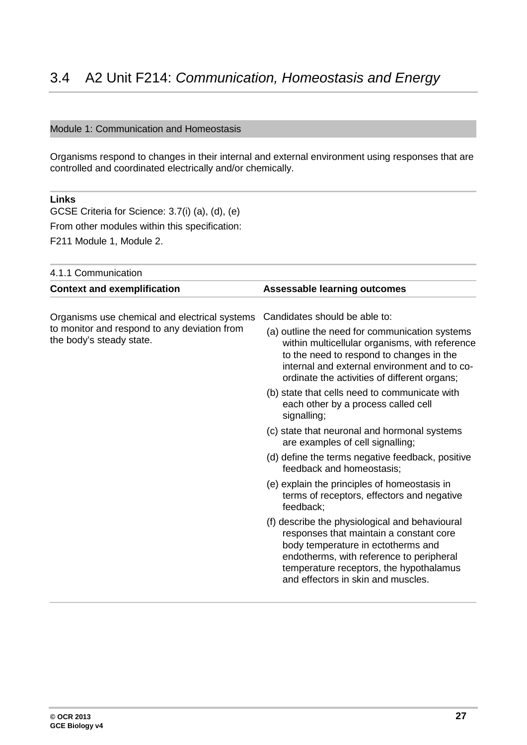## 3.4 A2 Unit F214: *Communication, Homeostasis and Energy*

### Module 1: Communication and Homeostasis

Organisms respond to changes in their internal and external environment using responses that are controlled and coordinated electrically and/or chemically.

**Links**

GCSE Criteria for Science: 3.7(i) (a), (d), (e)

From other modules within this specification:

F211 Module 1, Module 2.

4.1.1 Communication

| **Context and exemplification** | **Assessable learning outcomes** |
|---|---|
| Organisms use chemical and electrical systems to monitor and respond to any deviation from the body's steady state. | Candidates should be able to:<br>(a) outline the need for communication systems within multicellular organisms, with reference to the need to respond to changes in the internal and external environment and to co-ordinate the activities of different organs;<br>(b) state that cells need to communicate with each other by a process called cell signalling;<br>(c) state that neuronal and hormonal systems are examples of cell signalling;<br>(d) define the terms negative feedback, positive feedback and homeostasis;<br>(e) explain the principles of homeostasis in terms of receptors, effectors and negative feedback;<br>(f) describe the physiological and behavioural responses that maintain a constant core body temperature in ectotherms and endotherms, with reference to peripheral temperature receptors, the hypothalamus and effectors in skin and muscles. |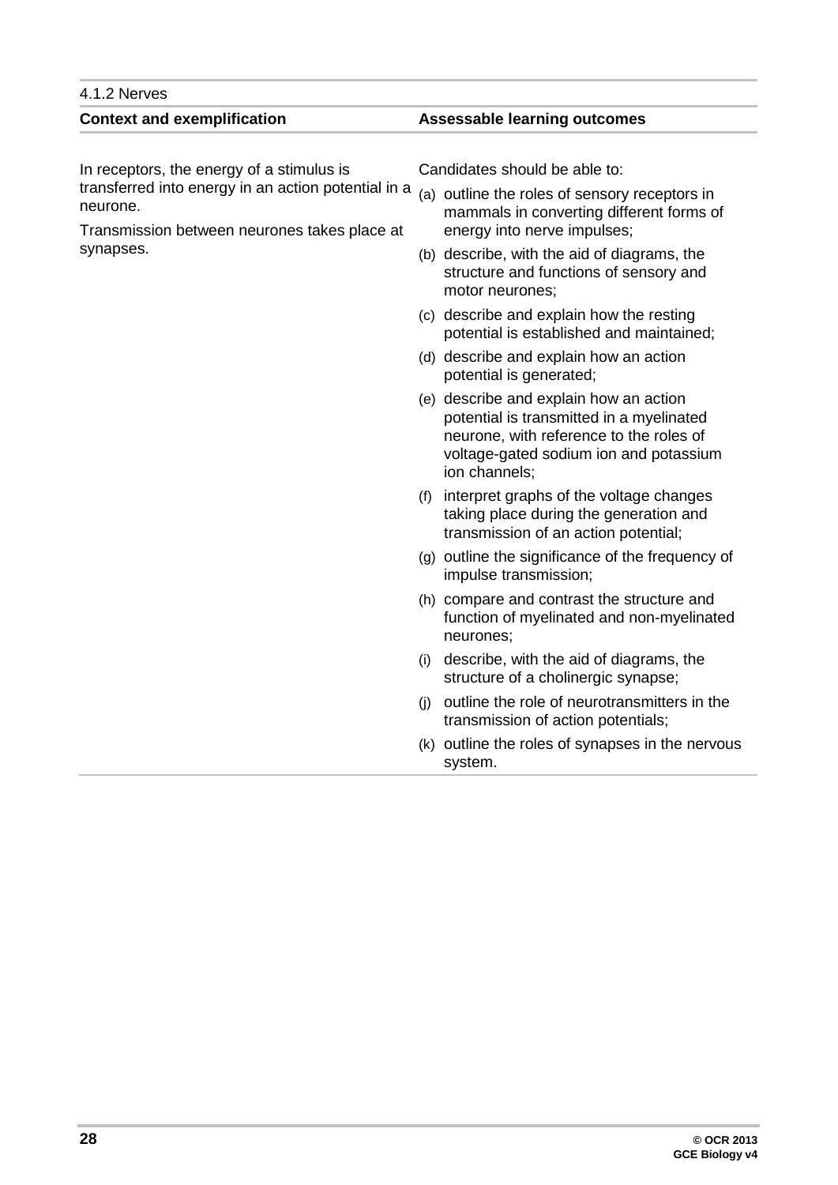## 4.1.2 Nerves

| Context and exemplification | Assessable learning outcomes |
|---|---|
| In receptors, the energy of a stimulus is transferred into energy in an action potential in a neurone.<br><br>Transmission between neurones takes place at synapses. | Candidates should be able to:<br><br>(a) outline the roles of sensory receptors in mammals in converting different forms of energy into nerve impulses;<br><br>(b) describe, with the aid of diagrams, the structure and functions of sensory and motor neurones;<br><br>(c) describe and explain how the resting potential is established and maintained;<br><br>(d) describe and explain how an action potential is generated;<br><br>(e) describe and explain how an action potential is transmitted in a myelinated neurone, with reference to the roles of voltage-gated sodium ion and potassium ion channels;<br><br>(f) interpret graphs of the voltage changes taking place during the generation and transmission of an action potential;<br><br>(g) outline the significance of the frequency of impulse transmission;<br><br>(h) compare and contrast the structure and function of myelinated and non-myelinated neurones;<br><br>(i) describe, with the aid of diagrams, the structure of a cholinergic synapse;<br><br>(j) outline the role of neurotransmitters in the transmission of action potentials;<br><br>(k) outline the roles of synapses in the nervous system. |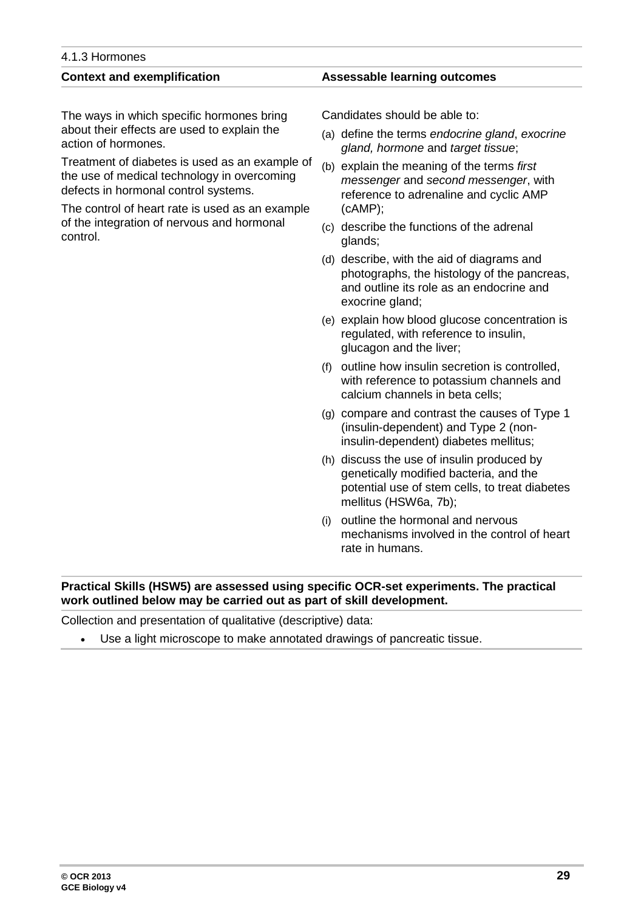4.1.3 Hormones

| Context and exemplification | Assessable learning outcomes |
| --- | --- |
| The ways in which specific hormones bring about their effects are used to explain the action of hormones.<br><br>Treatment of diabetes is used as an example of the use of medical technology in overcoming defects in hormonal control systems.<br><br>The control of heart rate is used as an example of the integration of nervous and hormonal control. | Candidates should be able to:<br><br>(a) define the terms *endocrine gland*, *exocrine gland, hormone* and *target tissue*;<br><br>(b) explain the meaning of the terms *first messenger* and *second messenger*, with reference to adrenaline and cyclic AMP (cAMP);<br><br>(c) describe the functions of the adrenal glands;<br><br>(d) describe, with the aid of diagrams and photographs, the histology of the pancreas, and outline its role as an endocrine and exocrine gland;<br><br>(e) explain how blood glucose concentration is regulated, with reference to insulin, glucagon and the liver;<br><br>(f) outline how insulin secretion is controlled, with reference to potassium channels and calcium channels in beta cells;<br><br>(g) compare and contrast the causes of Type 1 (insulin-dependent) and Type 2 (non-insulin-dependent) diabetes mellitus;<br><br>(h) discuss the use of insulin produced by genetically modified bacteria, and the potential use of stem cells, to treat diabetes mellitus (HSW6a, 7b);<br><br>(i) outline the hormonal and nervous mechanisms involved in the control of heart rate in humans. |

**Practical Skills (HSW5) are assessed using specific OCR-set experiments. The practical work outlined below may be carried out as part of skill development.**

Collection and presentation of qualitative (descriptive) data:

- Use a light microscope to make annotated drawings of pancreatic tissue.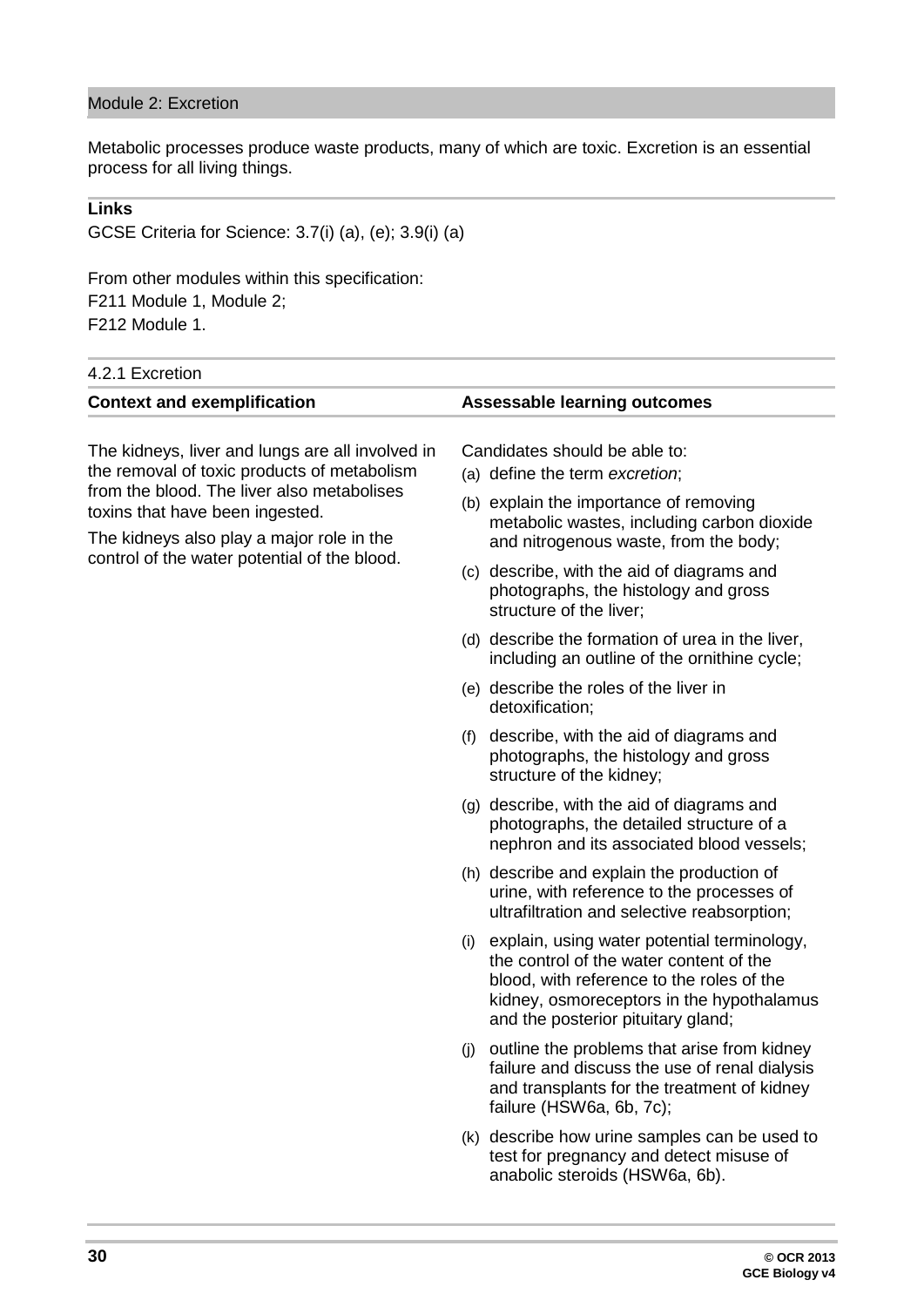## Module 2: Excretion

Metabolic processes produce waste products, many of which are toxic. Excretion is an essential process for all living things.

**Links**

GCSE Criteria for Science: 3.7(i) (a), (e); 3.9(i) (a)

From other modules within this specification:
F211 Module 1, Module 2;
F212 Module 1.

### 4.2.1 Excretion

| Context and exemplification | Assessable learning outcomes |
|---|---|
| The kidneys, liver and lungs are all involved in the removal of toxic products of metabolism from the blood. The liver also metabolises toxins that have been ingested.<br><br>The kidneys also play a major role in the control of the water potential of the blood. | Candidates should be able to:<br>(a) define the term *excretion*;<br>(b) explain the importance of removing metabolic wastes, including carbon dioxide and nitrogenous waste, from the body;<br>(c) describe, with the aid of diagrams and photographs, the histology and gross structure of the liver;<br>(d) describe the formation of urea in the liver, including an outline of the ornithine cycle;<br>(e) describe the roles of the liver in detoxification;<br>(f) describe, with the aid of diagrams and photographs, the histology and gross structure of the kidney;<br>(g) describe, with the aid of diagrams and photographs, the detailed structure of a nephron and its associated blood vessels;<br>(h) describe and explain the production of urine, with reference to the processes of ultrafiltration and selective reabsorption;<br>(i) explain, using water potential terminology, the control of the water content of the blood, with reference to the roles of the kidney, osmoreceptors in the hypothalamus and the posterior pituitary gland;<br>(j) outline the problems that arise from kidney failure and discuss the use of renal dialysis and transplants for the treatment of kidney failure (HSW6a, 6b, 7c);<br>(k) describe how urine samples can be used to test for pregnancy and detect misuse of anabolic steroids (HSW6a, 6b). |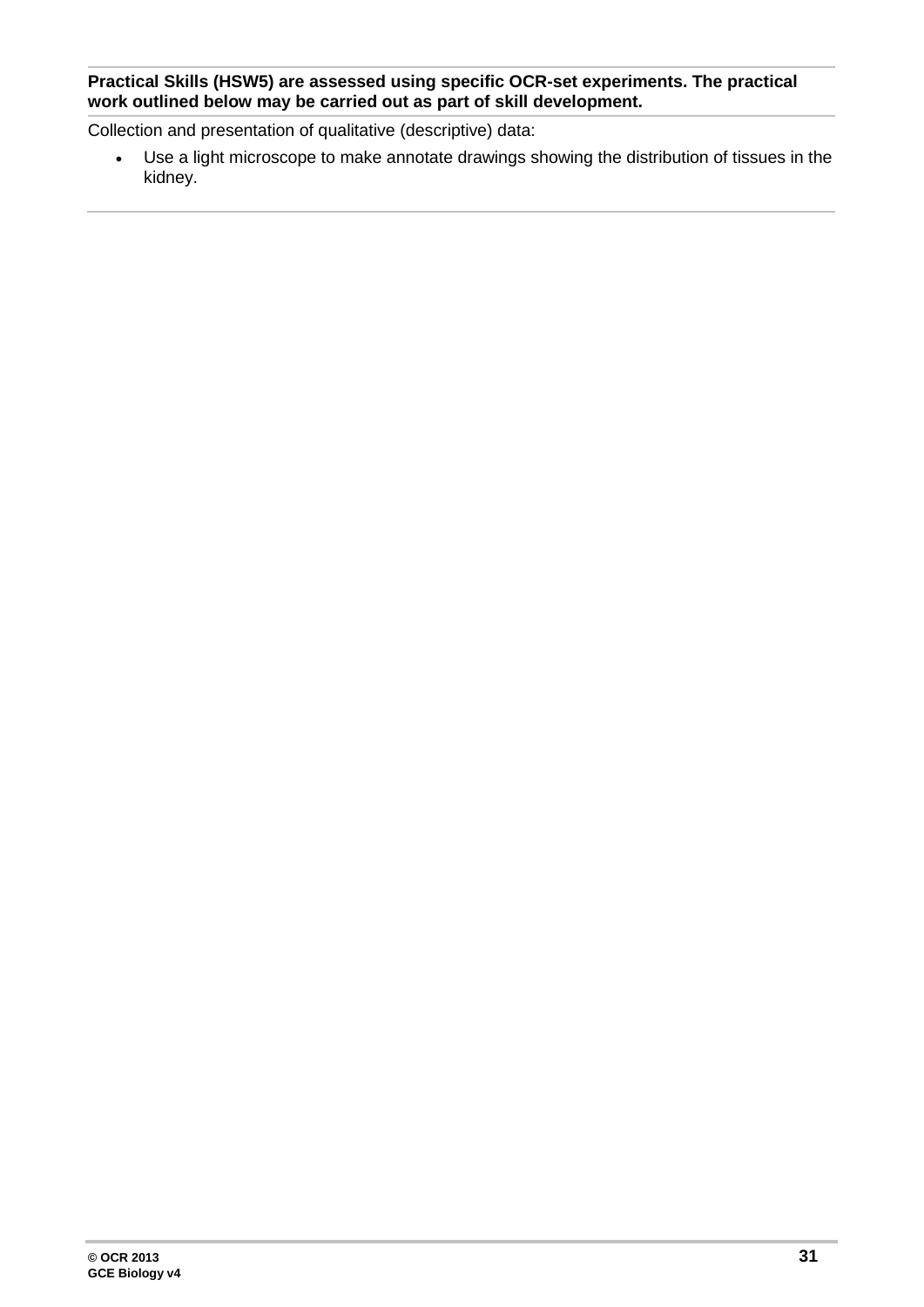**Practical Skills (HSW5) are assessed using specific OCR-set experiments. The practical work outlined below may be carried out as part of skill development.**

Collection and presentation of qualitative (descriptive) data:

- Use a light microscope to make annotate drawings showing the distribution of tissues in the kidney.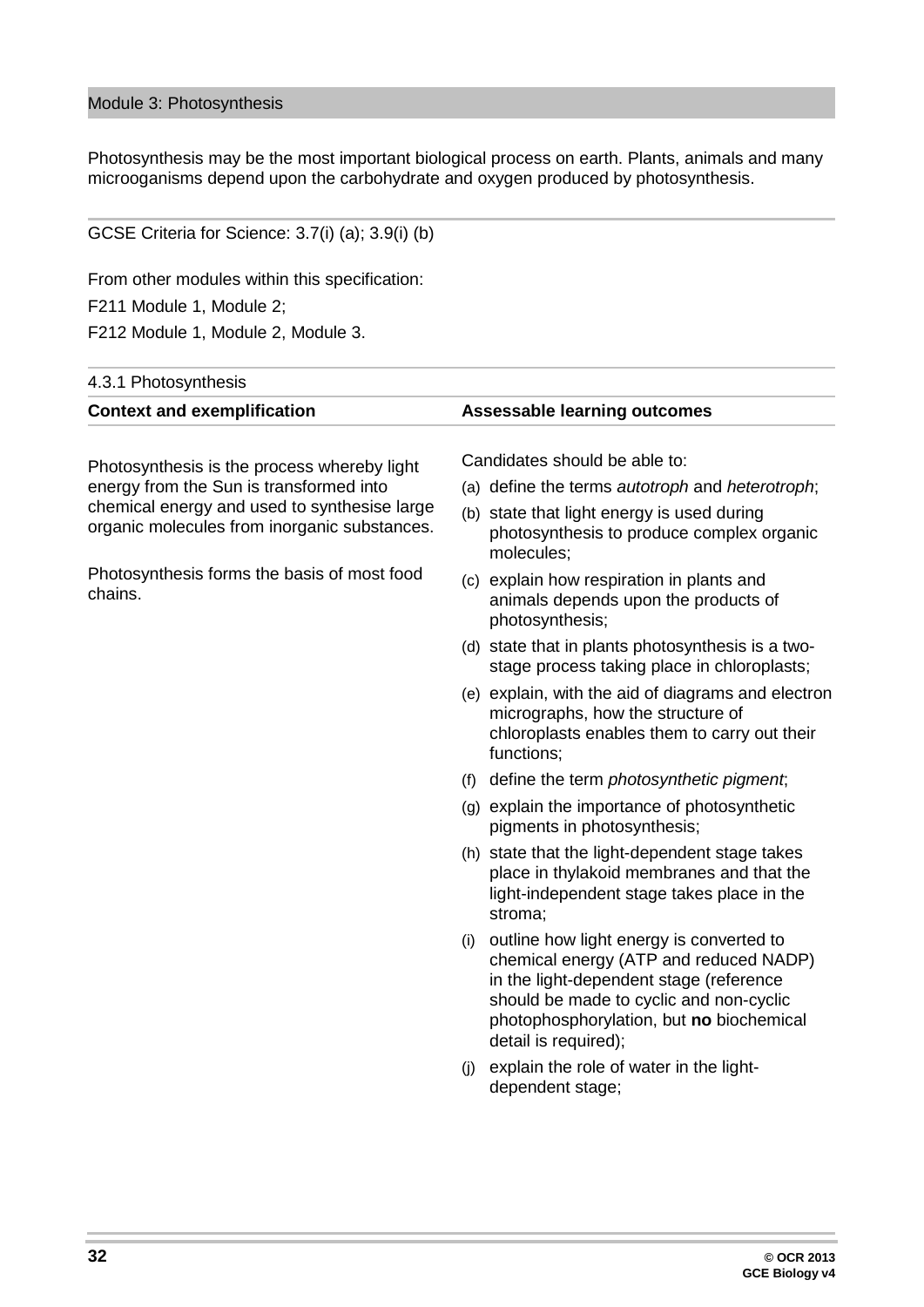## Module 3: Photosynthesis

Photosynthesis may be the most important biological process on earth. Plants, animals and many microoganisms depend upon the carbohydrate and oxygen produced by photosynthesis.

GCSE Criteria for Science: 3.7(i) (a); 3.9(i) (b)

From other modules within this specification:

F211 Module 1, Module 2;

F212 Module 1, Module 2, Module 3.

### 4.3.1 Photosynthesis

| Context and exemplification | Assessable learning outcomes |
|---|---|
| Photosynthesis is the process whereby light energy from the Sun is transformed into chemical energy and used to synthesise large organic molecules from inorganic substances.<br><br>Photosynthesis forms the basis of most food chains. | Candidates should be able to:<br>(a) define the terms *autotroph* and *heterotroph*;<br>(b) state that light energy is used during photosynthesis to produce complex organic molecules;<br>(c) explain how respiration in plants and animals depends upon the products of photosynthesis;<br>(d) state that in plants photosynthesis is a two-stage process taking place in chloroplasts;<br>(e) explain, with the aid of diagrams and electron micrographs, how the structure of chloroplasts enables them to carry out their functions;<br>(f) define the term *photosynthetic pigment*;<br>(g) explain the importance of photosynthetic pigments in photosynthesis;<br>(h) state that the light-dependent stage takes place in thylakoid membranes and that the light-independent stage takes place in the stroma;<br>(i) outline how light energy is converted to chemical energy (ATP and reduced NADP) in the light-dependent stage (reference should be made to cyclic and non-cyclic photophosphorylation, but **no** biochemical detail is required);<br>(j) explain the role of water in the light-dependent stage; |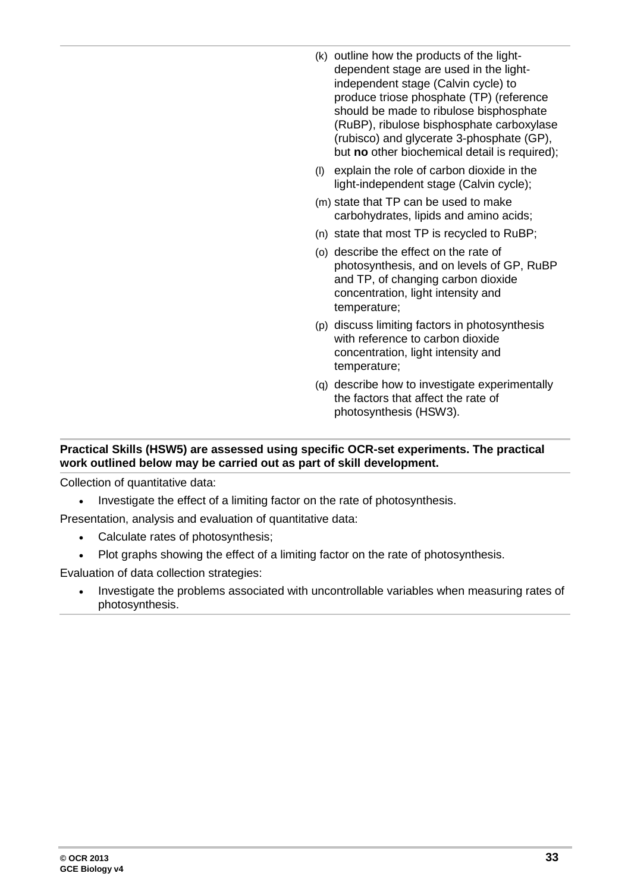(k) outline how the products of the light-dependent stage are used in the light-independent stage (Calvin cycle) to produce triose phosphate (TP) (reference should be made to ribulose bisphosphate (RuBP), ribulose bisphosphate carboxylase (rubisco) and glycerate 3-phosphate (GP), but **no** other biochemical detail is required);

(l) explain the role of carbon dioxide in the light-independent stage (Calvin cycle);

(m) state that TP can be used to make carbohydrates, lipids and amino acids;

(n) state that most TP is recycled to RuBP;

(o) describe the effect on the rate of photosynthesis, and on levels of GP, RuBP and TP, of changing carbon dioxide concentration, light intensity and temperature;

(p) discuss limiting factors in photosynthesis with reference to carbon dioxide concentration, light intensity and temperature;

(q) describe how to investigate experimentally the factors that affect the rate of photosynthesis (HSW3).

**Practical Skills (HSW5) are assessed using specific OCR-set experiments. The practical work outlined below may be carried out as part of skill development.**

Collection of quantitative data:

- Investigate the effect of a limiting factor on the rate of photosynthesis.

Presentation, analysis and evaluation of quantitative data:

- Calculate rates of photosynthesis;
- Plot graphs showing the effect of a limiting factor on the rate of photosynthesis.

Evaluation of data collection strategies:

- Investigate the problems associated with uncontrollable variables when measuring rates of photosynthesis.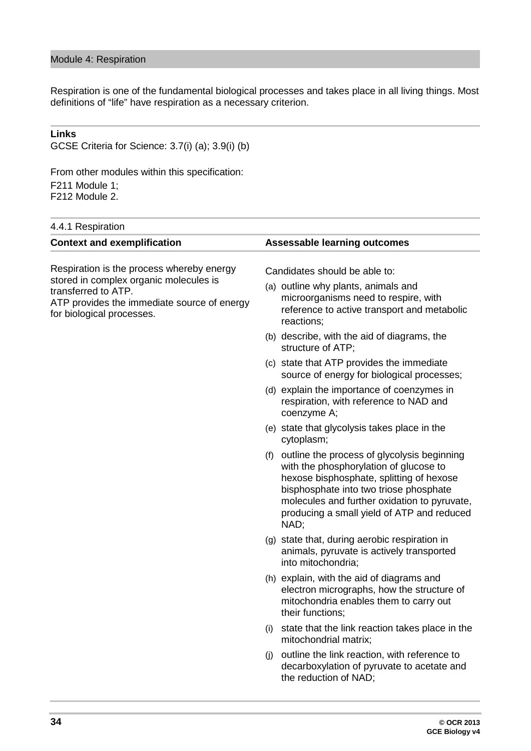## Module 4: Respiration

Respiration is one of the fundamental biological processes and takes place in all living things. Most definitions of "life" have respiration as a necessary criterion.

**Links**

GCSE Criteria for Science: 3.7(i) (a); 3.9(i) (b)

From other modules within this specification:
F211 Module 1;
F212 Module 2.

### 4.4.1 Respiration

| Context and exemplification | Assessable learning outcomes |
| --- | --- |
| Respiration is the process whereby energy stored in complex organic molecules is transferred to ATP.<br>ATP provides the immediate source of energy for biological processes. | Candidates should be able to:<br>(a) outline why plants, animals and microorganisms need to respire, with reference to active transport and metabolic reactions;<br>(b) describe, with the aid of diagrams, the structure of ATP;<br>(c) state that ATP provides the immediate source of energy for biological processes;<br>(d) explain the importance of coenzymes in respiration, with reference to NAD and coenzyme A;<br>(e) state that glycolysis takes place in the cytoplasm;<br>(f) outline the process of glycolysis beginning with the phosphorylation of glucose to hexose bisphosphate, splitting of hexose bisphosphate into two triose phosphate molecules and further oxidation to pyruvate, producing a small yield of ATP and reduced NAD;<br>(g) state that, during aerobic respiration in animals, pyruvate is actively transported into mitochondria;<br>(h) explain, with the aid of diagrams and electron micrographs, how the structure of mitochondria enables them to carry out their functions;<br>(i) state that the link reaction takes place in the mitochondrial matrix;<br>(j) outline the link reaction, with reference to decarboxylation of pyruvate to acetate and the reduction of NAD; |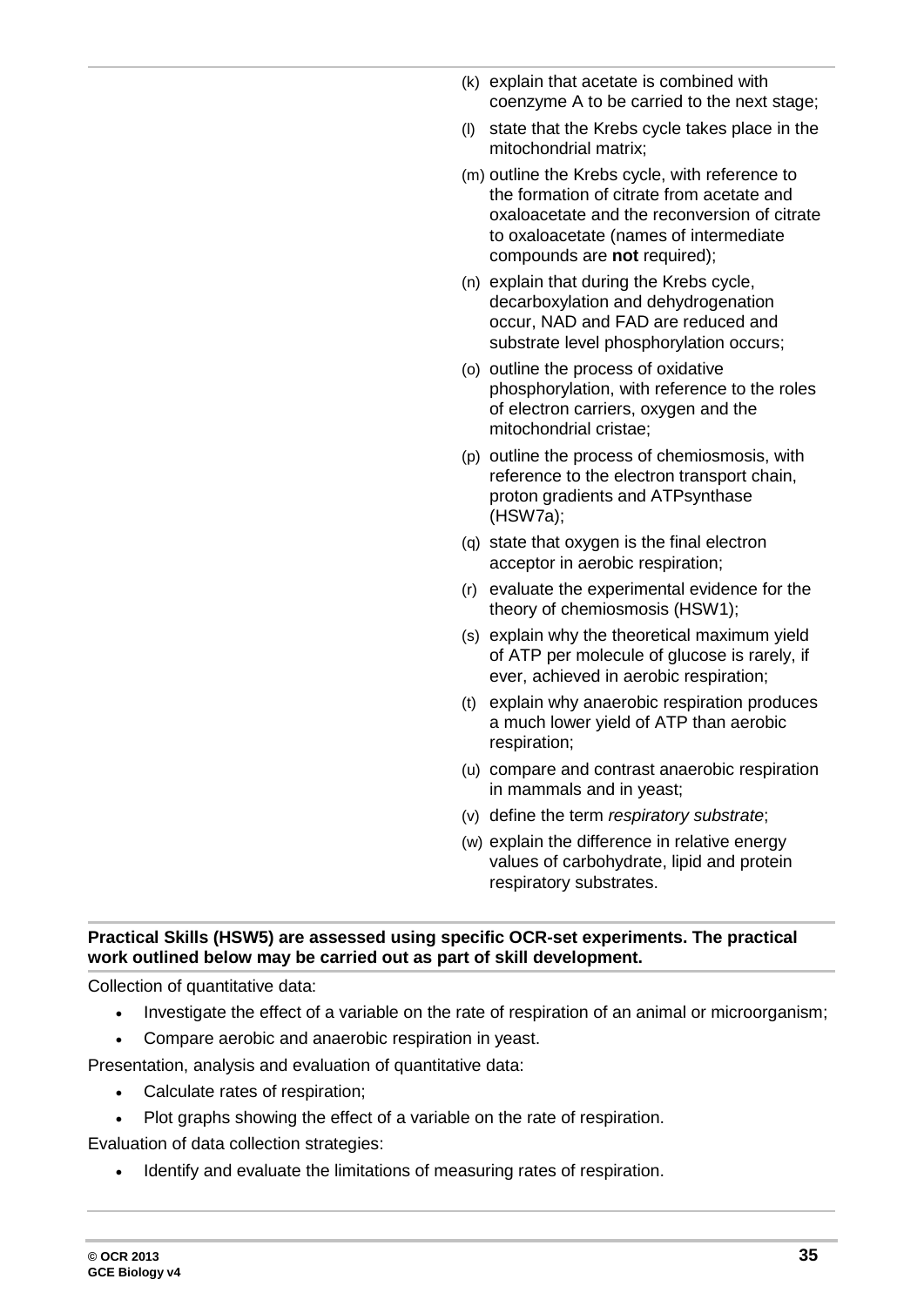(k) explain that acetate is combined with coenzyme A to be carried to the next stage;

(l) state that the Krebs cycle takes place in the mitochondrial matrix;

(m) outline the Krebs cycle, with reference to the formation of citrate from acetate and oxaloacetate and the reconversion of citrate to oxaloacetate (names of intermediate compounds are **not** required);

(n) explain that during the Krebs cycle, decarboxylation and dehydrogenation occur, NAD and FAD are reduced and substrate level phosphorylation occurs;

(o) outline the process of oxidative phosphorylation, with reference to the roles of electron carriers, oxygen and the mitochondrial cristae;

(p) outline the process of chemiosmosis, with reference to the electron transport chain, proton gradients and ATPsynthase (HSW7a);

(q) state that oxygen is the final electron acceptor in aerobic respiration;

(r) evaluate the experimental evidence for the theory of chemiosmosis (HSW1);

(s) explain why the theoretical maximum yield of ATP per molecule of glucose is rarely, if ever, achieved in aerobic respiration;

(t) explain why anaerobic respiration produces a much lower yield of ATP than aerobic respiration;

(u) compare and contrast anaerobic respiration in mammals and in yeast;

(v) define the term *respiratory substrate*;

(w) explain the difference in relative energy values of carbohydrate, lipid and protein respiratory substrates.

**Practical Skills (HSW5) are assessed using specific OCR-set experiments. The practical work outlined below may be carried out as part of skill development.**

Collection of quantitative data:

- Investigate the effect of a variable on the rate of respiration of an animal or microorganism;
- Compare aerobic and anaerobic respiration in yeast.

Presentation, analysis and evaluation of quantitative data:

- Calculate rates of respiration;
- Plot graphs showing the effect of a variable on the rate of respiration.

Evaluation of data collection strategies:

- Identify and evaluate the limitations of measuring rates of respiration.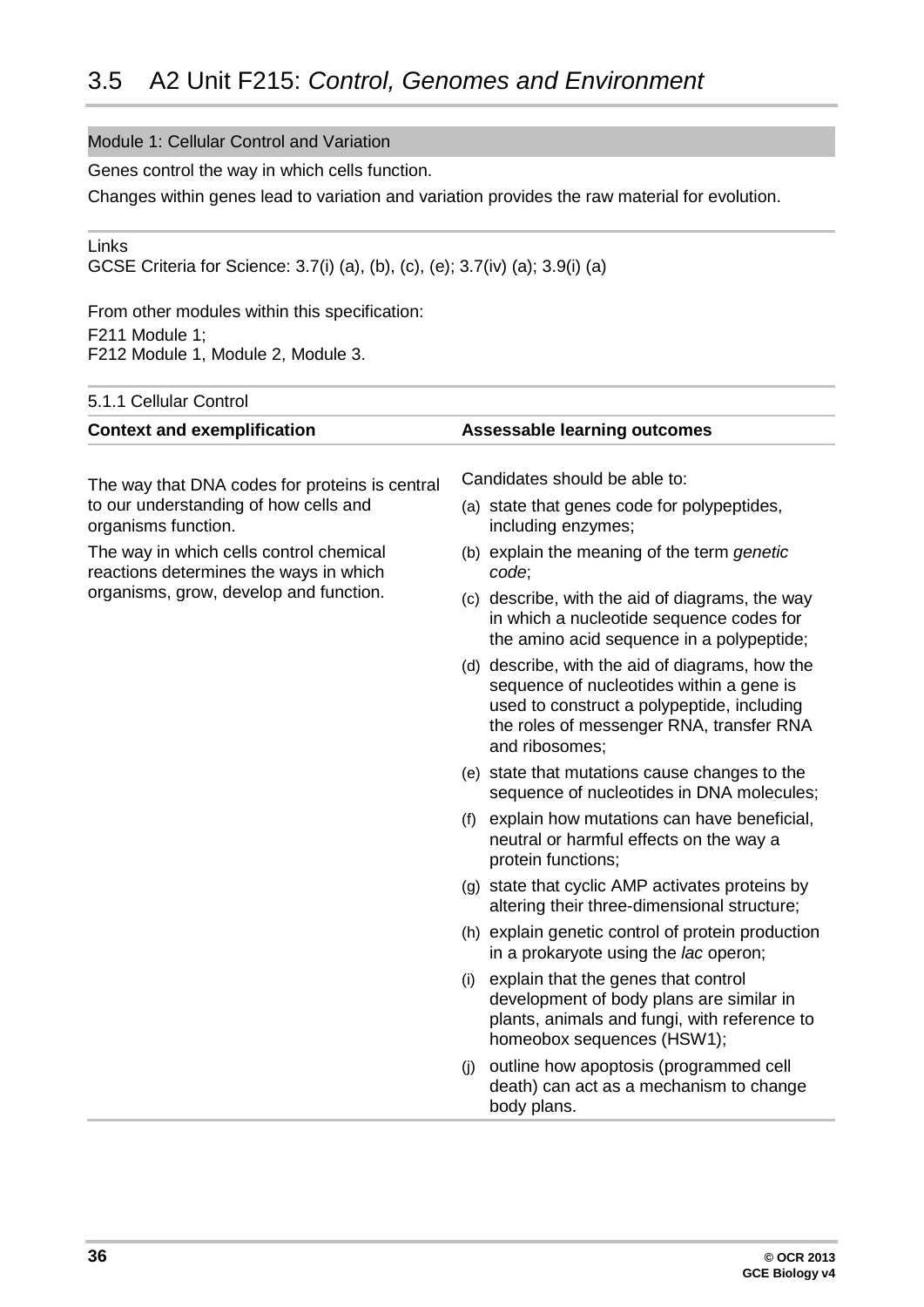# 3.5 A2 Unit F215: *Control, Genomes and Environment*

## Module 1: Cellular Control and Variation

Genes control the way in which cells function.

Changes within genes lead to variation and variation provides the raw material for evolution.

Links

GCSE Criteria for Science: 3.7(i) (a), (b), (c), (e); 3.7(iv) (a); 3.9(i) (a)

From other modules within this specification:

F211 Module 1;

F212 Module 1, Module 2, Module 3.

### 5.1.1 Cellular Control

| Context and exemplification | Assessable learning outcomes |
|---|---|
| The way that DNA codes for proteins is central to our understanding of how cells and organisms function.<br><br>The way in which cells control chemical reactions determines the ways in which organisms, grow, develop and function. | Candidates should be able to:<br><br>(a) state that genes code for polypeptides, including enzymes;<br><br>(b) explain the meaning of the term *genetic code*;<br><br>(c) describe, with the aid of diagrams, the way in which a nucleotide sequence codes for the amino acid sequence in a polypeptide;<br><br>(d) describe, with the aid of diagrams, how the sequence of nucleotides within a gene is used to construct a polypeptide, including the roles of messenger RNA, transfer RNA and ribosomes;<br><br>(e) state that mutations cause changes to the sequence of nucleotides in DNA molecules;<br><br>(f) explain how mutations can have beneficial, neutral or harmful effects on the way a protein functions;<br><br>(g) state that cyclic AMP activates proteins by altering their three-dimensional structure;<br><br>(h) explain genetic control of protein production in a prokaryote using the *lac* operon;<br><br>(i) explain that the genes that control development of body plans are similar in plants, animals and fungi, with reference to homeobox sequences (HSW1);<br><br>(j) outline how apoptosis (programmed cell death) can act as a mechanism to change body plans. |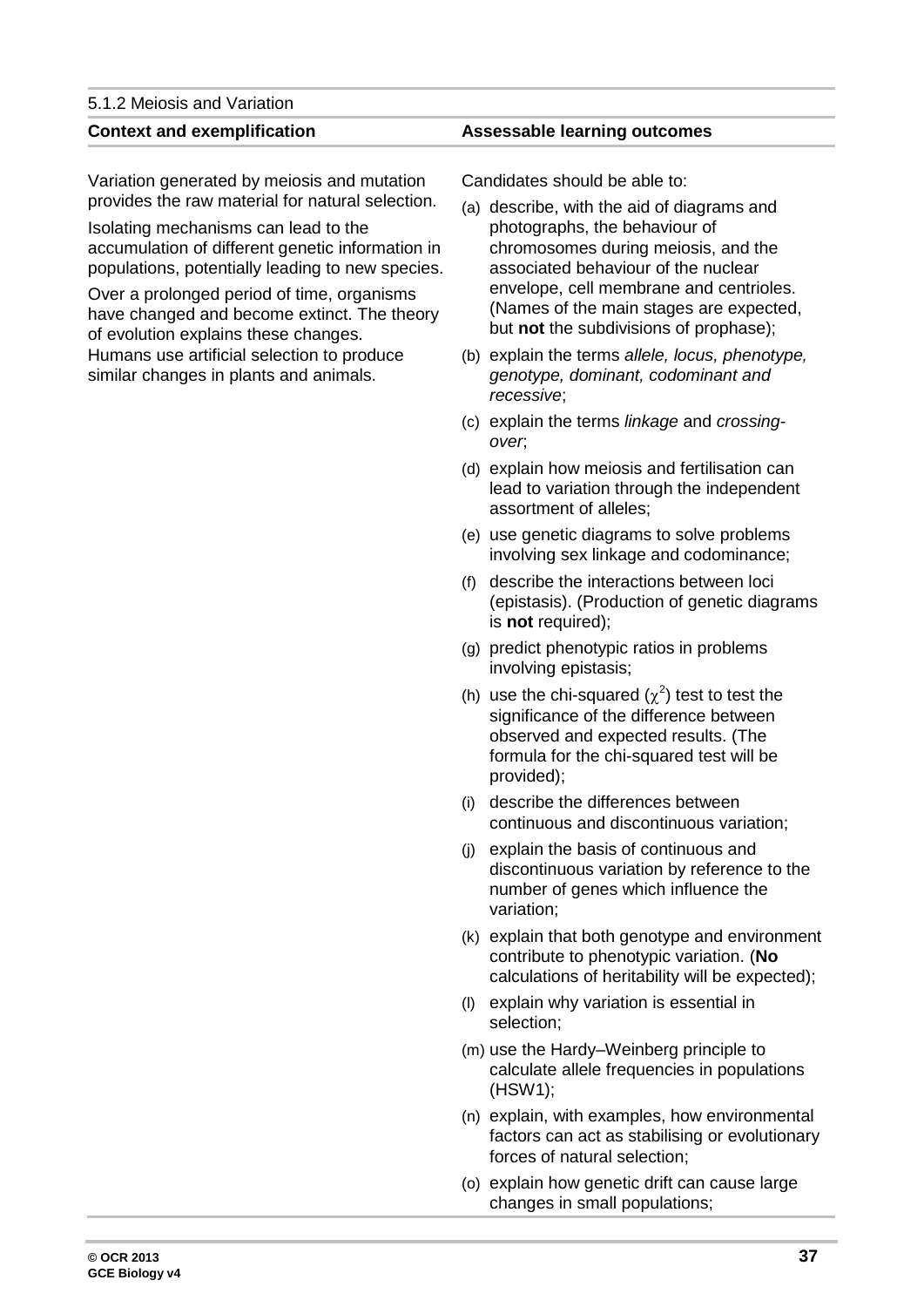5.1.2 Meiosis and Variation

| Context and exemplification | Assessable learning outcomes |
|---|---|
| Variation generated by meiosis and mutation provides the raw material for natural selection.<br><br>Isolating mechanisms can lead to the accumulation of different genetic information in populations, potentially leading to new species.<br><br>Over a prolonged period of time, organisms have changed and become extinct. The theory of evolution explains these changes.<br><br>Humans use artificial selection to produce similar changes in plants and animals. | Candidates should be able to:<br><br>(a) describe, with the aid of diagrams and photographs, the behaviour of chromosomes during meiosis, and the associated behaviour of the nuclear envelope, cell membrane and centrioles. (Names of the main stages are expected, but **not** the subdivisions of prophase);<br><br>(b) explain the terms *allele, locus, phenotype, genotype, dominant, codominant and recessive*;<br><br>(c) explain the terms *linkage* and *crossing-over*;<br><br>(d) explain how meiosis and fertilisation can lead to variation through the independent assortment of alleles;<br><br>(e) use genetic diagrams to solve problems involving sex linkage and codominance;<br><br>(f) describe the interactions between loci (epistasis). (Production of genetic diagrams is **not** required);<br><br>(g) predict phenotypic ratios in problems involving epistasis;<br><br>(h) use the chi-squared ($\chi^2$) test to test the significance of the difference between observed and expected results. (The formula for the chi-squared test will be provided);<br><br>(i) describe the differences between continuous and discontinuous variation;<br><br>(j) explain the basis of continuous and discontinuous variation by reference to the number of genes which influence the variation;<br><br>(k) explain that both genotype and environment contribute to phenotypic variation. (**No** calculations of heritability will be expected);<br><br>(l) explain why variation is essential in selection;<br><br>(m) use the Hardy–Weinberg principle to calculate allele frequencies in populations (HSW1);<br><br>(n) explain, with examples, how environmental factors can act as stabilising or evolutionary forces of natural selection;<br><br>(o) explain how genetic drift can cause large changes in small populations; |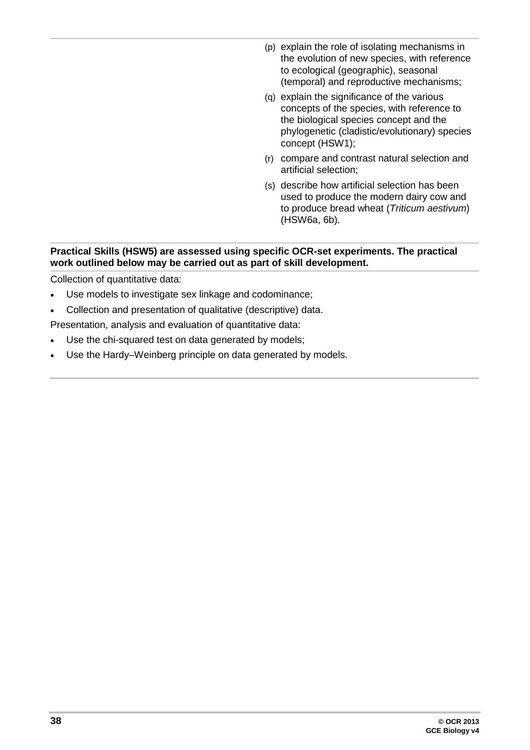(p) explain the role of isolating mechanisms in the evolution of new species, with reference to ecological (geographic), seasonal (temporal) and reproductive mechanisms;

(q) explain the significance of the various concepts of the species, with reference to the biological species concept and the phylogenetic (cladistic/evolutionary) species concept (HSW1);

(r) compare and contrast natural selection and artificial selection;

(s) describe how artificial selection has been used to produce the modern dairy cow and to produce bread wheat (*Triticum aestivum*) (HSW6a, 6b).

**Practical Skills (HSW5) are assessed using specific OCR-set experiments. The practical work outlined below may be carried out as part of skill development.**

Collection of quantitative data:

- Use models to investigate sex linkage and codominance;
- Collection and presentation of qualitative (descriptive) data.

Presentation, analysis and evaluation of quantitative data:

- Use the chi-squared test on data generated by models;
- Use the Hardy–Weinberg principle on data generated by models.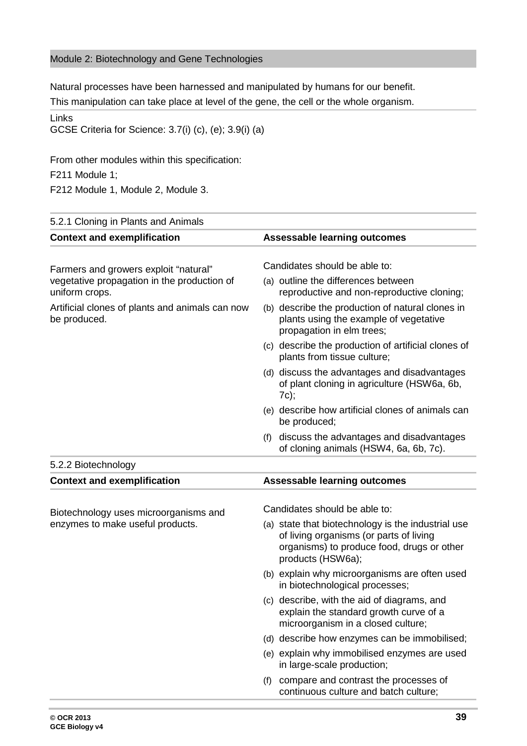## Module 2: Biotechnology and Gene Technologies

Natural processes have been harnessed and manipulated by humans for our benefit.

This manipulation can take place at level of the gene, the cell or the whole organism.

Links

GCSE Criteria for Science: 3.7(i) (c), (e); 3.9(i) (a)

From other modules within this specification:

F211 Module 1;

F212 Module 1, Module 2, Module 3.

### 5.2.1 Cloning in Plants and Animals

| Context and exemplification | Assessable learning outcomes |
|---|---|
| Farmers and growers exploit "natural" vegetative propagation in the production of uniform crops.<br><br>Artificial clones of plants and animals can now be produced. | Candidates should be able to:<br>(a) outline the differences between reproductive and non-reproductive cloning;<br>(b) describe the production of natural clones in plants using the example of vegetative propagation in elm trees;<br>(c) describe the production of artificial clones of plants from tissue culture;<br>(d) discuss the advantages and disadvantages of plant cloning in agriculture (HSW6a, 6b, 7c);<br>(e) describe how artificial clones of animals can be produced;<br>(f) discuss the advantages and disadvantages of cloning animals (HSW4, 6a, 6b, 7c). |

### 5.2.2 Biotechnology

| Context and exemplification | Assessable learning outcomes |
|---|---|
| Biotechnology uses microorganisms and enzymes to make useful products. | Candidates should be able to:<br>(a) state that biotechnology is the industrial use of living organisms (or parts of living organisms) to produce food, drugs or other products (HSW6a);<br>(b) explain why microorganisms are often used in biotechnological processes;<br>(c) describe, with the aid of diagrams, and explain the standard growth curve of a microorganism in a closed culture;<br>(d) describe how enzymes can be immobilised;<br>(e) explain why immobilised enzymes are used in large-scale production;<br>(f) compare and contrast the processes of continuous culture and batch culture; |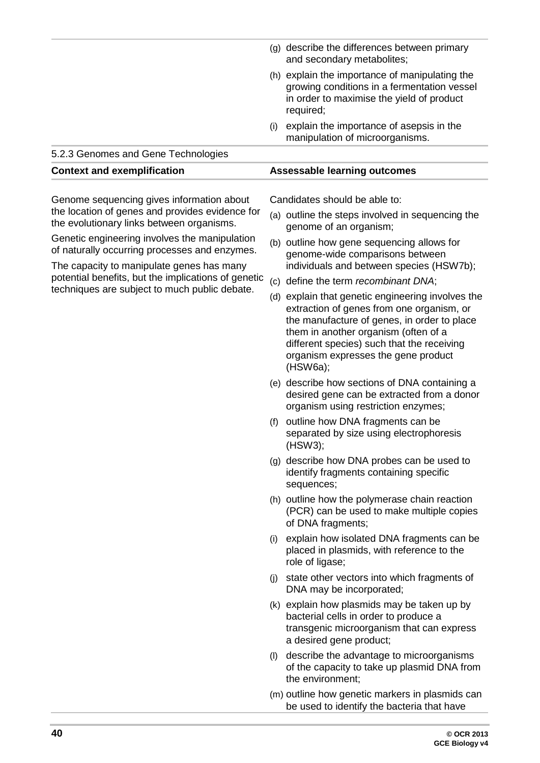(g) describe the differences between primary and secondary metabolites;

(h) explain the importance of manipulating the growing conditions in a fermentation vessel in order to maximise the yield of product required;

(i) explain the importance of asepsis in the manipulation of microorganisms.

### 5.2.3 Genomes and Gene Technologies

| Context and exemplification | Assessable learning outcomes |
| --- | --- |
| Genome sequencing gives information about the location of genes and provides evidence for the evolutionary links between organisms.<br><br>Genetic engineering involves the manipulation of naturally occurring processes and enzymes.<br><br>The capacity to manipulate genes has many potential benefits, but the implications of genetic techniques are subject to much public debate. | Candidates should be able to:<br><br>(a) outline the steps involved in sequencing the genome of an organism;<br><br>(b) outline how gene sequencing allows for genome-wide comparisons between individuals and between species (HSW7b);<br><br>(c) define the term *recombinant DNA*;<br><br>(d) explain that genetic engineering involves the extraction of genes from one organism, or the manufacture of genes, in order to place them in another organism (often of a different species) such that the receiving organism expresses the gene product (HSW6a);<br><br>(e) describe how sections of DNA containing a desired gene can be extracted from a donor organism using restriction enzymes;<br><br>(f) outline how DNA fragments can be separated by size using electrophoresis (HSW3);<br><br>(g) describe how DNA probes can be used to identify fragments containing specific sequences;<br><br>(h) outline how the polymerase chain reaction (PCR) can be used to make multiple copies of DNA fragments;<br><br>(i) explain how isolated DNA fragments can be placed in plasmids, with reference to the role of ligase;<br><br>(j) state other vectors into which fragments of DNA may be incorporated;<br><br>(k) explain how plasmids may be taken up by bacterial cells in order to produce a transgenic microorganism that can express a desired gene product;<br><br>(l) describe the advantage to microorganisms of the capacity to take up plasmid DNA from the environment;<br><br>(m) outline how genetic markers in plasmids can be used to identify the bacteria that have |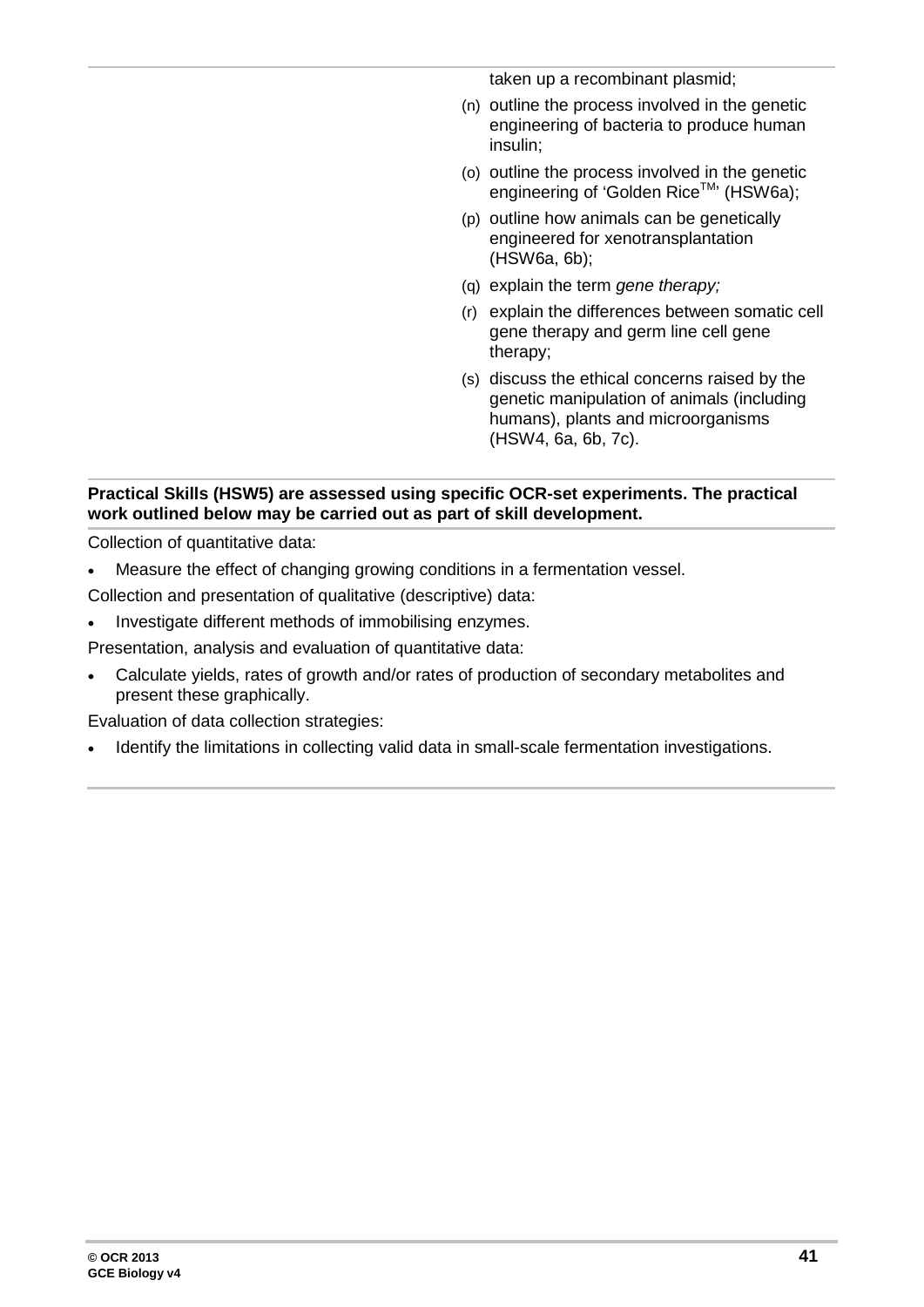taken up a recombinant plasmid;

(n) outline the process involved in the genetic engineering of bacteria to produce human insulin;

(o) outline the process involved in the genetic engineering of 'Golden Rice™' (HSW6a);

(p) outline how animals can be genetically engineered for xenotransplantation (HSW6a, 6b);

(q) explain the term *gene therapy;*

(r) explain the differences between somatic cell gene therapy and germ line cell gene therapy;

(s) discuss the ethical concerns raised by the genetic manipulation of animals (including humans), plants and microorganisms (HSW4, 6a, 6b, 7c).

**Practical Skills (HSW5) are assessed using specific OCR-set experiments. The practical work outlined below may be carried out as part of skill development.**

Collection of quantitative data:

- Measure the effect of changing growing conditions in a fermentation vessel.

Collection and presentation of qualitative (descriptive) data:

- Investigate different methods of immobilising enzymes.

Presentation, analysis and evaluation of quantitative data:

- Calculate yields, rates of growth and/or rates of production of secondary metabolites and present these graphically.

Evaluation of data collection strategies:

- Identify the limitations in collecting valid data in small-scale fermentation investigations.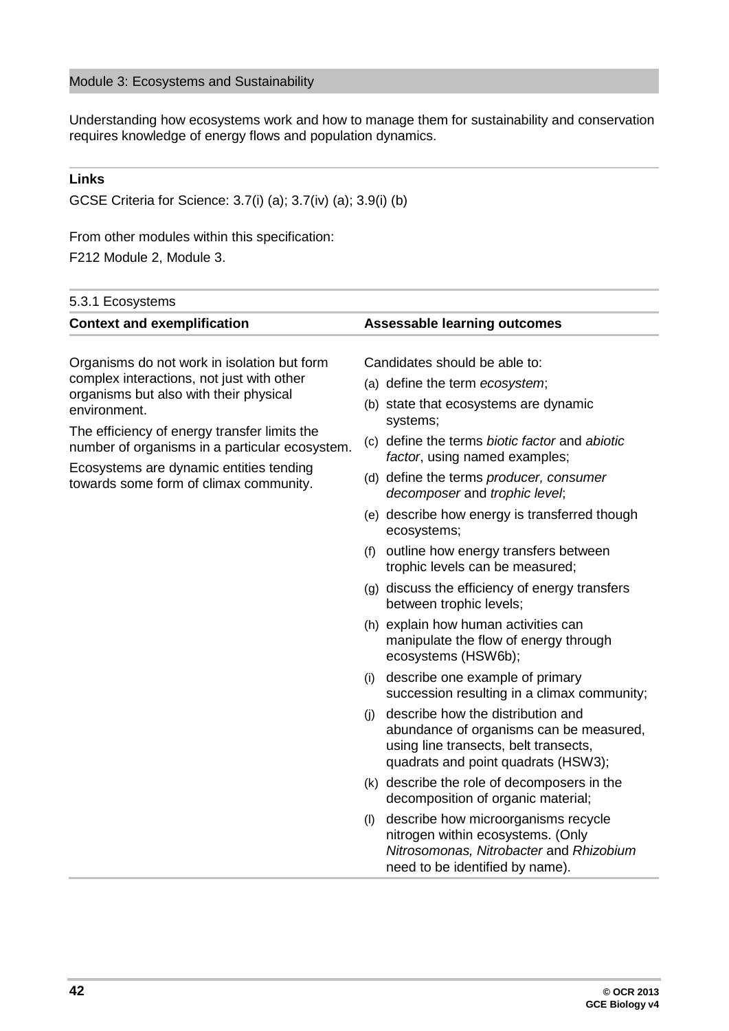## Module 3: Ecosystems and Sustainability

Understanding how ecosystems work and how to manage them for sustainability and conservation requires knowledge of energy flows and population dynamics.

**Links**

GCSE Criteria for Science: 3.7(i) (a); 3.7(iv) (a); 3.9(i) (b)

From other modules within this specification:

F212 Module 2, Module 3.

### 5.3.1 Ecosystems

| **Context and exemplification** | **Assessable learning outcomes** |
|---|---|
| Organisms do not work in isolation but form complex interactions, not just with other organisms but also with their physical environment.<br><br>The efficiency of energy transfer limits the number of organisms in a particular ecosystem.<br><br>Ecosystems are dynamic entities tending towards some form of climax community. | Candidates should be able to:<br>(a) define the term *ecosystem*;<br>(b) state that ecosystems are dynamic systems;<br>(c) define the terms *biotic factor* and *abiotic factor*, using named examples;<br>(d) define the terms *producer, consumer decomposer* and *trophic level*;<br>(e) describe how energy is transferred though ecosystems;<br>(f) outline how energy transfers between trophic levels can be measured;<br>(g) discuss the efficiency of energy transfers between trophic levels;<br>(h) explain how human activities can manipulate the flow of energy through ecosystems (HSW6b);<br>(i) describe one example of primary succession resulting in a climax community;<br>(j) describe how the distribution and abundance of organisms can be measured, using line transects, belt transects, quadrats and point quadrats (HSW3);<br>(k) describe the role of decomposers in the decomposition of organic material;<br>(l) describe how microorganisms recycle nitrogen within ecosystems. (Only *Nitrosomonas, Nitrobacter* and *Rhizobium* need to be identified by name). |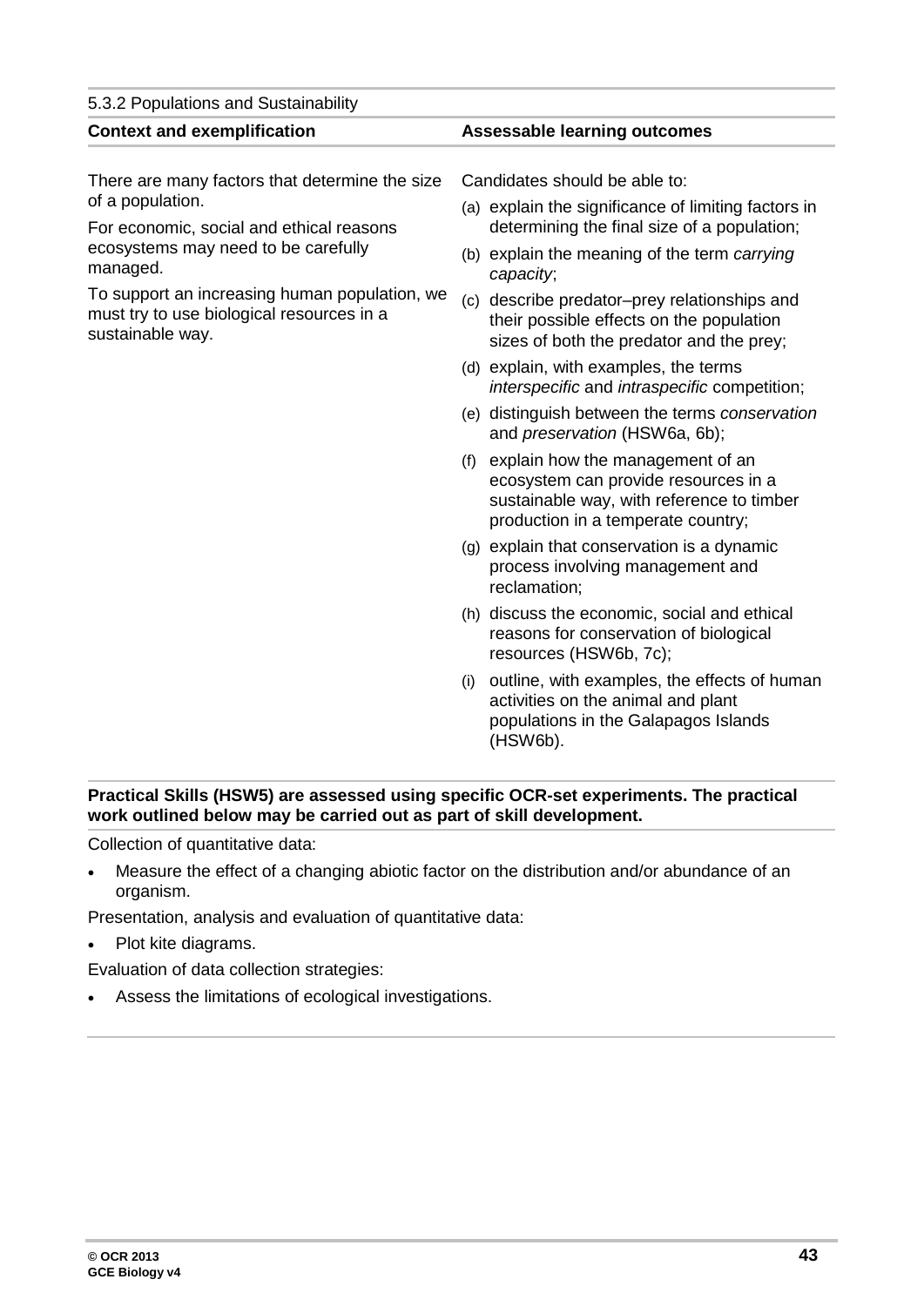5.3.2 Populations and Sustainability

| **Context and exemplification** | **Assessable learning outcomes** |
|---|---|
| There are many factors that determine the size of a population.<br><br>For economic, social and ethical reasons ecosystems may need to be carefully managed.<br><br>To support an increasing human population, we must try to use biological resources in a sustainable way. | Candidates should be able to:<br><br>(a) explain the significance of limiting factors in determining the final size of a population;<br><br>(b) explain the meaning of the term *carrying capacity*;<br><br>(c) describe predator–prey relationships and their possible effects on the population sizes of both the predator and the prey;<br><br>(d) explain, with examples, the terms *interspecific* and *intraspecific* competition;<br><br>(e) distinguish between the terms *conservation* and *preservation* (HSW6a, 6b);<br><br>(f) explain how the management of an ecosystem can provide resources in a sustainable way, with reference to timber production in a temperate country;<br><br>(g) explain that conservation is a dynamic process involving management and reclamation;<br><br>(h) discuss the economic, social and ethical reasons for conservation of biological resources (HSW6b, 7c);<br><br>(i) outline, with examples, the effects of human activities on the animal and plant populations in the Galapagos Islands (HSW6b). |

**Practical Skills (HSW5) are assessed using specific OCR-set experiments. The practical work outlined below may be carried out as part of skill development.**

Collection of quantitative data:

- Measure the effect of a changing abiotic factor on the distribution and/or abundance of an organism.

Presentation, analysis and evaluation of quantitative data:

- Plot kite diagrams.

Evaluation of data collection strategies:

- Assess the limitations of ecological investigations.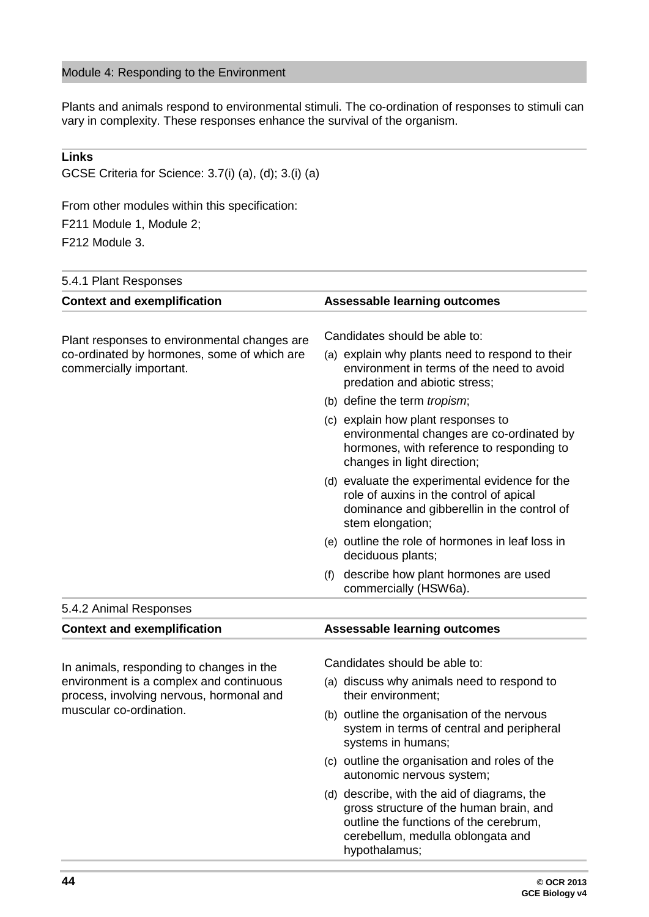## Module 4: Responding to the Environment

Plants and animals respond to environmental stimuli. The co-ordination of responses to stimuli can vary in complexity. These responses enhance the survival of the organism.

**Links**

GCSE Criteria for Science: 3.7(i) (a), (d); 3.(i) (a)

From other modules within this specification:

F211 Module 1, Module 2;

F212 Module 3.

### 5.4.1 Plant Responses

| Context and exemplification | Assessable learning outcomes |
| --- | --- |
| Plant responses to environmental changes are co-ordinated by hormones, some of which are commercially important. | Candidates should be able to:<br>(a) explain why plants need to respond to their environment in terms of the need to avoid predation and abiotic stress;<br>(b) define the term *tropism*;<br>(c) explain how plant responses to environmental changes are co-ordinated by hormones, with reference to responding to changes in light direction;<br>(d) evaluate the experimental evidence for the role of auxins in the control of apical dominance and gibberellin in the control of stem elongation;<br>(e) outline the role of hormones in leaf loss in deciduous plants;<br>(f) describe how plant hormones are used commercially (HSW6a). |

### 5.4.2 Animal Responses

| Context and exemplification | Assessable learning outcomes |
| --- | --- |
| In animals, responding to changes in the environment is a complex and continuous process, involving nervous, hormonal and muscular co-ordination. | Candidates should be able to:<br>(a) discuss why animals need to respond to their environment;<br>(b) outline the organisation of the nervous system in terms of central and peripheral systems in humans;<br>(c) outline the organisation and roles of the autonomic nervous system;<br>(d) describe, with the aid of diagrams, the gross structure of the human brain, and outline the functions of the cerebrum, cerebellum, medulla oblongata and hypothalamus; |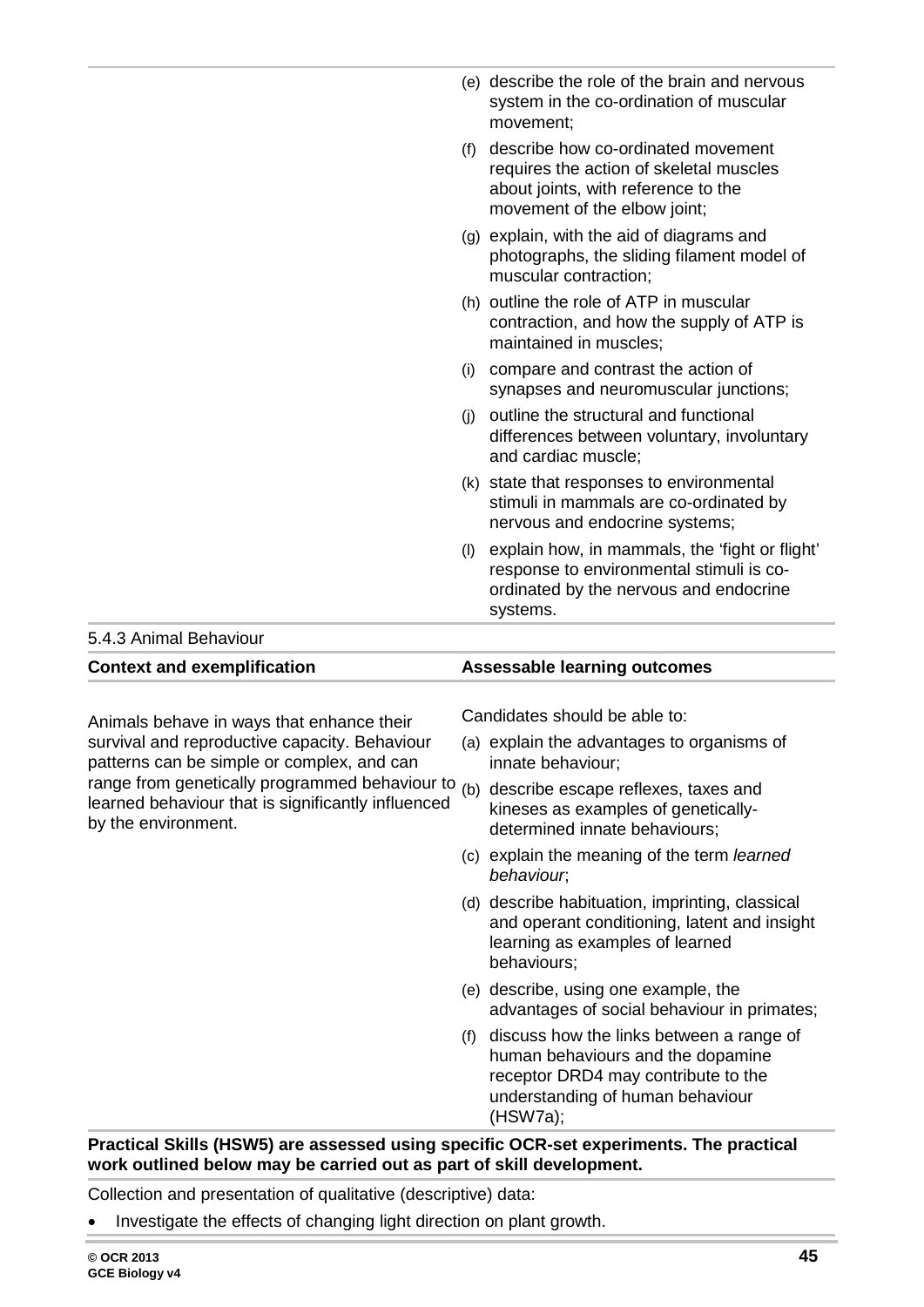(e) describe the role of the brain and nervous system in the co-ordination of muscular movement;

(f) describe how co-ordinated movement requires the action of skeletal muscles about joints, with reference to the movement of the elbow joint;

(g) explain, with the aid of diagrams and photographs, the sliding filament model of muscular contraction;

(h) outline the role of ATP in muscular contraction, and how the supply of ATP is maintained in muscles;

(i) compare and contrast the action of synapses and neuromuscular junctions;

(j) outline the structural and functional differences between voluntary, involuntary and cardiac muscle;

(k) state that responses to environmental stimuli in mammals are co-ordinated by nervous and endocrine systems;

(l) explain how, in mammals, the 'fight or flight' response to environmental stimuli is co-ordinated by the nervous and endocrine systems.

## 5.4.3 Animal Behaviour

| Context and exemplification | Assessable learning outcomes |
|---|---|
| Animals behave in ways that enhance their survival and reproductive capacity. Behaviour patterns can be simple or complex, and can range from genetically programmed behaviour to learned behaviour that is significantly influenced by the environment. | Candidates should be able to:<br>(a) explain the advantages to organisms of innate behaviour;<br>(b) describe escape reflexes, taxes and kineses as examples of genetically-determined innate behaviours;<br>(c) explain the meaning of the term *learned behaviour*;<br>(d) describe habituation, imprinting, classical and operant conditioning, latent and insight learning as examples of learned behaviours;<br>(e) describe, using one example, the advantages of social behaviour in primates;<br>(f) discuss how the links between a range of human behaviours and the dopamine receptor DRD4 may contribute to the understanding of human behaviour (HSW7a); |

**Practical Skills (HSW5) are assessed using specific OCR-set experiments. The practical work outlined below may be carried out as part of skill development.**

Collection and presentation of qualitative (descriptive) data:

- Investigate the effects of changing light direction on plant growth.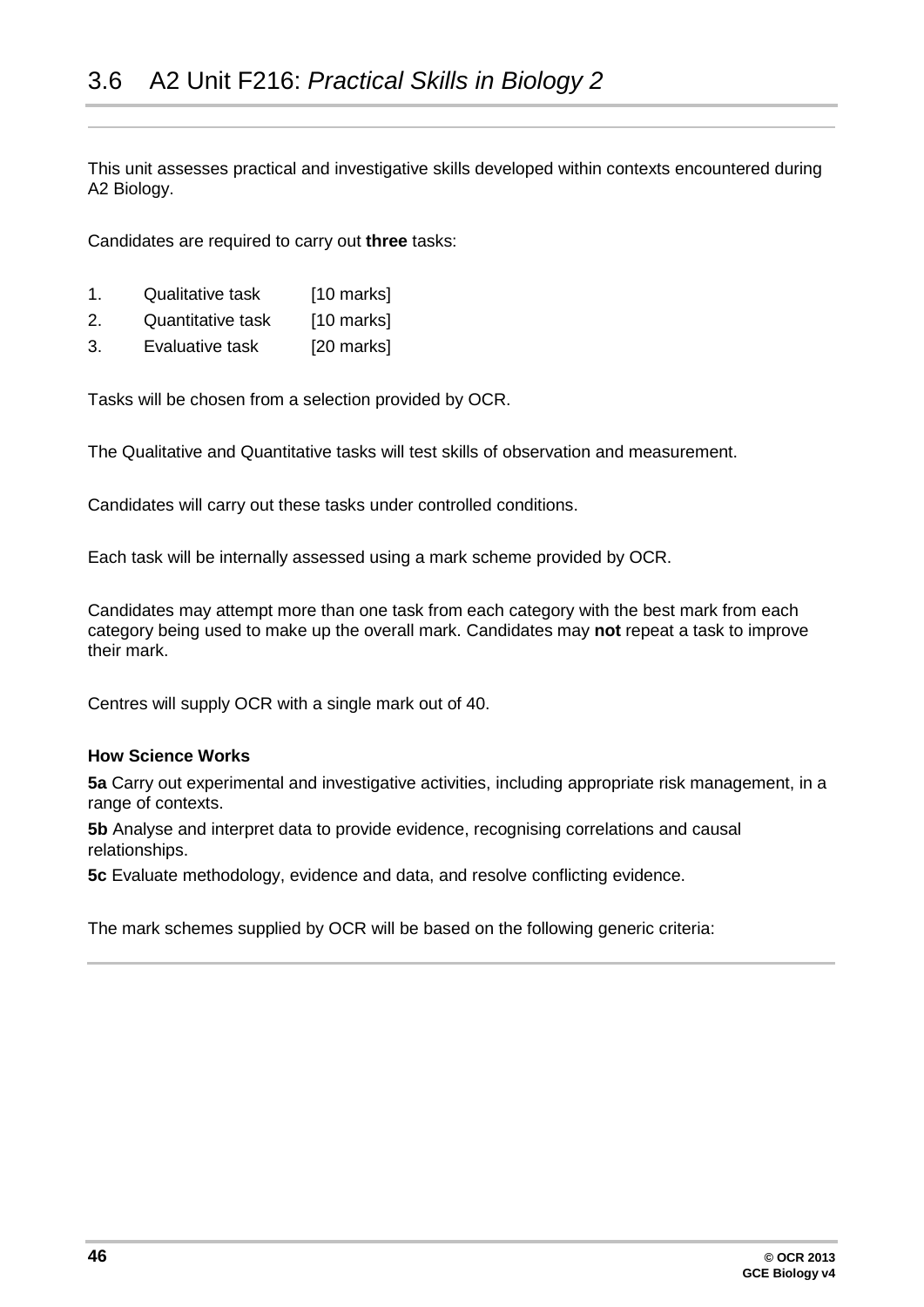## 3.6 A2 Unit F216: *Practical Skills in Biology 2*

This unit assesses practical and investigative skills developed within contexts encountered during A2 Biology.

Candidates are required to carry out **three** tasks:

1. Qualitative task [10 marks]
2. Quantitative task [10 marks]
3. Evaluative task [20 marks]

Tasks will be chosen from a selection provided by OCR.

The Qualitative and Quantitative tasks will test skills of observation and measurement.

Candidates will carry out these tasks under controlled conditions.

Each task will be internally assessed using a mark scheme provided by OCR.

Candidates may attempt more than one task from each category with the best mark from each category being used to make up the overall mark. Candidates may **not** repeat a task to improve their mark.

Centres will supply OCR with a single mark out of 40.

**How Science Works**

**5a** Carry out experimental and investigative activities, including appropriate risk management, in a range of contexts.

**5b** Analyse and interpret data to provide evidence, recognising correlations and causal relationships.

**5c** Evaluate methodology, evidence and data, and resolve conflicting evidence.

The mark schemes supplied by OCR will be based on the following generic criteria: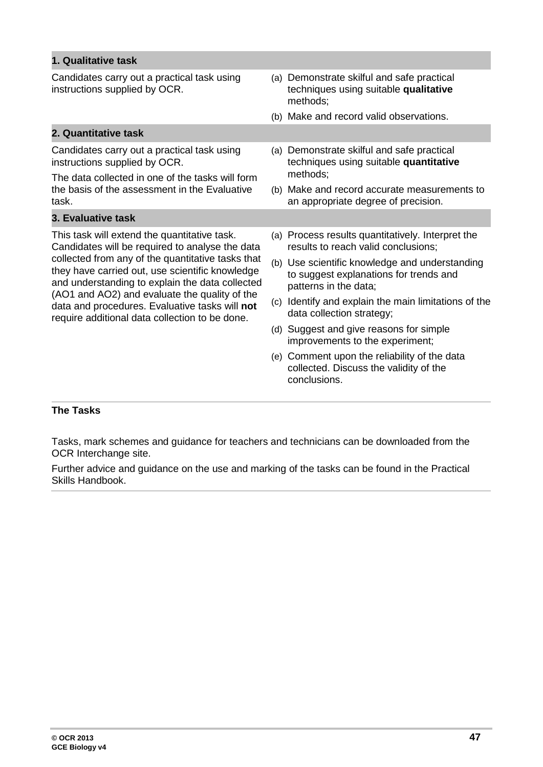| 1. Qualitative task | |
|---|---|
| Candidates carry out a practical task using instructions supplied by OCR. | (a) Demonstrate skilful and safe practical techniques using suitable **qualitative** methods;<br>(b) Make and record valid observations. |
| **2. Quantitative task** | |
| Candidates carry out a practical task using instructions supplied by OCR.<br>The data collected in one of the tasks will form the basis of the assessment in the Evaluative task. | (a) Demonstrate skilful and safe practical techniques using suitable **quantitative** methods;<br>(b) Make and record accurate measurements to an appropriate degree of precision. |
| **3. Evaluative task** | |
| This task will extend the quantitative task. Candidates will be required to analyse the data collected from any of the quantitative tasks that they have carried out, use scientific knowledge and understanding to explain the data collected (AO1 and AO2) and evaluate the quality of the data and procedures. Evaluative tasks will **not** require additional data collection to be done. | (a) Process results quantitatively. Interpret the results to reach valid conclusions;<br>(b) Use scientific knowledge and understanding to suggest explanations for trends and patterns in the data;<br>(c) Identify and explain the main limitations of the data collection strategy;<br>(d) Suggest and give reasons for simple improvements to the experiment;<br>(e) Comment upon the reliability of the data collected. Discuss the validity of the conclusions. |

**The Tasks**

Tasks, mark schemes and guidance for teachers and technicians can be downloaded from the OCR Interchange site.

Further advice and guidance on the use and marking of the tasks can be found in the Practical Skills Handbook.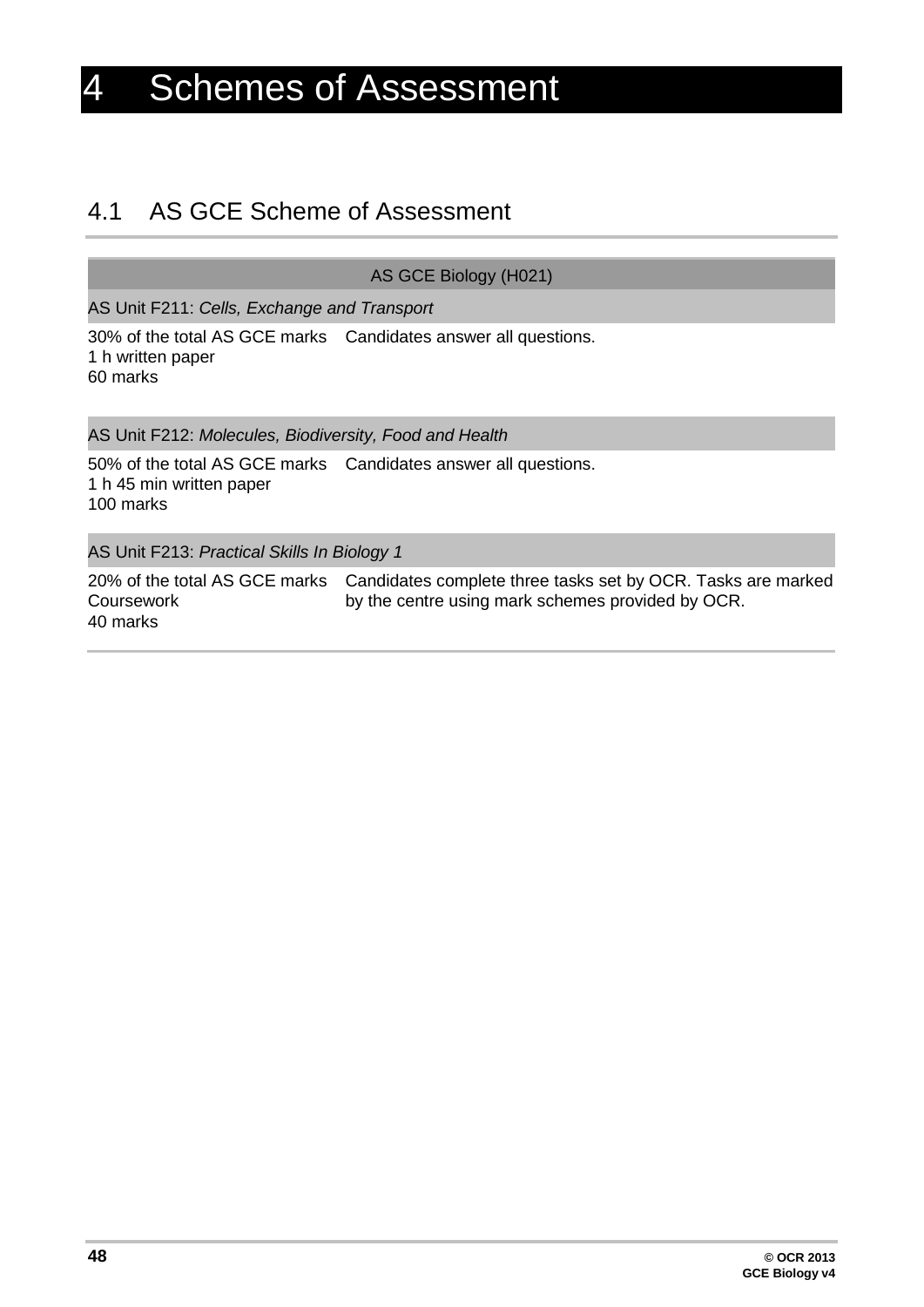# 4 Schemes of Assessment

## 4.1 AS GCE Scheme of Assessment

| AS GCE Biology (H021) | |
|---|---|
| AS Unit F211: *Cells, Exchange and Transport* | |
| 30% of the total AS GCE marks<br>1 h written paper<br>60 marks | Candidates answer all questions. |
| AS Unit F212: *Molecules, Biodiversity, Food and Health* | |
| 50% of the total AS GCE marks<br>1 h 45 min written paper<br>100 marks | Candidates answer all questions. |
| AS Unit F213: *Practical Skills In Biology 1* | |
| 20% of the total AS GCE marks<br>Coursework<br>40 marks | Candidates complete three tasks set by OCR. Tasks are marked by the centre using mark schemes provided by OCR. |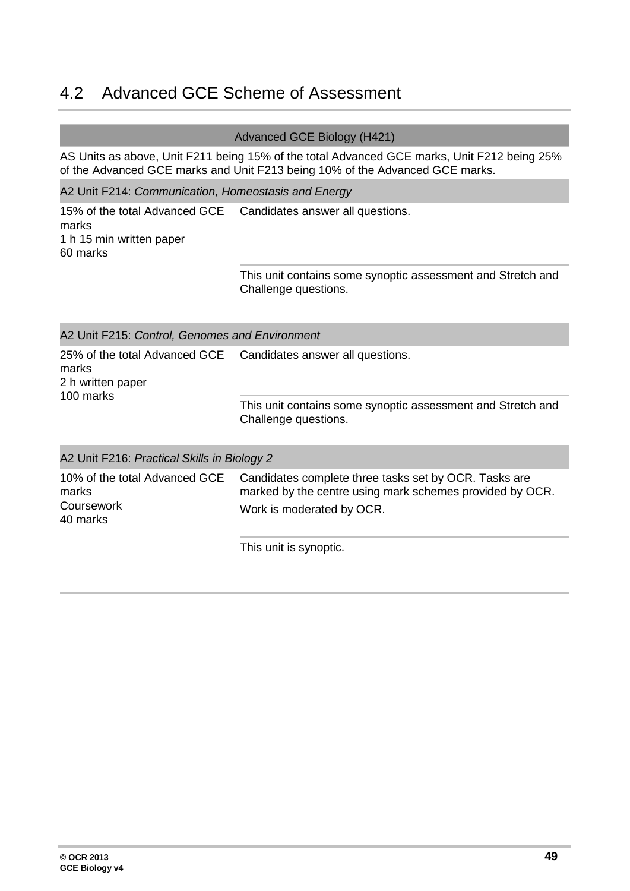## 4.2 Advanced GCE Scheme of Assessment

**Advanced GCE Biology (H421)**

AS Units as above, Unit F211 being 15% of the total Advanced GCE marks, Unit F212 being 25% of the Advanced GCE marks and Unit F213 being 10% of the Advanced GCE marks.

**A2 Unit F214:** *Communication, Homeostasis and Energy*

| | |
|---|---|
| 15% of the total Advanced GCE marks<br>1 h 15 min written paper<br>60 marks | Candidates answer all questions. |
| | This unit contains some synoptic assessment and Stretch and Challenge questions. |

**A2 Unit F215:** *Control, Genomes and Environment*

| | |
|---|---|
| 25% of the total Advanced GCE marks<br>2 h written paper<br>100 marks | Candidates answer all questions. |
| | This unit contains some synoptic assessment and Stretch and Challenge questions. |

**A2 Unit F216:** *Practical Skills in Biology 2*

| | |
|---|---|
| 10% of the total Advanced GCE marks<br>Coursework<br>40 marks | Candidates complete three tasks set by OCR. Tasks are marked by the centre using mark schemes provided by OCR.<br>Work is moderated by OCR. |
| | This unit is synoptic. |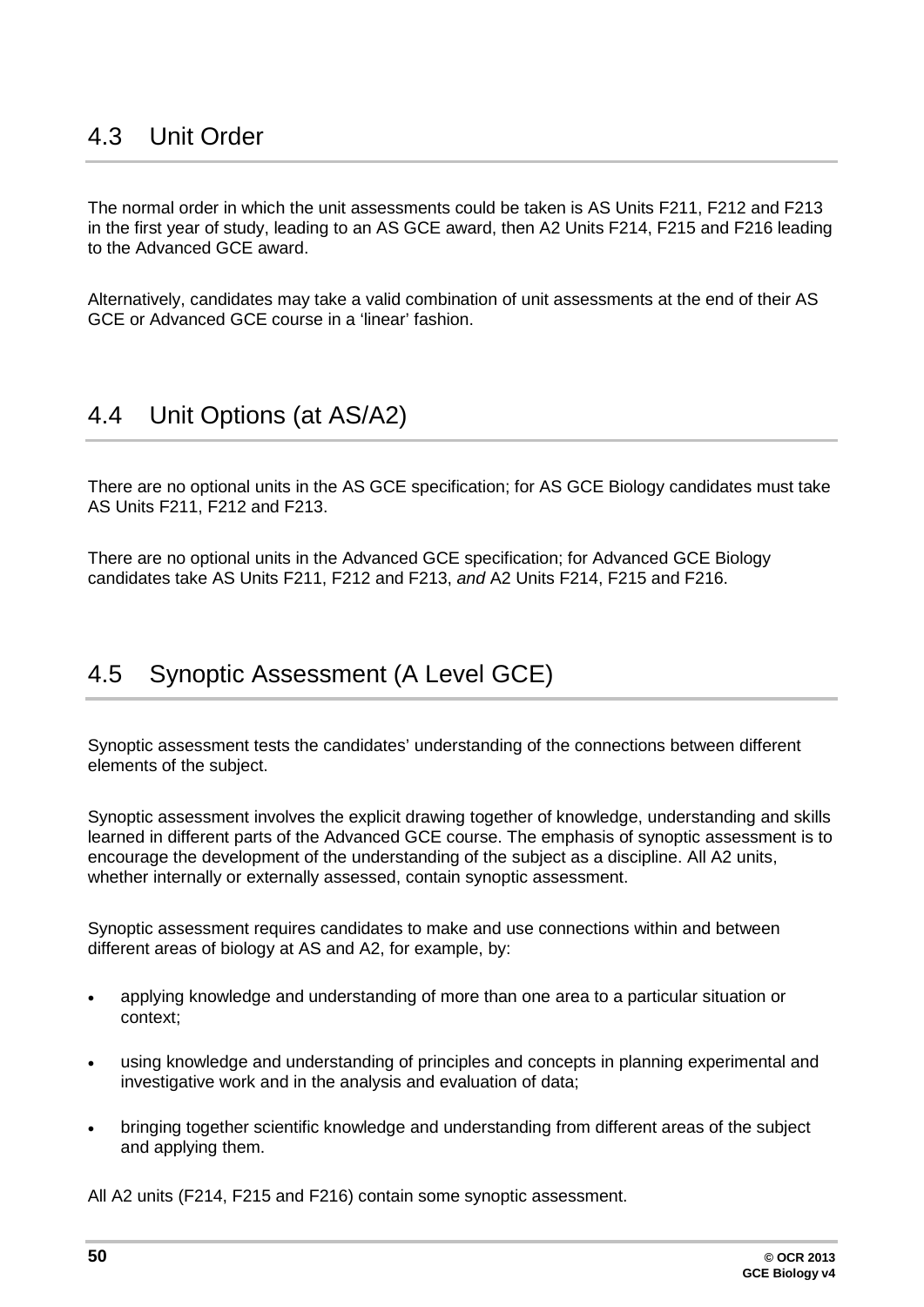## 4.3 Unit Order

The normal order in which the unit assessments could be taken is AS Units F211, F212 and F213 in the first year of study, leading to an AS GCE award, then A2 Units F214, F215 and F216 leading to the Advanced GCE award.

Alternatively, candidates may take a valid combination of unit assessments at the end of their AS GCE or Advanced GCE course in a 'linear' fashion.

## 4.4 Unit Options (at AS/A2)

There are no optional units in the AS GCE specification; for AS GCE Biology candidates must take AS Units F211, F212 and F213.

There are no optional units in the Advanced GCE specification; for Advanced GCE Biology candidates take AS Units F211, F212 and F213, *and* A2 Units F214, F215 and F216.

## 4.5 Synoptic Assessment (A Level GCE)

Synoptic assessment tests the candidates' understanding of the connections between different elements of the subject.

Synoptic assessment involves the explicit drawing together of knowledge, understanding and skills learned in different parts of the Advanced GCE course. The emphasis of synoptic assessment is to encourage the development of the understanding of the subject as a discipline. All A2 units, whether internally or externally assessed, contain synoptic assessment.

Synoptic assessment requires candidates to make and use connections within and between different areas of biology at AS and A2, for example, by:

- applying knowledge and understanding of more than one area to a particular situation or context;
- using knowledge and understanding of principles and concepts in planning experimental and investigative work and in the analysis and evaluation of data;
- bringing together scientific knowledge and understanding from different areas of the subject and applying them.

All A2 units (F214, F215 and F216) contain some synoptic assessment.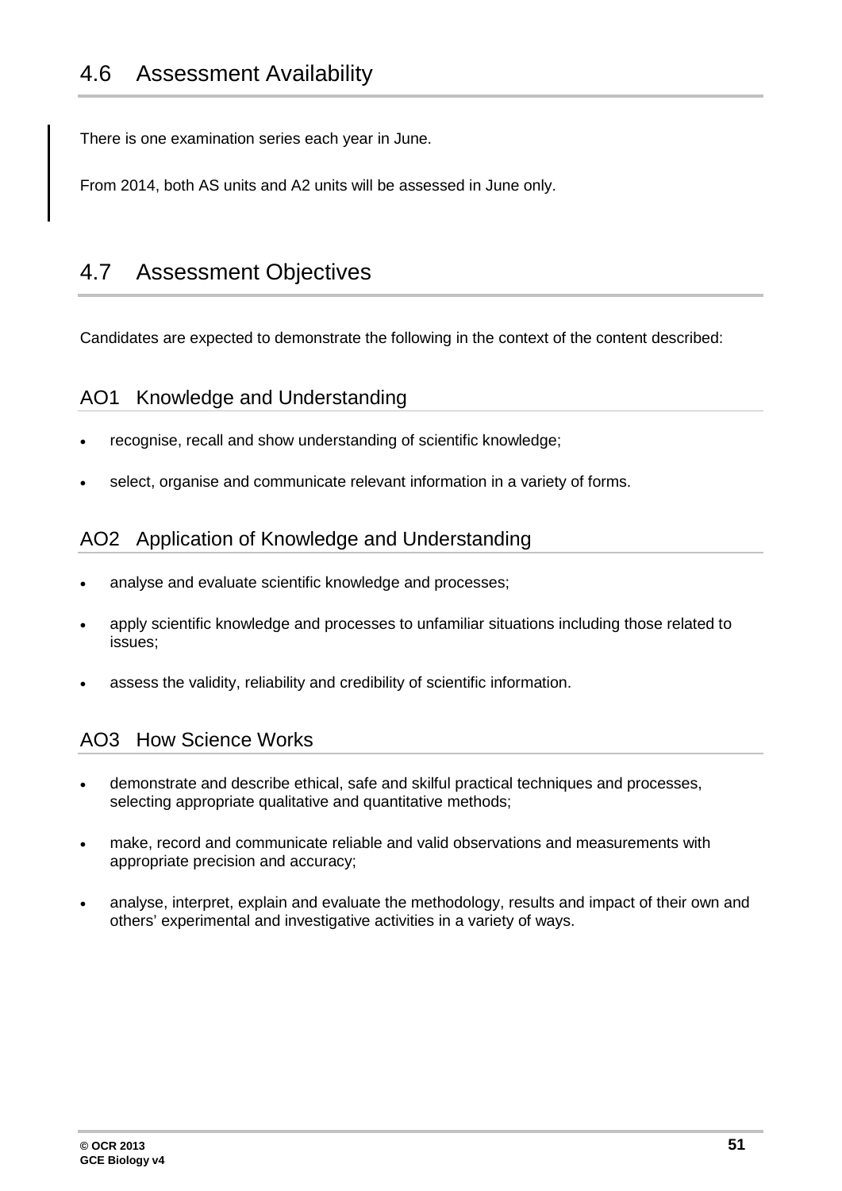## 4.6 Assessment Availability

There is one examination series each year in June.

From 2014, both AS units and A2 units will be assessed in June only.

## 4.7 Assessment Objectives

Candidates are expected to demonstrate the following in the context of the content described:

### AO1 Knowledge and Understanding

- recognise, recall and show understanding of scientific knowledge;
- select, organise and communicate relevant information in a variety of forms.

### AO2 Application of Knowledge and Understanding

- analyse and evaluate scientific knowledge and processes;
- apply scientific knowledge and processes to unfamiliar situations including those related to issues;
- assess the validity, reliability and credibility of scientific information.

### AO3 How Science Works

- demonstrate and describe ethical, safe and skilful practical techniques and processes, selecting appropriate qualitative and quantitative methods;
- make, record and communicate reliable and valid observations and measurements with appropriate precision and accuracy;
- analyse, interpret, explain and evaluate the methodology, results and impact of their own and others' experimental and investigative activities in a variety of ways.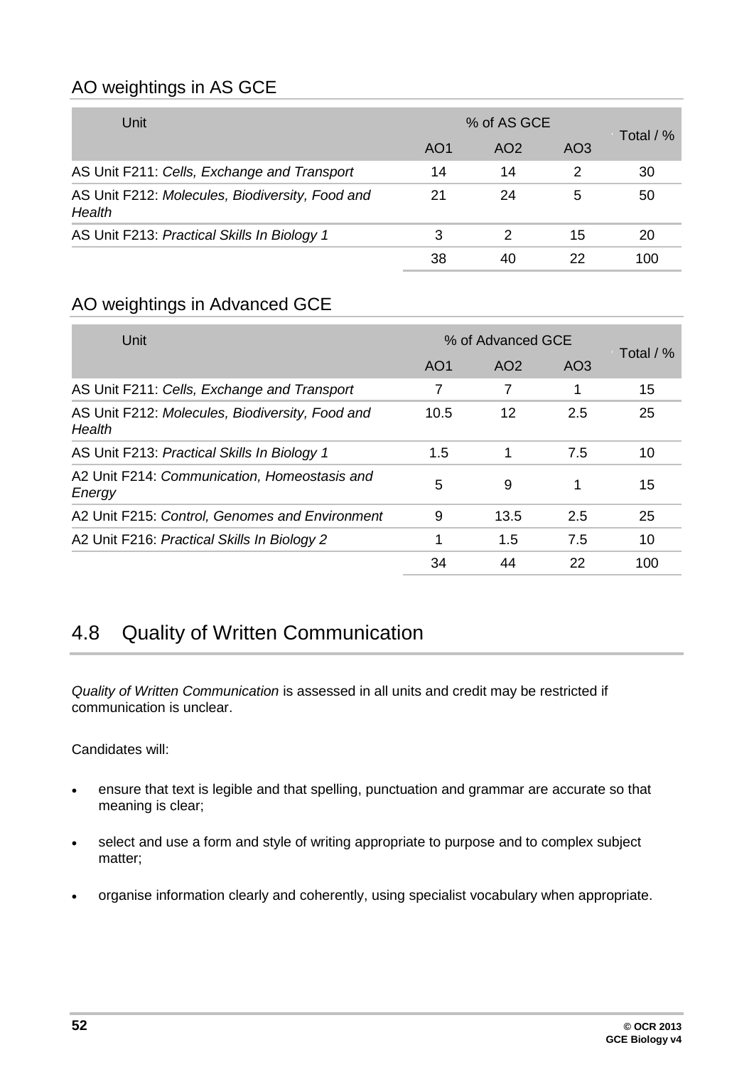## AO weightings in AS GCE

| Unit | % of AS GCE | | | Total / % |
|---|---|---|---|---|
| | AO1 | AO2 | AO3 | |
| AS Unit F211: *Cells, Exchange and Transport* | 14 | 14 | 2 | 30 |
| AS Unit F212: *Molecules, Biodiversity, Food and Health* | 21 | 24 | 5 | 50 |
| AS Unit F213: *Practical Skills In Biology 1* | 3 | 2 | 15 | 20 |
| | 38 | 40 | 22 | 100 |

## AO weightings in Advanced GCE

| Unit | % of Advanced GCE | | | Total / % |
|---|---|---|---|---|
| | AO1 | AO2 | AO3 | |
| AS Unit F211: *Cells, Exchange and Transport* | 7 | 7 | 1 | 15 |
| AS Unit F212: *Molecules, Biodiversity, Food and Health* | 10.5 | 12 | 2.5 | 25 |
| AS Unit F213: *Practical Skills In Biology 1* | 1.5 | 1 | 7.5 | 10 |
| A2 Unit F214: *Communication, Homeostasis and Energy* | 5 | 9 | 1 | 15 |
| A2 Unit F215: *Control, Genomes and Environment* | 9 | 13.5 | 2.5 | 25 |
| A2 Unit F216: *Practical Skills In Biology 2* | 1 | 1.5 | 7.5 | 10 |
| | 34 | 44 | 22 | 100 |

# 4.8 Quality of Written Communication

*Quality of Written Communication* is assessed in all units and credit may be restricted if communication is unclear.

Candidates will:

- ensure that text is legible and that spelling, punctuation and grammar are accurate so that meaning is clear;
- select and use a form and style of writing appropriate to purpose and to complex subject matter;
- organise information clearly and coherently, using specialist vocabulary when appropriate.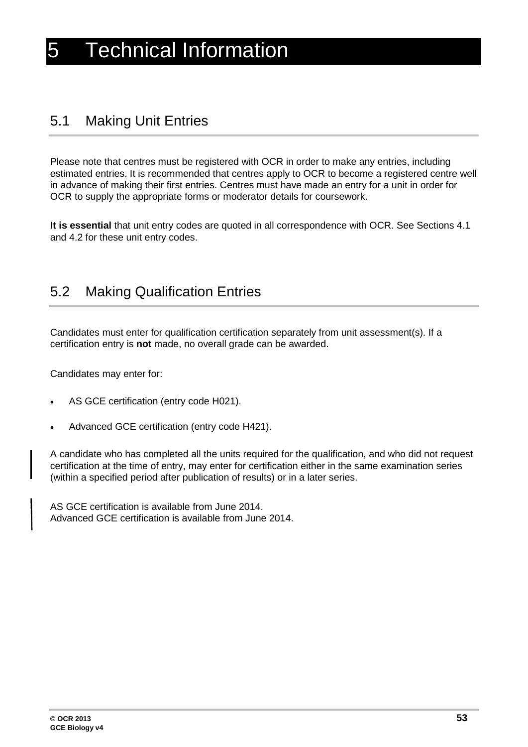# 5 Technical Information

## 5.1 Making Unit Entries

Please note that centres must be registered with OCR in order to make any entries, including estimated entries. It is recommended that centres apply to OCR to become a registered centre well in advance of making their first entries. Centres must have made an entry for a unit in order for OCR to supply the appropriate forms or moderator details for coursework.

**It is essential** that unit entry codes are quoted in all correspondence with OCR. See Sections 4.1 and 4.2 for these unit entry codes.

## 5.2 Making Qualification Entries

Candidates must enter for qualification certification separately from unit assessment(s). If a certification entry is **not** made, no overall grade can be awarded.

Candidates may enter for:

- AS GCE certification (entry code H021).
- Advanced GCE certification (entry code H421).

A candidate who has completed all the units required for the qualification, and who did not request certification at the time of entry, may enter for certification either in the same examination series (within a specified period after publication of results) or in a later series.

AS GCE certification is available from June 2014.
Advanced GCE certification is available from June 2014.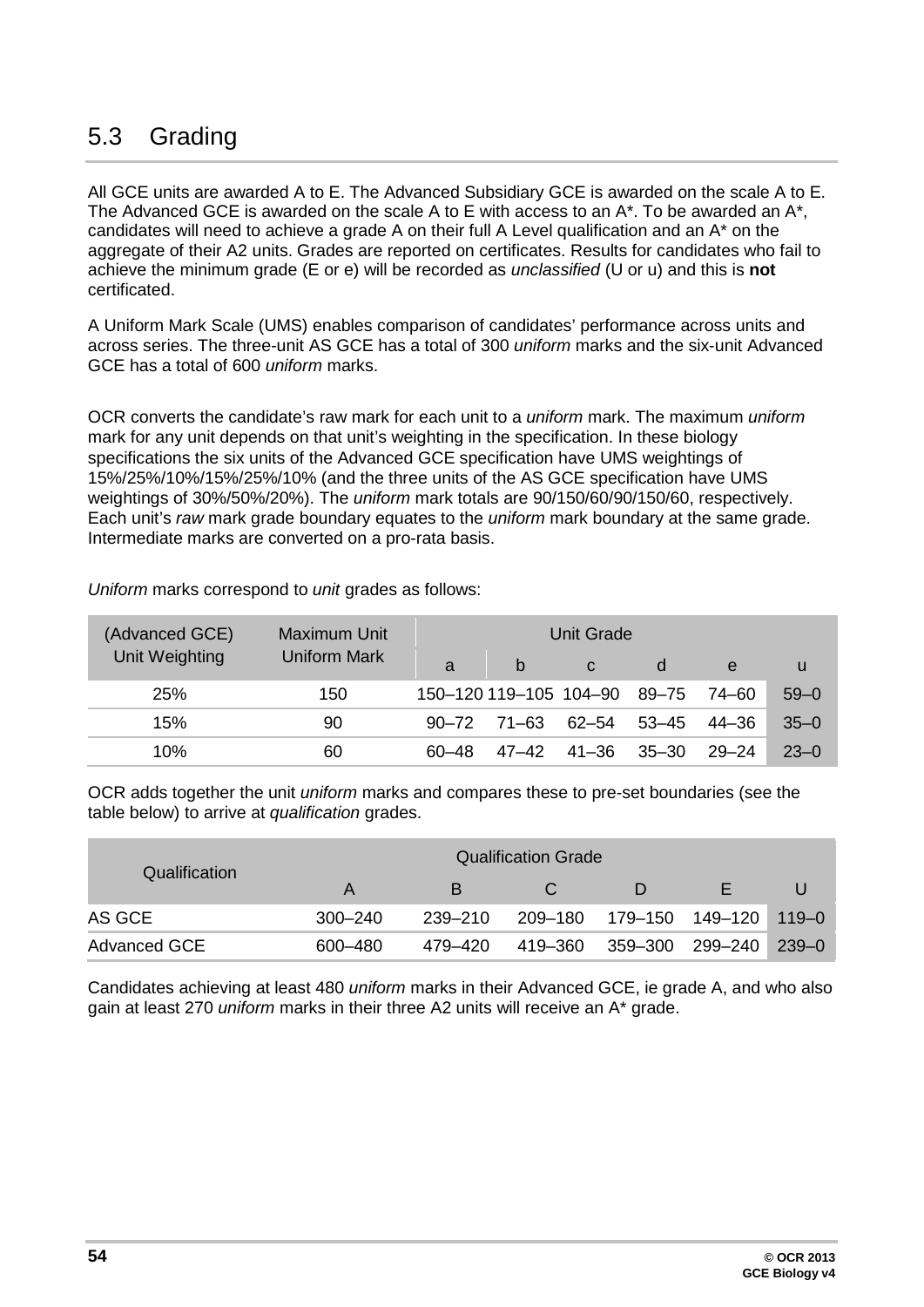## 5.3 Grading

All GCE units are awarded A to E. The Advanced Subsidiary GCE is awarded on the scale A to E. The Advanced GCE is awarded on the scale A to E with access to an A*. To be awarded an A*, candidates will need to achieve a grade A on their full A Level qualification and an A* on the aggregate of their A2 units. Grades are reported on certificates. Results for candidates who fail to achieve the minimum grade (E or e) will be recorded as *unclassified* (U or u) and this is **not** certificated.

A Uniform Mark Scale (UMS) enables comparison of candidates' performance across units and across series. The three-unit AS GCE has a total of 300 *uniform* marks and the six-unit Advanced GCE has a total of 600 *uniform* marks.

OCR converts the candidate's raw mark for each unit to a *uniform* mark. The maximum *uniform* mark for any unit depends on that unit's weighting in the specification. In these biology specifications the six units of the Advanced GCE specification have UMS weightings of 15%/25%/10%/15%/25%/10% (and the three units of the AS GCE specification have UMS weightings of 30%/50%/20%). The *uniform* mark totals are 90/150/60/90/150/60, respectively. Each unit's *raw* mark grade boundary equates to the *uniform* mark boundary at the same grade. Intermediate marks are converted on a pro-rata basis.

*Uniform* marks correspond to *unit* grades as follows:

| (Advanced GCE) Unit Weighting | Maximum Unit Uniform Mark | Unit Grade | | | | | |
|---|---|---|---|---|---|---|---|
| | | a | b | c | d | e | u |
| 25% | 150 | 150–120 | 119–105 | 104–90 | 89–75 | 74–60 | 59–0 |
| 15% | 90 | 90–72 | 71–63 | 62–54 | 53–45 | 44–36 | 35–0 |
| 10% | 60 | 60–48 | 47–42 | 41–36 | 35–30 | 29–24 | 23–0 |

OCR adds together the unit *uniform* marks and compares these to pre-set boundaries (see the table below) to arrive at *qualification* grades.

| Qualification | Qualification Grade | | | | | |
|---|---|---|---|---|---|---|
| | A | B | C | D | E | U |
| AS GCE | 300–240 | 239–210 | 209–180 | 179–150 | 149–120 | 119–0 |
| Advanced GCE | 600–480 | 479–420 | 419–360 | 359–300 | 299–240 | 239–0 |

Candidates achieving at least 480 *uniform* marks in their Advanced GCE, ie grade A, and who also gain at least 270 *uniform* marks in their three A2 units will receive an A* grade.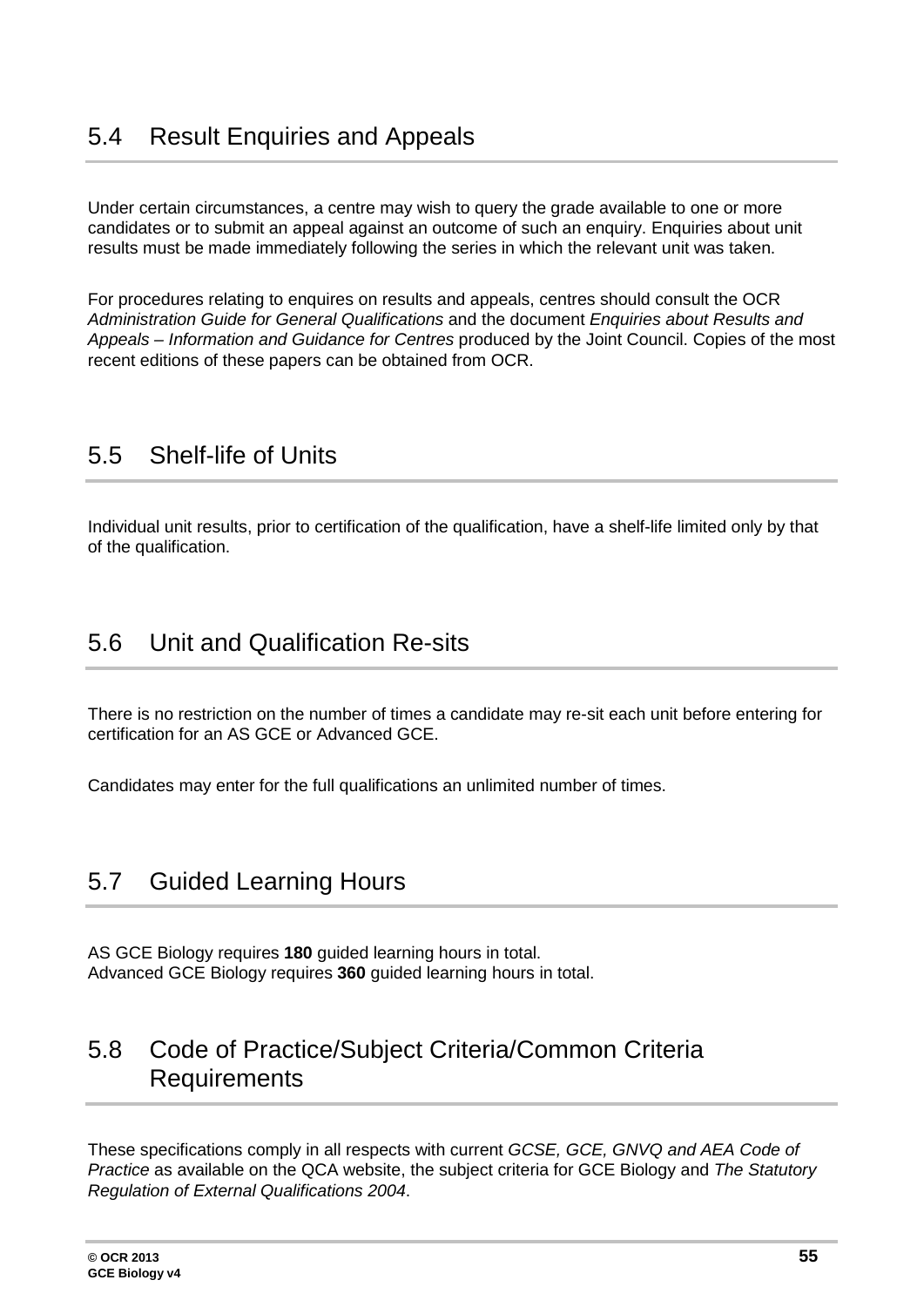## 5.4 Result Enquiries and Appeals

Under certain circumstances, a centre may wish to query the grade available to one or more candidates or to submit an appeal against an outcome of such an enquiry. Enquiries about unit results must be made immediately following the series in which the relevant unit was taken.

For procedures relating to enquires on results and appeals, centres should consult the OCR *Administration Guide for General Qualifications* and the document *Enquiries about Results and Appeals – Information and Guidance for Centres* produced by the Joint Council. Copies of the most recent editions of these papers can be obtained from OCR.

## 5.5 Shelf-life of Units

Individual unit results, prior to certification of the qualification, have a shelf-life limited only by that of the qualification.

## 5.6 Unit and Qualification Re-sits

There is no restriction on the number of times a candidate may re-sit each unit before entering for certification for an AS GCE or Advanced GCE.

Candidates may enter for the full qualifications an unlimited number of times.

## 5.7 Guided Learning Hours

AS GCE Biology requires **180** guided learning hours in total.
Advanced GCE Biology requires **360** guided learning hours in total.

## 5.8 Code of Practice/Subject Criteria/Common Criteria Requirements

These specifications comply in all respects with current *GCSE, GCE, GNVQ and AEA Code of Practice* as available on the QCA website, the subject criteria for GCE Biology and *The Statutory Regulation of External Qualifications 2004*.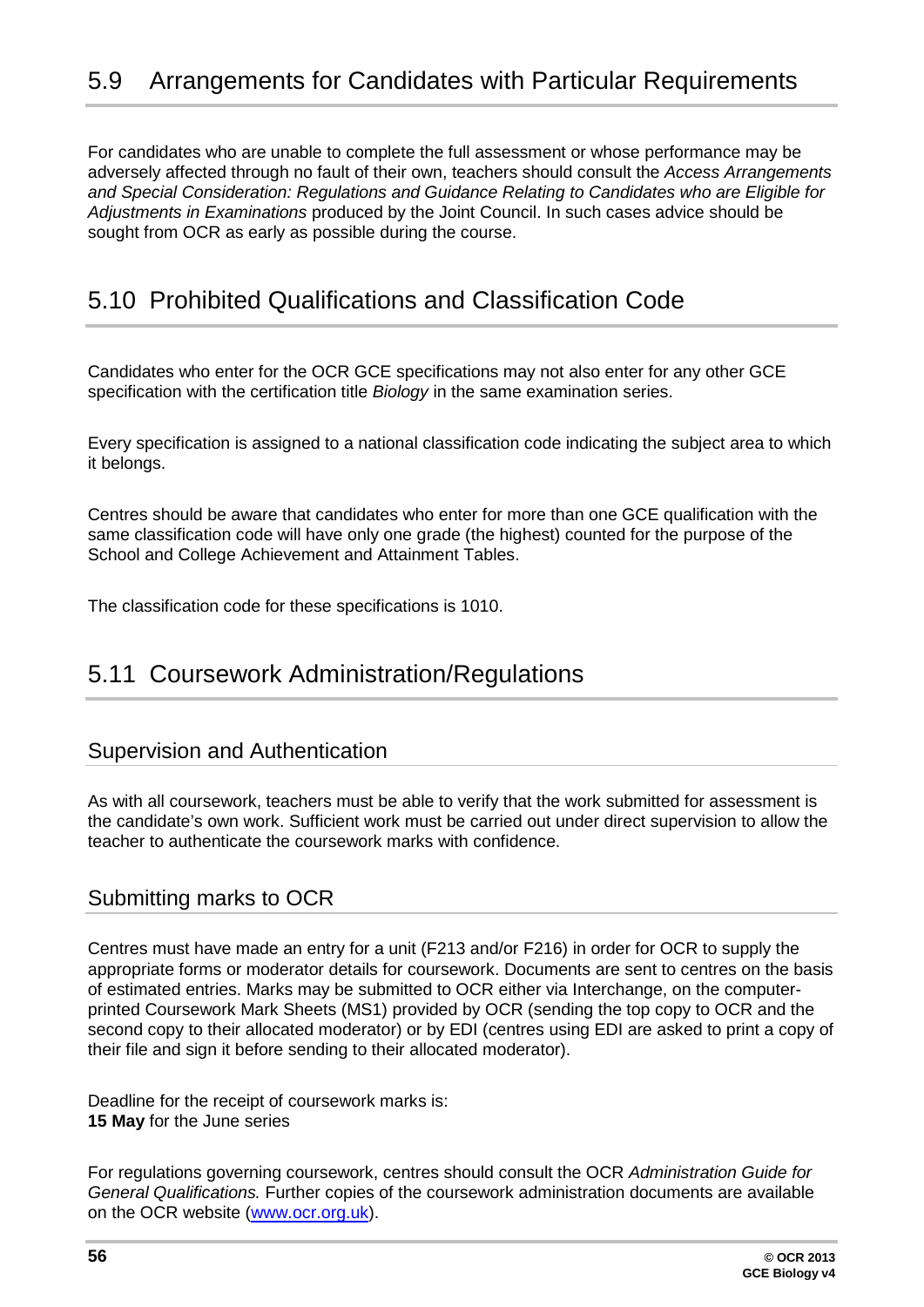## 5.9 Arrangements for Candidates with Particular Requirements

For candidates who are unable to complete the full assessment or whose performance may be adversely affected through no fault of their own, teachers should consult the *Access Arrangements and Special Consideration: Regulations and Guidance Relating to Candidates who are Eligible for Adjustments in Examinations* produced by the Joint Council. In such cases advice should be sought from OCR as early as possible during the course.

## 5.10 Prohibited Qualifications and Classification Code

Candidates who enter for the OCR GCE specifications may not also enter for any other GCE specification with the certification title *Biology* in the same examination series.

Every specification is assigned to a national classification code indicating the subject area to which it belongs.

Centres should be aware that candidates who enter for more than one GCE qualification with the same classification code will have only one grade (the highest) counted for the purpose of the School and College Achievement and Attainment Tables.

The classification code for these specifications is 1010.

## 5.11 Coursework Administration/Regulations

### Supervision and Authentication

As with all coursework, teachers must be able to verify that the work submitted for assessment is the candidate's own work. Sufficient work must be carried out under direct supervision to allow the teacher to authenticate the coursework marks with confidence.

### Submitting marks to OCR

Centres must have made an entry for a unit (F213 and/or F216) in order for OCR to supply the appropriate forms or moderator details for coursework. Documents are sent to centres on the basis of estimated entries. Marks may be submitted to OCR either via Interchange, on the computer-printed Coursework Mark Sheets (MS1) provided by OCR (sending the top copy to OCR and the second copy to their allocated moderator) or by EDI (centres using EDI are asked to print a copy of their file and sign it before sending to their allocated moderator).

Deadline for the receipt of coursework marks is:
**15 May** for the June series

For regulations governing coursework, centres should consult the OCR *Administration Guide for General Qualifications.* Further copies of the coursework administration documents are available on the OCR website (www.ocr.org.uk).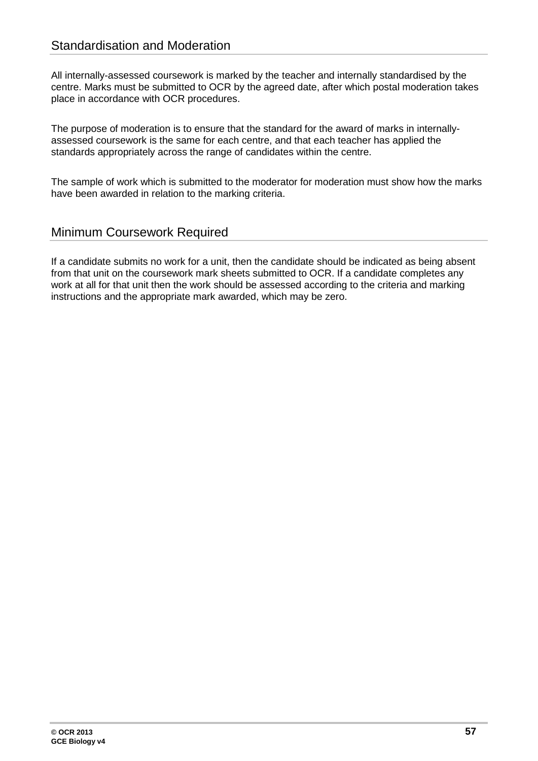## Standardisation and Moderation

All internally-assessed coursework is marked by the teacher and internally standardised by the centre. Marks must be submitted to OCR by the agreed date, after which postal moderation takes place in accordance with OCR procedures.

The purpose of moderation is to ensure that the standard for the award of marks in internally-assessed coursework is the same for each centre, and that each teacher has applied the standards appropriately across the range of candidates within the centre.

The sample of work which is submitted to the moderator for moderation must show how the marks have been awarded in relation to the marking criteria.

## Minimum Coursework Required

If a candidate submits no work for a unit, then the candidate should be indicated as being absent from that unit on the coursework mark sheets submitted to OCR. If a candidate completes any work at all for that unit then the work should be assessed according to the criteria and marking instructions and the appropriate mark awarded, which may be zero.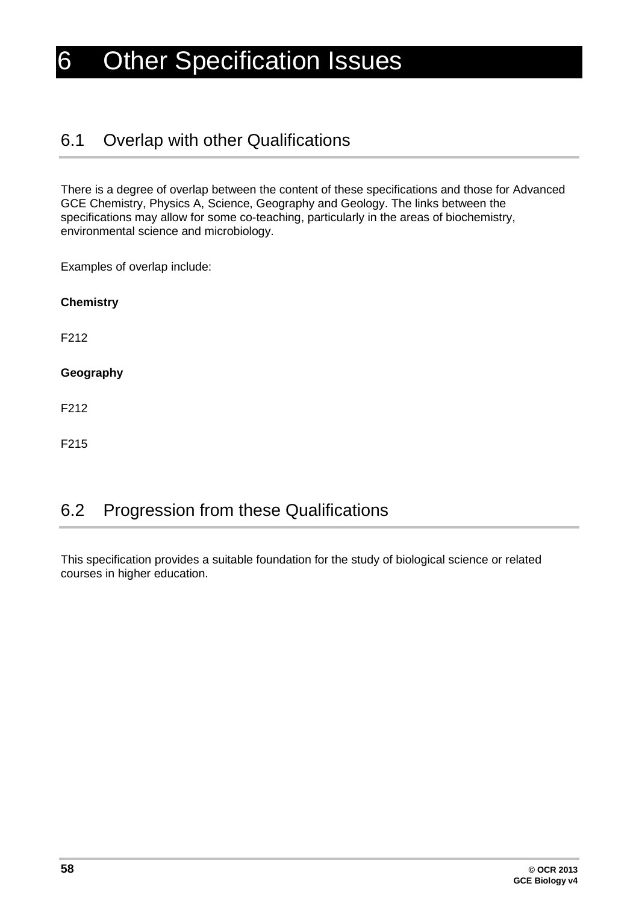# 6 Other Specification Issues

## 6.1 Overlap with other Qualifications

There is a degree of overlap between the content of these specifications and those for Advanced GCE Chemistry, Physics A, Science, Geography and Geology. The links between the specifications may allow for some co-teaching, particularly in the areas of biochemistry, environmental science and microbiology.

Examples of overlap include:

**Chemistry**

F212

**Geography**

F212

F215

## 6.2 Progression from these Qualifications

This specification provides a suitable foundation for the study of biological science or related courses in higher education.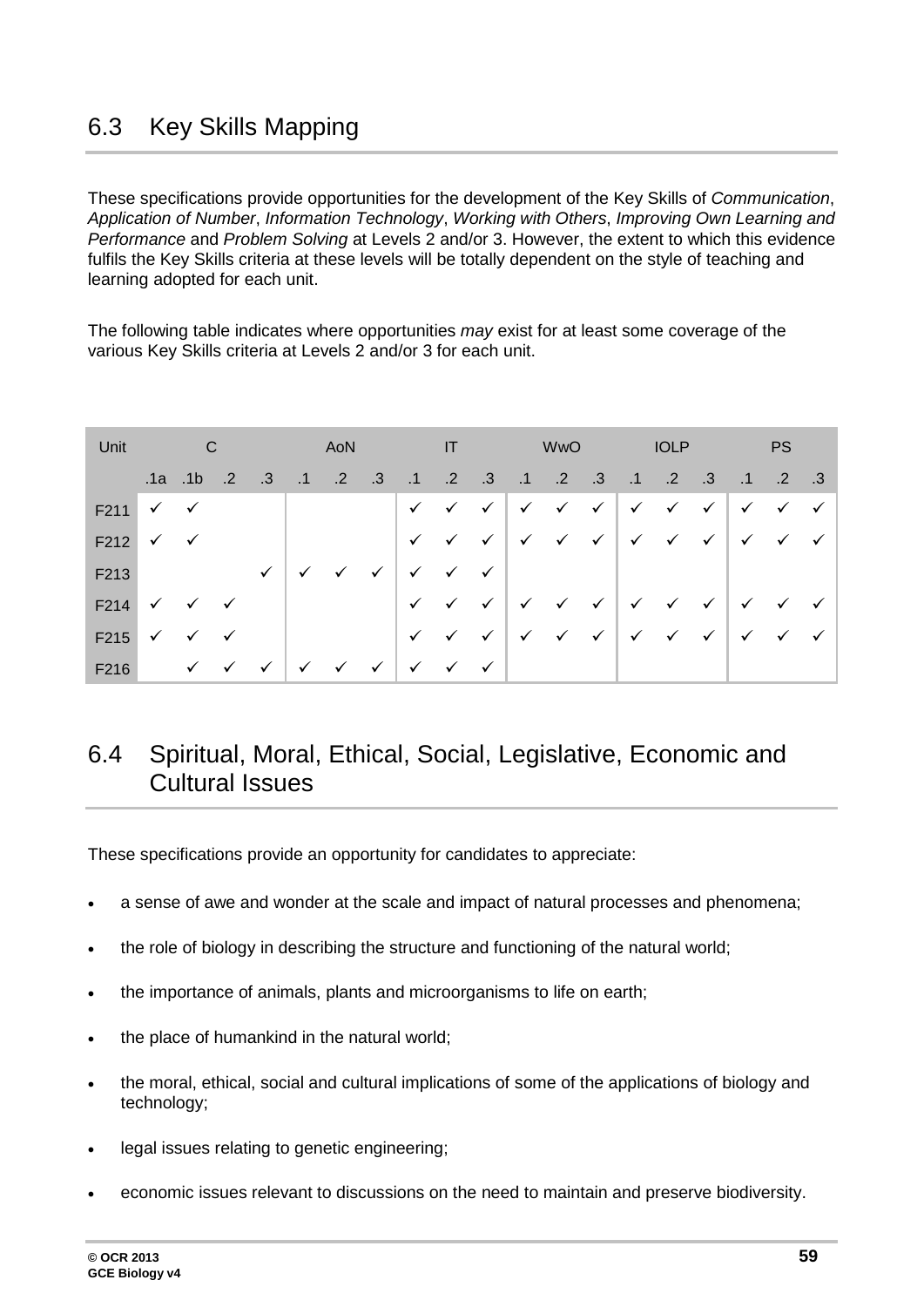## 6.3 Key Skills Mapping

These specifications provide opportunities for the development of the Key Skills of *Communication*, *Application of Number*, *Information Technology*, *Working with Others*, *Improving Own Learning and Performance* and *Problem Solving* at Levels 2 and/or 3. However, the extent to which this evidence fulfils the Key Skills criteria at these levels will be totally dependent on the style of teaching and learning adopted for each unit.

The following table indicates where opportunities *may* exist for at least some coverage of the various Key Skills criteria at Levels 2 and/or 3 for each unit.

| Unit | C | | | | AoN | | | IT | | | WwO | | | IOLP | | | PS | | |
|---|---|---|---|---|---|---|---|---|---|---|---|---|---|---|---|---|---|---|---|
| | .1a | .1b | .2 | .3 | .1 | .2 | .3 | .1 | .2 | .3 | .1 | .2 | .3 | .1 | .2 | .3 | .1 | .2 | .3 |
| F211 | ✓ | ✓ | | | | | | ✓ | ✓ | ✓ | ✓ | ✓ | ✓ | ✓ | ✓ | ✓ | ✓ | ✓ | ✓ |
| F212 | ✓ | ✓ | | | | | | ✓ | ✓ | ✓ | ✓ | ✓ | ✓ | ✓ | ✓ | ✓ | ✓ | ✓ | ✓ |
| F213 | | | | ✓ | ✓ | ✓ | ✓ | ✓ | ✓ | ✓ | | | | | | | | | |
| F214 | ✓ | ✓ | ✓ | | | | | ✓ | ✓ | ✓ | ✓ | ✓ | ✓ | ✓ | ✓ | ✓ | ✓ | ✓ | ✓ |
| F215 | ✓ | ✓ | ✓ | | | | | ✓ | ✓ | ✓ | ✓ | ✓ | ✓ | ✓ | ✓ | ✓ | ✓ | ✓ | ✓ |
| F216 | | ✓ | ✓ | ✓ | ✓ | ✓ | ✓ | ✓ | ✓ | ✓ | | | | | | | | | |

## 6.4 Spiritual, Moral, Ethical, Social, Legislative, Economic and Cultural Issues

These specifications provide an opportunity for candidates to appreciate:

- a sense of awe and wonder at the scale and impact of natural processes and phenomena;
- the role of biology in describing the structure and functioning of the natural world;
- the importance of animals, plants and microorganisms to life on earth;
- the place of humankind in the natural world;
- the moral, ethical, social and cultural implications of some of the applications of biology and technology;
- legal issues relating to genetic engineering;
- economic issues relevant to discussions on the need to maintain and preserve biodiversity.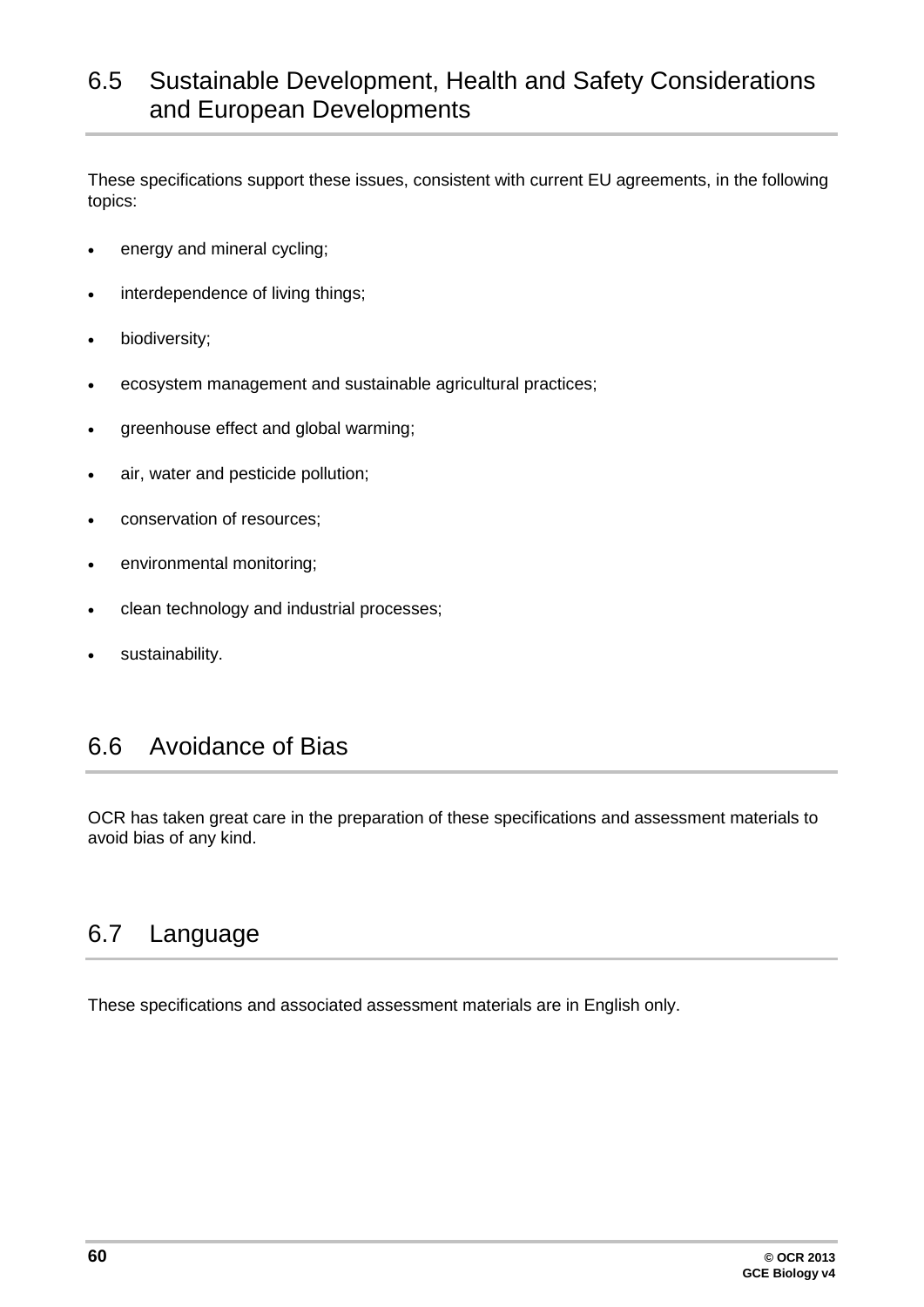## 6.5 Sustainable Development, Health and Safety Considerations and European Developments

These specifications support these issues, consistent with current EU agreements, in the following topics:

- energy and mineral cycling;
- interdependence of living things;
- biodiversity;
- ecosystem management and sustainable agricultural practices;
- greenhouse effect and global warming;
- air, water and pesticide pollution;
- conservation of resources;
- environmental monitoring;
- clean technology and industrial processes;
- sustainability.

## 6.6 Avoidance of Bias

OCR has taken great care in the preparation of these specifications and assessment materials to avoid bias of any kind.

## 6.7 Language

These specifications and associated assessment materials are in English only.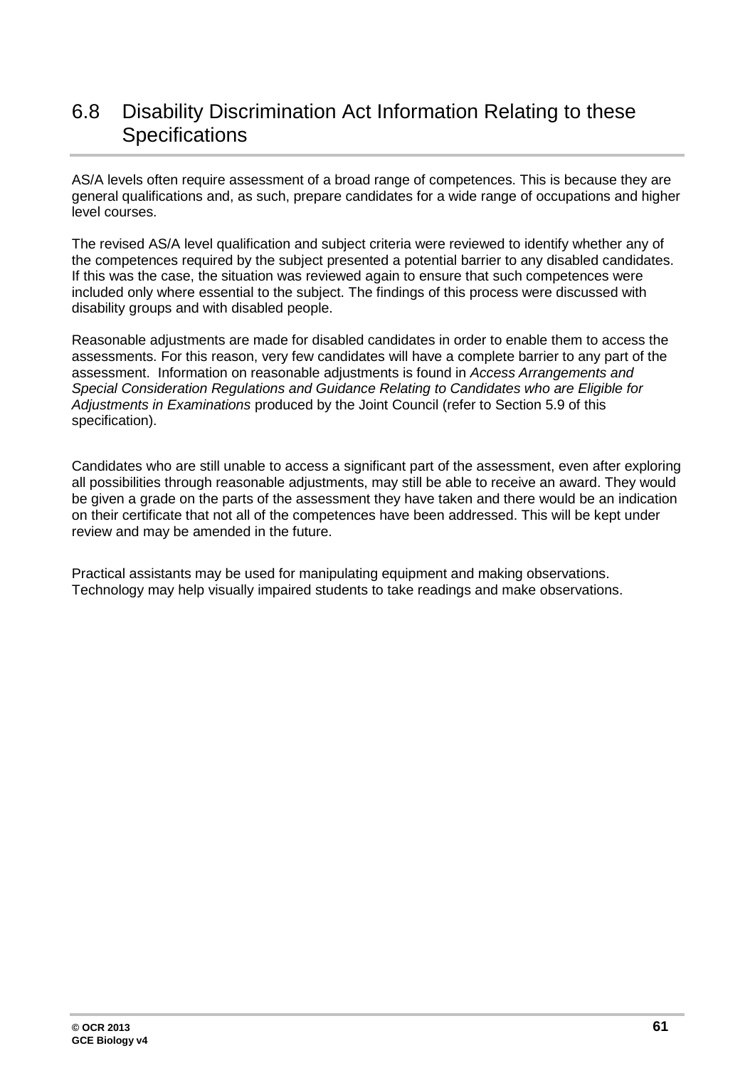## 6.8 Disability Discrimination Act Information Relating to these Specifications

AS/A levels often require assessment of a broad range of competences. This is because they are general qualifications and, as such, prepare candidates for a wide range of occupations and higher level courses.

The revised AS/A level qualification and subject criteria were reviewed to identify whether any of the competences required by the subject presented a potential barrier to any disabled candidates. If this was the case, the situation was reviewed again to ensure that such competences were included only where essential to the subject. The findings of this process were discussed with disability groups and with disabled people.

Reasonable adjustments are made for disabled candidates in order to enable them to access the assessments. For this reason, very few candidates will have a complete barrier to any part of the assessment. Information on reasonable adjustments is found in *Access Arrangements and Special Consideration Regulations and Guidance Relating to Candidates who are Eligible for Adjustments in Examinations* produced by the Joint Council (refer to Section 5.9 of this specification).

Candidates who are still unable to access a significant part of the assessment, even after exploring all possibilities through reasonable adjustments, may still be able to receive an award. They would be given a grade on the parts of the assessment they have taken and there would be an indication on their certificate that not all of the competences have been addressed. This will be kept under review and may be amended in the future.

Practical assistants may be used for manipulating equipment and making observations. Technology may help visually impaired students to take readings and make observations.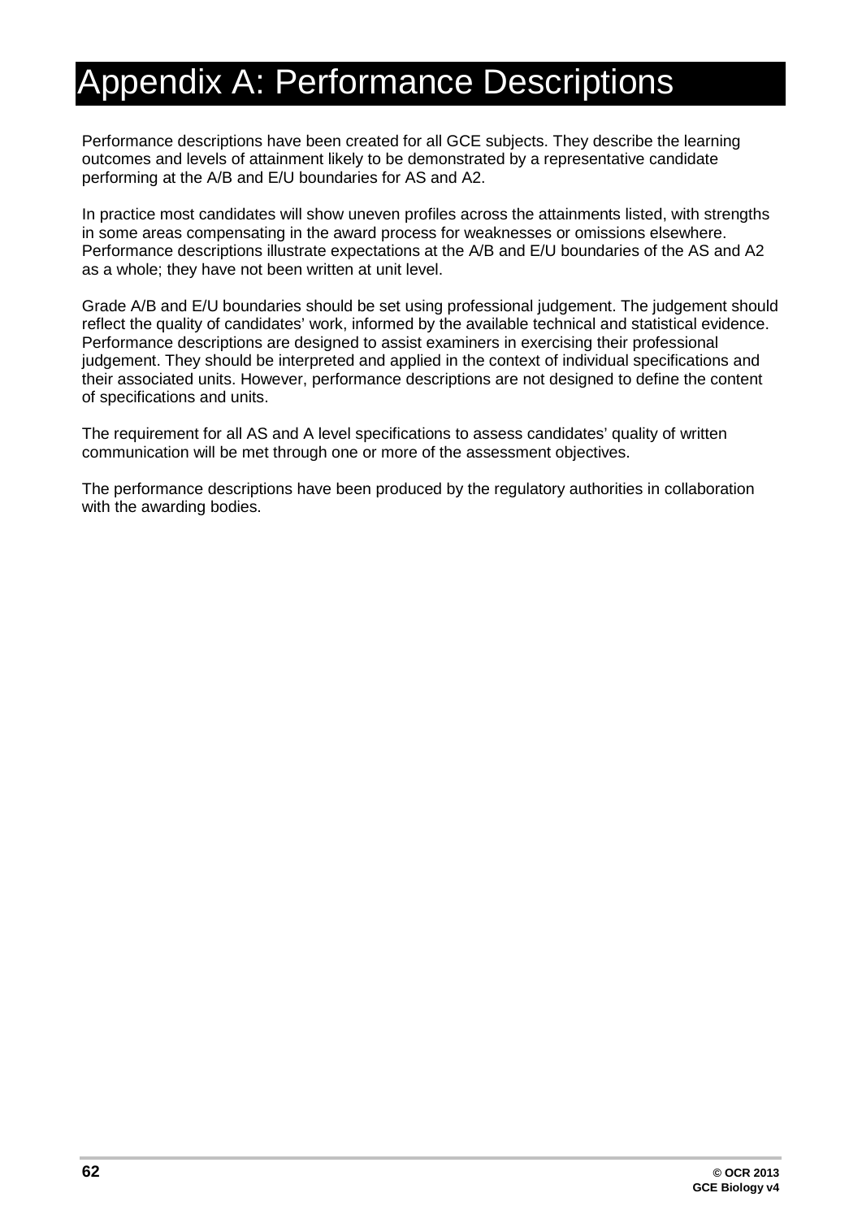# Appendix A: Performance Descriptions

Performance descriptions have been created for all GCE subjects. They describe the learning outcomes and levels of attainment likely to be demonstrated by a representative candidate performing at the A/B and E/U boundaries for AS and A2.

In practice most candidates will show uneven profiles across the attainments listed, with strengths in some areas compensating in the award process for weaknesses or omissions elsewhere. Performance descriptions illustrate expectations at the A/B and E/U boundaries of the AS and A2 as a whole; they have not been written at unit level.

Grade A/B and E/U boundaries should be set using professional judgement. The judgement should reflect the quality of candidates' work, informed by the available technical and statistical evidence. Performance descriptions are designed to assist examiners in exercising their professional judgement. They should be interpreted and applied in the context of individual specifications and their associated units. However, performance descriptions are not designed to define the content of specifications and units.

The requirement for all AS and A level specifications to assess candidates' quality of written communication will be met through one or more of the assessment objectives.

The performance descriptions have been produced by the regulatory authorities in collaboration with the awarding bodies.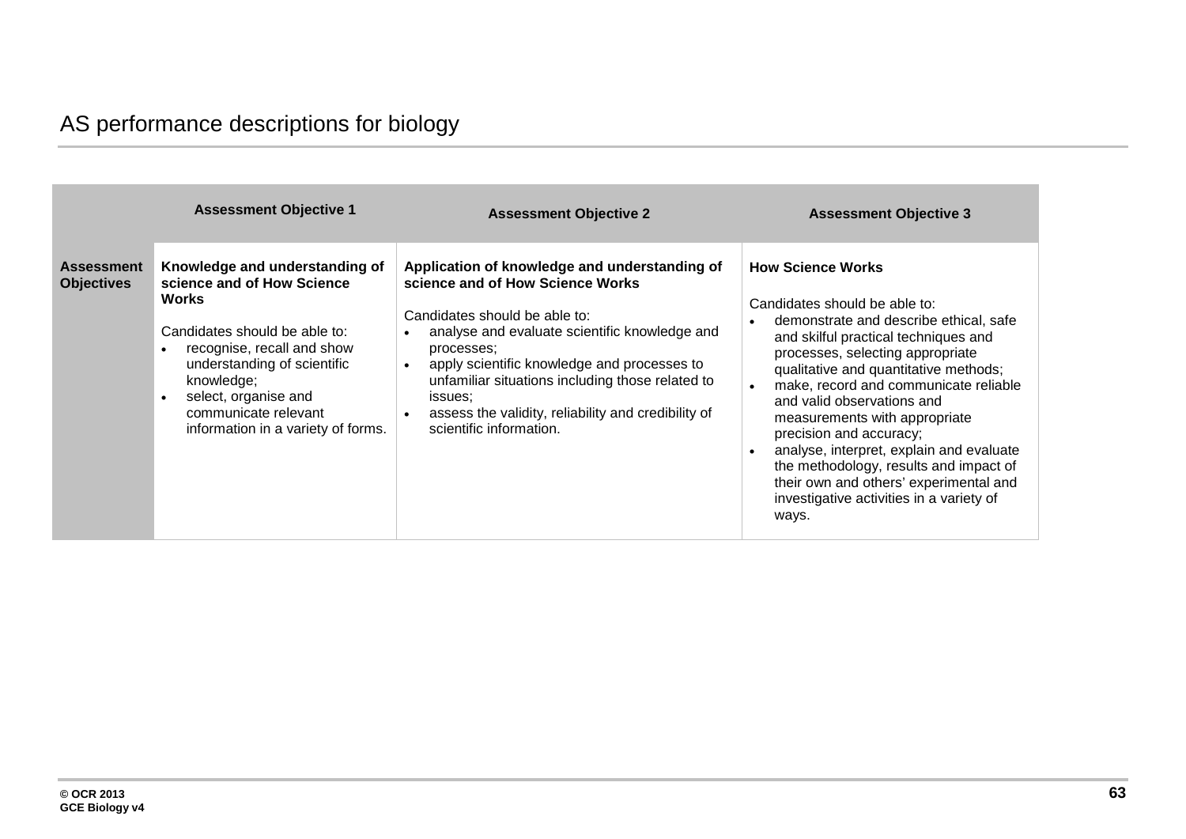## AS performance descriptions for biology

| | Assessment Objective 1 | Assessment Objective 2 | Assessment Objective 3 |
|---|---|---|---|
| **Assessment Objectives** | **Knowledge and understanding of science and of How Science Works**<br><br>Candidates should be able to:<br>• recognise, recall and show understanding of scientific knowledge;<br>• select, organise and communicate relevant information in a variety of forms. | **Application of knowledge and understanding of science and of How Science Works**<br><br>Candidates should be able to:<br>• analyse and evaluate scientific knowledge and processes;<br>• apply scientific knowledge and processes to unfamiliar situations including those related to issues;<br>• assess the validity, reliability and credibility of scientific information. | **How Science Works**<br><br>Candidates should be able to:<br>• demonstrate and describe ethical, safe and skilful practical techniques and processes, selecting appropriate qualitative and quantitative methods;<br>• make, record and communicate reliable and valid observations and measurements with appropriate precision and accuracy;<br>• analyse, interpret, explain and evaluate the methodology, results and impact of their own and others' experimental and investigative activities in a variety of ways. |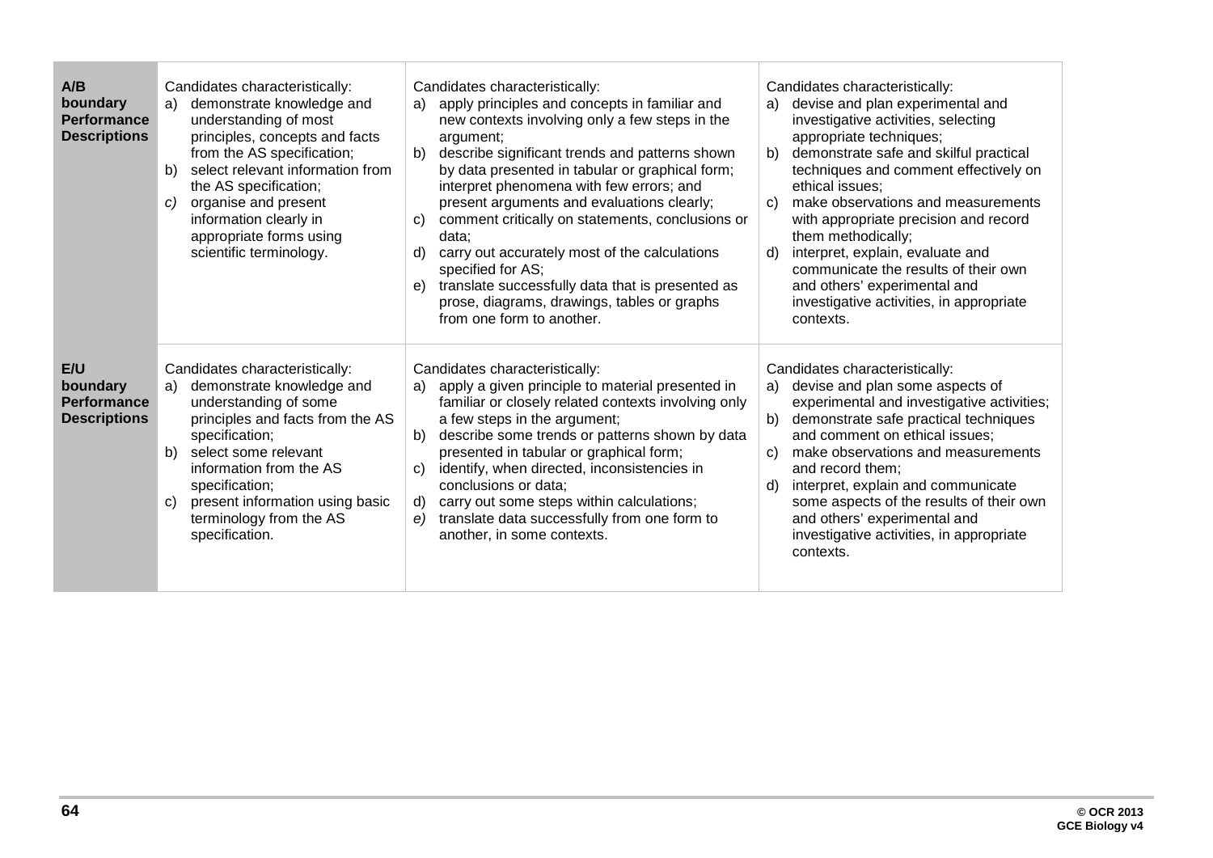| | | | |
|---|---|---|---|
| **A/B boundary Performance Descriptions** | Candidates characteristically:<br>a) demonstrate knowledge and understanding of most principles, concepts and facts from the AS specification;<br>b) select relevant information from the AS specification;<br>*c)* organise and present information clearly in appropriate forms using scientific terminology. | Candidates characteristically:<br>a) apply principles and concepts in familiar and new contexts involving only a few steps in the argument;<br>b) describe significant trends and patterns shown by data presented in tabular or graphical form; interpret phenomena with few errors; and present arguments and evaluations clearly;<br>c) comment critically on statements, conclusions or data;<br>d) carry out accurately most of the calculations specified for AS;<br>e) translate successfully data that is presented as prose, diagrams, drawings, tables or graphs from one form to another. | Candidates characteristically:<br>a) devise and plan experimental and investigative activities, selecting appropriate techniques;<br>b) demonstrate safe and skilful practical techniques and comment effectively on ethical issues;<br>c) make observations and measurements with appropriate precision and record them methodically;<br>d) interpret, explain, evaluate and communicate the results of their own and others' experimental and investigative activities, in appropriate contexts. |
| **E/U boundary Performance Descriptions** | Candidates characteristically:<br>a) demonstrate knowledge and understanding of some principles and facts from the AS specification;<br>b) select some relevant information from the AS specification;<br>c) present information using basic terminology from the AS specification. | Candidates characteristically:<br>a) apply a given principle to material presented in familiar or closely related contexts involving only a few steps in the argument;<br>b) describe some trends or patterns shown by data presented in tabular or graphical form;<br>c) identify, when directed, inconsistencies in conclusions or data;<br>d) carry out some steps within calculations;<br>*e)* translate data successfully from one form to another, in some contexts. | Candidates characteristically:<br>a) devise and plan some aspects of experimental and investigative activities;<br>b) demonstrate safe practical techniques and comment on ethical issues;<br>c) make observations and measurements and record them;<br>d) interpret, explain and communicate some aspects of the results of their own and others' experimental and investigative activities, in appropriate contexts. |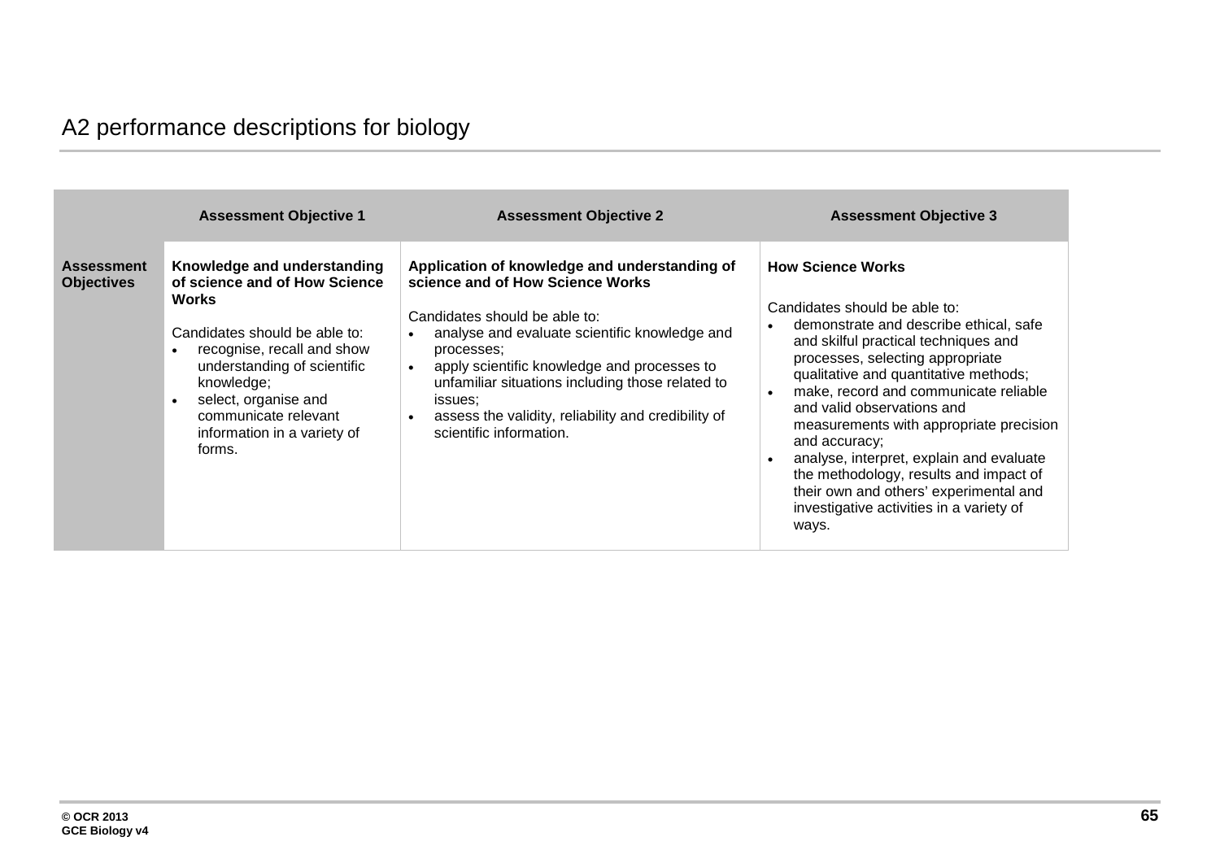## A2 performance descriptions for biology

| | Assessment Objective 1 | Assessment Objective 2 | Assessment Objective 3 |
|---|---|---|---|
| **Assessment Objectives** | **Knowledge and understanding of science and of How Science Works**<br><br>Candidates should be able to:<br>• recognise, recall and show understanding of scientific knowledge;<br>• select, organise and communicate relevant information in a variety of forms. | **Application of knowledge and understanding of science and of How Science Works**<br><br>Candidates should be able to:<br>• analyse and evaluate scientific knowledge and processes;<br>• apply scientific knowledge and processes to unfamiliar situations including those related to issues;<br>• assess the validity, reliability and credibility of scientific information. | **How Science Works**<br><br>Candidates should be able to:<br>• demonstrate and describe ethical, safe and skilful practical techniques and processes, selecting appropriate qualitative and quantitative methods;<br>• make, record and communicate reliable and valid observations and measurements with appropriate precision and accuracy;<br>• analyse, interpret, explain and evaluate the methodology, results and impact of their own and others' experimental and investigative activities in a variety of ways. |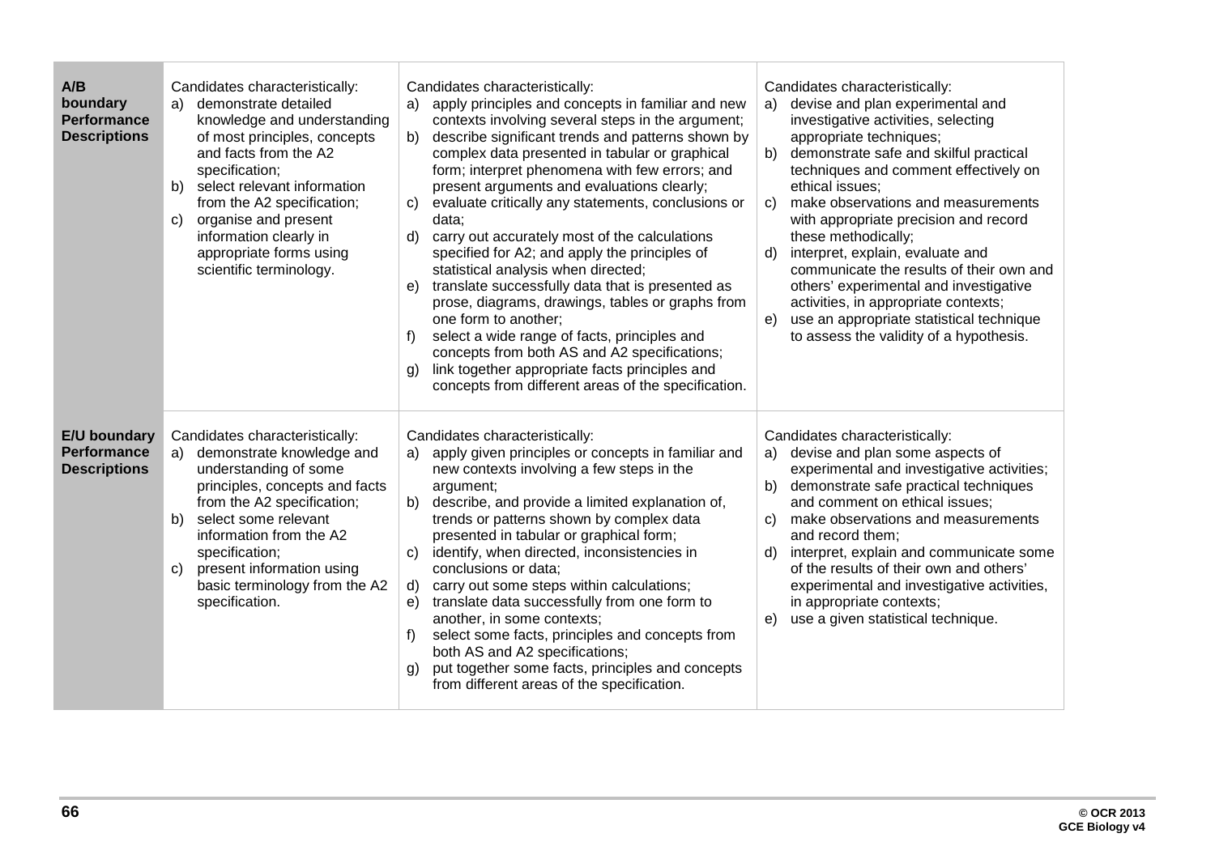| | | | |
|---|---|---|---|
| **A/B boundary Performance Descriptions** | Candidates characteristically:<br>a) demonstrate detailed knowledge and understanding of most principles, concepts and facts from the A2 specification;<br>b) select relevant information from the A2 specification;<br>c) organise and present information clearly in appropriate forms using scientific terminology. | Candidates characteristically:<br>a) apply principles and concepts in familiar and new contexts involving several steps in the argument;<br>b) describe significant trends and patterns shown by complex data presented in tabular or graphical form; interpret phenomena with few errors; and present arguments and evaluations clearly;<br>c) evaluate critically any statements, conclusions or data;<br>d) carry out accurately most of the calculations specified for A2; and apply the principles of statistical analysis when directed;<br>e) translate successfully data that is presented as prose, diagrams, drawings, tables or graphs from one form to another;<br>f) select a wide range of facts, principles and concepts from both AS and A2 specifications;<br>g) link together appropriate facts principles and concepts from different areas of the specification. | Candidates characteristically:<br>a) devise and plan experimental and investigative activities, selecting appropriate techniques;<br>b) demonstrate safe and skilful practical techniques and comment effectively on ethical issues;<br>c) make observations and measurements with appropriate precision and record these methodically;<br>d) interpret, explain, evaluate and communicate the results of their own and others' experimental and investigative activities, in appropriate contexts;<br>e) use an appropriate statistical technique to assess the validity of a hypothesis. |
| **E/U boundary Performance Descriptions** | Candidates characteristically:<br>a) demonstrate knowledge and understanding of some principles, concepts and facts from the A2 specification;<br>b) select some relevant information from the A2 specification;<br>c) present information using basic terminology from the A2 specification. | Candidates characteristically:<br>a) apply given principles or concepts in familiar and new contexts involving a few steps in the argument;<br>b) describe, and provide a limited explanation of, trends or patterns shown by complex data presented in tabular or graphical form;<br>c) identify, when directed, inconsistencies in conclusions or data;<br>d) carry out some steps within calculations;<br>e) translate data successfully from one form to another, in some contexts;<br>f) select some facts, principles and concepts from both AS and A2 specifications;<br>g) put together some facts, principles and concepts from different areas of the specification. | Candidates characteristically:<br>a) devise and plan some aspects of experimental and investigative activities;<br>b) demonstrate safe practical techniques and comment on ethical issues;<br>c) make observations and measurements and record them;<br>d) interpret, explain and communicate some of the results of their own and others' experimental and investigative activities, in appropriate contexts;<br>e) use a given statistical technique. |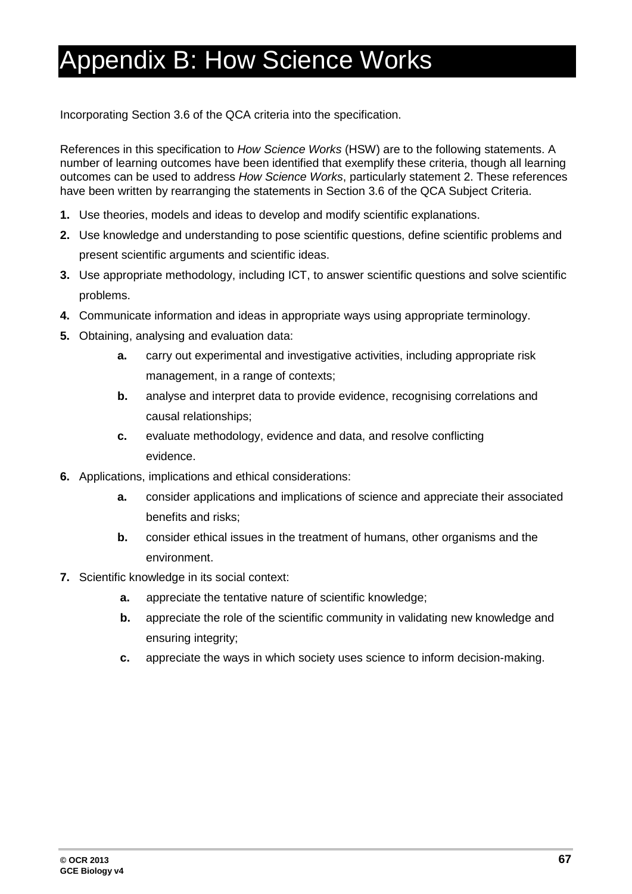# Appendix B: How Science Works

Incorporating Section 3.6 of the QCA criteria into the specification.

References in this specification to *How Science Works* (HSW) are to the following statements. A number of learning outcomes have been identified that exemplify these criteria, though all learning outcomes can be used to address *How Science Works*, particularly statement 2. These references have been written by rearranging the statements in Section 3.6 of the QCA Subject Criteria.

**1.** Use theories, models and ideas to develop and modify scientific explanations.

**2.** Use knowledge and understanding to pose scientific questions, define scientific problems and present scientific arguments and scientific ideas.

**3.** Use appropriate methodology, including ICT, to answer scientific questions and solve scientific problems.

**4.** Communicate information and ideas in appropriate ways using appropriate terminology.

**5.** Obtaining, analysing and evaluation data:

- **a.** carry out experimental and investigative activities, including appropriate risk management, in a range of contexts;
- **b.** analyse and interpret data to provide evidence, recognising correlations and causal relationships;
- **c.** evaluate methodology, evidence and data, and resolve conflicting evidence.

**6.** Applications, implications and ethical considerations:

- **a.** consider applications and implications of science and appreciate their associated benefits and risks;
- **b.** consider ethical issues in the treatment of humans, other organisms and the environment.

**7.** Scientific knowledge in its social context:

- **a.** appreciate the tentative nature of scientific knowledge;
- **b.** appreciate the role of the scientific community in validating new knowledge and ensuring integrity;
- **c.** appreciate the ways in which society uses science to inform decision-making.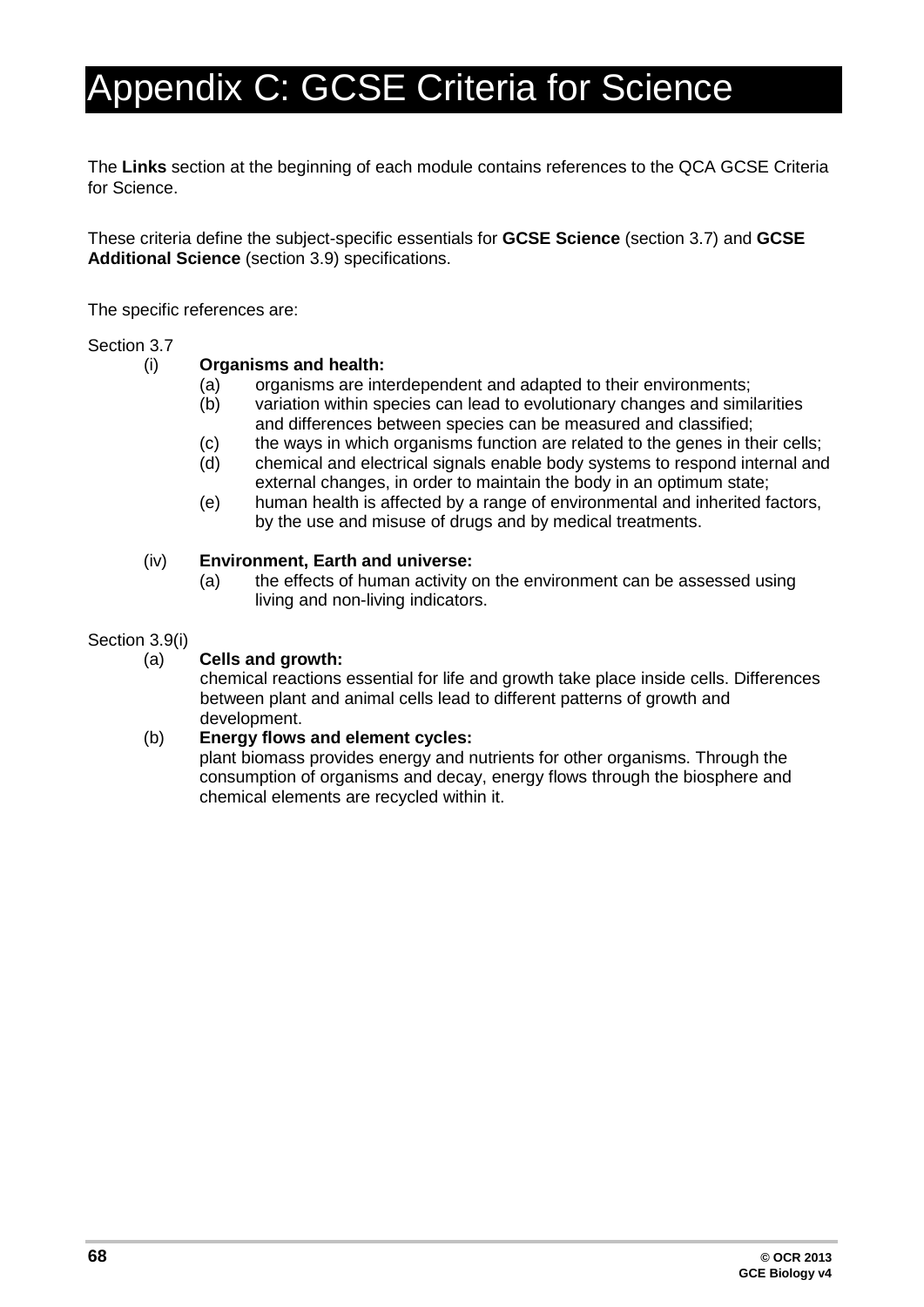# Appendix C: GCSE Criteria for Science

The **Links** section at the beginning of each module contains references to the QCA GCSE Criteria for Science.

These criteria define the subject-specific essentials for **GCSE Science** (section 3.7) and **GCSE Additional Science** (section 3.9) specifications.

The specific references are:

Section 3.7

(i) **Organisms and health:**

- (a) organisms are interdependent and adapted to their environments;
- (b) variation within species can lead to evolutionary changes and similarities and differences between species can be measured and classified;
- (c) the ways in which organisms function are related to the genes in their cells;
- (d) chemical and electrical signals enable body systems to respond internal and external changes, in order to maintain the body in an optimum state;
- (e) human health is affected by a range of environmental and inherited factors, by the use and misuse of drugs and by medical treatments.

(iv) **Environment, Earth and universe:**

- (a) the effects of human activity on the environment can be assessed using living and non-living indicators.

Section 3.9(i)

(a) **Cells and growth:**
chemical reactions essential for life and growth take place inside cells. Differences between plant and animal cells lead to different patterns of growth and development.

(b) **Energy flows and element cycles:**
plant biomass provides energy and nutrients for other organisms. Through the consumption of organisms and decay, energy flows through the biosphere and chemical elements are recycled within it.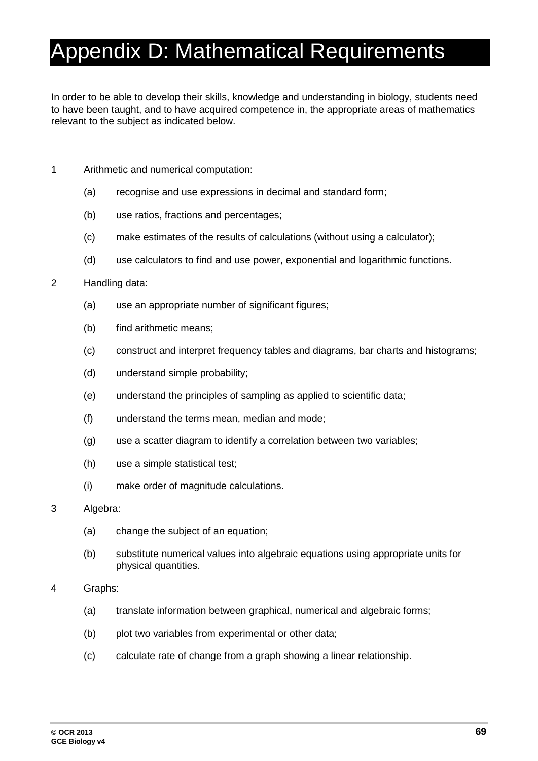# Appendix D: Mathematical Requirements

In order to be able to develop their skills, knowledge and understanding in biology, students need to have been taught, and to have acquired competence in, the appropriate areas of mathematics relevant to the subject as indicated below.

1 Arithmetic and numerical computation:

   (a) recognise and use expressions in decimal and standard form;

   (b) use ratios, fractions and percentages;

   (c) make estimates of the results of calculations (without using a calculator);

   (d) use calculators to find and use power, exponential and logarithmic functions.

2 Handling data:

   (a) use an appropriate number of significant figures;

   (b) find arithmetic means;

   (c) construct and interpret frequency tables and diagrams, bar charts and histograms;

   (d) understand simple probability;

   (e) understand the principles of sampling as applied to scientific data;

   (f) understand the terms mean, median and mode;

   (g) use a scatter diagram to identify a correlation between two variables;

   (h) use a simple statistical test;

   (i) make order of magnitude calculations.

3 Algebra:

   (a) change the subject of an equation;

   (b) substitute numerical values into algebraic equations using appropriate units for physical quantities.

4 Graphs:

   (a) translate information between graphical, numerical and algebraic forms;

   (b) plot two variables from experimental or other data;

   (c) calculate rate of change from a graph showing a linear relationship.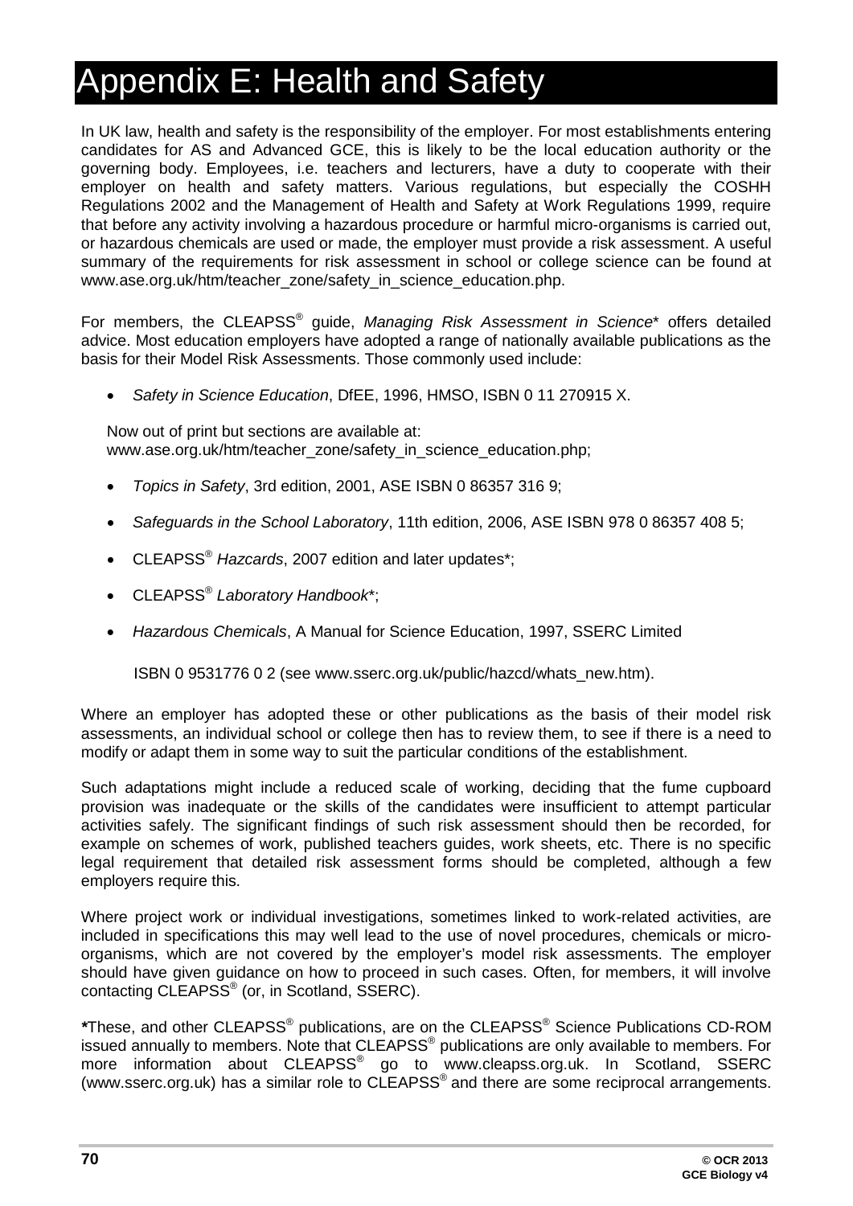# Appendix E: Health and Safety

In UK law, health and safety is the responsibility of the employer. For most establishments entering candidates for AS and Advanced GCE, this is likely to be the local education authority or the governing body. Employees, i.e. teachers and lecturers, have a duty to cooperate with their employer on health and safety matters. Various regulations, but especially the COSHH Regulations 2002 and the Management of Health and Safety at Work Regulations 1999, require that before any activity involving a hazardous procedure or harmful micro-organisms is carried out, or hazardous chemicals are used or made, the employer must provide a risk assessment. A useful summary of the requirements for risk assessment in school or college science can be found at www.ase.org.uk/htm/teacher_zone/safety_in_science_education.php.

For members, the CLEAPSS® guide, *Managing Risk Assessment in Science** offers detailed advice. Most education employers have adopted a range of nationally available publications as the basis for their Model Risk Assessments. Those commonly used include:

- *Safety in Science Education*, DfEE, 1996, HMSO, ISBN 0 11 270915 X.

  Now out of print but sections are available at: www.ase.org.uk/htm/teacher_zone/safety_in_science_education.php;

- *Topics in Safety*, 3rd edition, 2001, ASE ISBN 0 86357 316 9;

- *Safeguards in the School Laboratory*, 11th edition, 2006, ASE ISBN 978 0 86357 408 5;

- CLEAPSS® *Hazcards*, 2007 edition and later updates*;

- CLEAPSS® *Laboratory Handbook**;

- *Hazardous Chemicals*, A Manual for Science Education, 1997, SSERC Limited

  ISBN 0 9531776 0 2 (see www.sserc.org.uk/public/hazcd/whats_new.htm).

Where an employer has adopted these or other publications as the basis of their model risk assessments, an individual school or college then has to review them, to see if there is a need to modify or adapt them in some way to suit the particular conditions of the establishment.

Such adaptations might include a reduced scale of working, deciding that the fume cupboard provision was inadequate or the skills of the candidates were insufficient to attempt particular activities safely. The significant findings of such risk assessment should then be recorded, for example on schemes of work, published teachers guides, work sheets, etc. There is no specific legal requirement that detailed risk assessment forms should be completed, although a few employers require this.

Where project work or individual investigations, sometimes linked to work-related activities, are included in specifications this may well lead to the use of novel procedures, chemicals or micro-organisms, which are not covered by the employer's model risk assessments. The employer should have given guidance on how to proceed in such cases. Often, for members, it will involve contacting CLEAPSS® (or, in Scotland, SSERC).

***These, and other CLEAPSS® publications, are on the CLEAPSS® Science Publications CD-ROM issued annually to members. Note that CLEAPSS® publications are only available to members. For more information about CLEAPSS® go to www.cleapss.org.uk. In Scotland, SSERC (www.sserc.org.uk) has a similar role to CLEAPSS® and there are some reciprocal arrangements.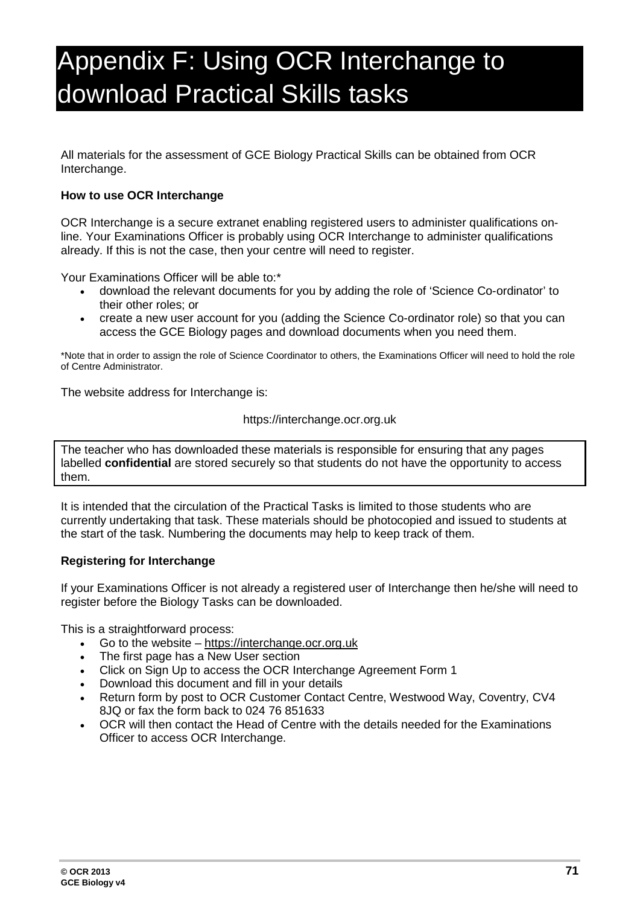# Appendix F: Using OCR Interchange to download Practical Skills tasks

All materials for the assessment of GCE Biology Practical Skills can be obtained from OCR Interchange.

**How to use OCR Interchange**

OCR Interchange is a secure extranet enabling registered users to administer qualifications on-line. Your Examinations Officer is probably using OCR Interchange to administer qualifications already. If this is not the case, then your centre will need to register.

Your Examinations Officer will be able to:*

- download the relevant documents for you by adding the role of 'Science Co-ordinator' to their other roles; or
- create a new user account for you (adding the Science Co-ordinator role) so that you can access the GCE Biology pages and download documents when you need them.

*Note that in order to assign the role of Science Coordinator to others, the Examinations Officer will need to hold the role of Centre Administrator.

The website address for Interchange is:

https://interchange.ocr.org.uk

The teacher who has downloaded these materials is responsible for ensuring that any pages labelled **confidential** are stored securely so that students do not have the opportunity to access them.

It is intended that the circulation of the Practical Tasks is limited to those students who are currently undertaking that task. These materials should be photocopied and issued to students at the start of the task. Numbering the documents may help to keep track of them.

**Registering for Interchange**

If your Examinations Officer is not already a registered user of Interchange then he/she will need to register before the Biology Tasks can be downloaded.

This is a straightforward process:

- Go to the website – https://interchange.ocr.org.uk
- The first page has a New User section
- Click on Sign Up to access the OCR Interchange Agreement Form 1
- Download this document and fill in your details
- Return form by post to OCR Customer Contact Centre, Westwood Way, Coventry, CV4 8JQ or fax the form back to 024 76 851633
- OCR will then contact the Head of Centre with the details needed for the Examinations Officer to access OCR Interchange.